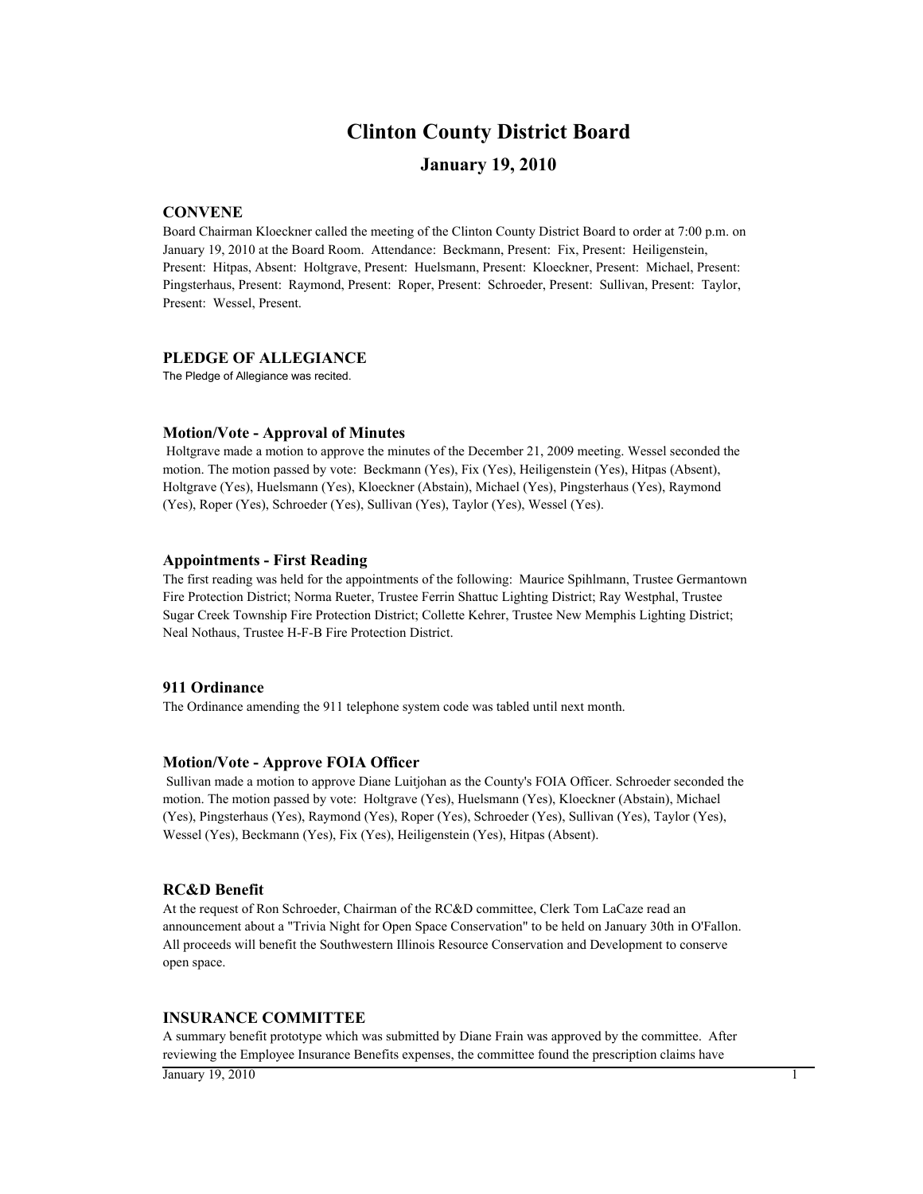# Clinton County District Board

## January 19, 2010

### CONVENE

Board Chairman Kloeckner called the meeting of the Clinton County District Board to order at 7:00 p.m. on January 19, 2010 at the Board Room. Attendance: Beckmann, Present: Fix, Present: Heiligenstein, Present: Hitpas, Absent: Holtgrave, Present: Huelsmann, Present: Kloeckner, Present: Michael, Present: Pingsterhaus, Present: Raymond, Present: Roper, Present: Schroeder, Present: Sullivan, Present: Taylor, Present: Wessel, Present.

### PLEDGE OF ALLEGIANCE

The Pledge of Allegiance was recited.

#### Motion/Vote - Approval of Minutes

Holtgrave made a motion to approve the minutes of the December 21, 2009 meeting. Wessel seconded the motion. The motion passed by vote: Beckmann (Yes), Fix (Yes), Heiligenstein (Yes), Hitpas (Absent), Holtgrave (Yes), Huelsmann (Yes), Kloeckner (Abstain), Michael (Yes), Pingsterhaus (Yes), Raymond (Yes), Roper (Yes), Schroeder (Yes), Sullivan (Yes), Taylor (Yes), Wessel (Yes).

#### Appointments - First Reading

The first reading was held for the appointments of the following: Maurice Spihlmann, Trustee Germantown Fire Protection District; Norma Rueter, Trustee Ferrin Shattuc Lighting District; Ray Westphal, Trustee Sugar Creek Township Fire Protection District; Collette Kehrer, Trustee New Memphis Lighting District; Neal Nothaus, Trustee H-F-B Fire Protection District.

#### 911 Ordinance

The Ordinance amending the 911 telephone system code was tabled until next month.

#### Motion/Vote - Approve FOIA Officer

Sullivan made a motion to approve Diane Luitjohan as the County's FOIA Officer. Schroeder seconded the motion. The motion passed by vote: Holtgrave (Yes), Huelsmann (Yes), Kloeckner (Abstain), Michael (Yes), Pingsterhaus (Yes), Raymond (Yes), Roper (Yes), Schroeder (Yes), Sullivan (Yes), Taylor (Yes), Wessel (Yes), Beckmann (Yes), Fix (Yes), Heiligenstein (Yes), Hitpas (Absent).

#### RC&D Benefit

At the request of Ron Schroeder, Chairman of the RC&D committee, Clerk Tom LaCaze read an announcement about a "Trivia Night for Open Space Conservation" to be held on January 30th in O'Fallon. All proceeds will benefit the Southwestern Illinois Resource Conservation and Development to conserve open space.

### INSURANCE COMMITTEE

A summary benefit prototype which was submitted by Diane Frain was approved by the committee. After reviewing the Employee Insurance Benefits expenses, the committee found the prescription claims have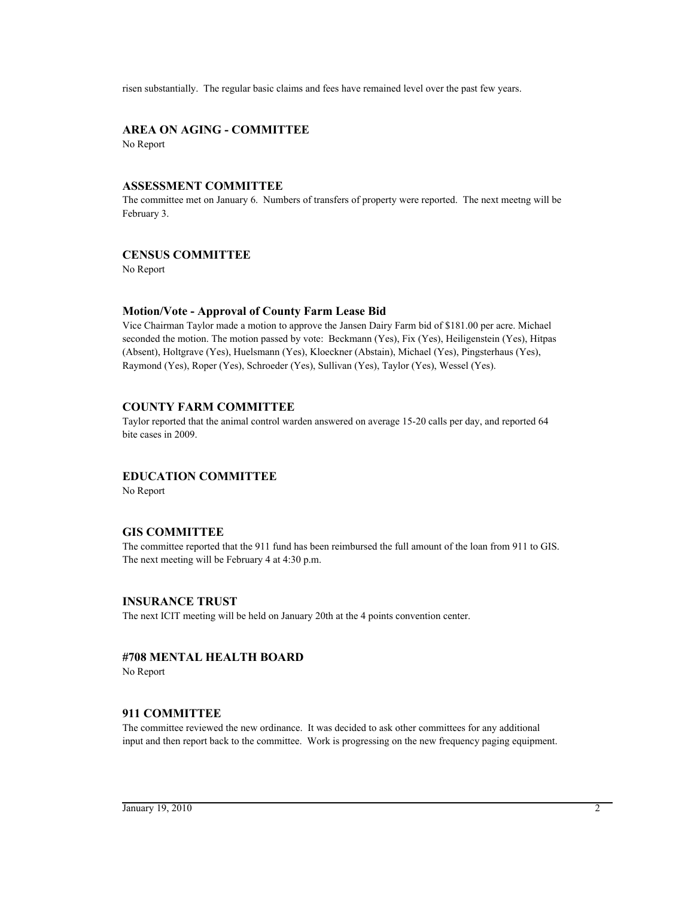risen substantially. The regular basic claims and fees have remained level over the past few years.

## AREA ON AGING - COMMITTEE

No Report

## ASSESSMENT COMMITTEE

The committee met on January 6. Numbers of transfers of property were reported. The next meetng will be February 3.

## CENSUS COMMITTEE

No Report

### Motion/Vote - Approval of County Farm Lease Bid

Vice Chairman Taylor made a motion to approve the Jansen Dairy Farm bid of $181.00 per acre. Michael seconded the motion. The motion passed by vote: Beckmann (Yes), Fix (Yes), Heiligenstein (Yes), Hitpas (Absent), Holtgrave (Yes), Huelsmann (Yes), Kloeckner (Abstain), Michael (Yes), Pingsterhaus (Yes), Raymond (Yes), Roper (Yes), Schroeder (Yes), Sullivan (Yes), Taylor (Yes), Wessel (Yes).

## COUNTY FARM COMMITTEE

Taylor reported that the animal control warden answered on average 15-20 calls per day, and reported 64 bite cases in 2009.

## EDUCATION COMMITTEE

No Report

## GIS COMMITTEE

The committee reported that the 911 fund has been reimbursed the full amount of the loan from 911 to GIS. The next meeting will be February 4 at 4:30 p.m.

## INSURANCE TRUST

The next ICIT meeting will be held on January 20th at the 4 points convention center.

## #708 MENTAL HEALTH BOARD

No Report

## 911 COMMITTEE

The committee reviewed the new ordinance. It was decided to ask other committees for any additional input and then report back to the committee. Work is progressing on the new frequency paging equipment.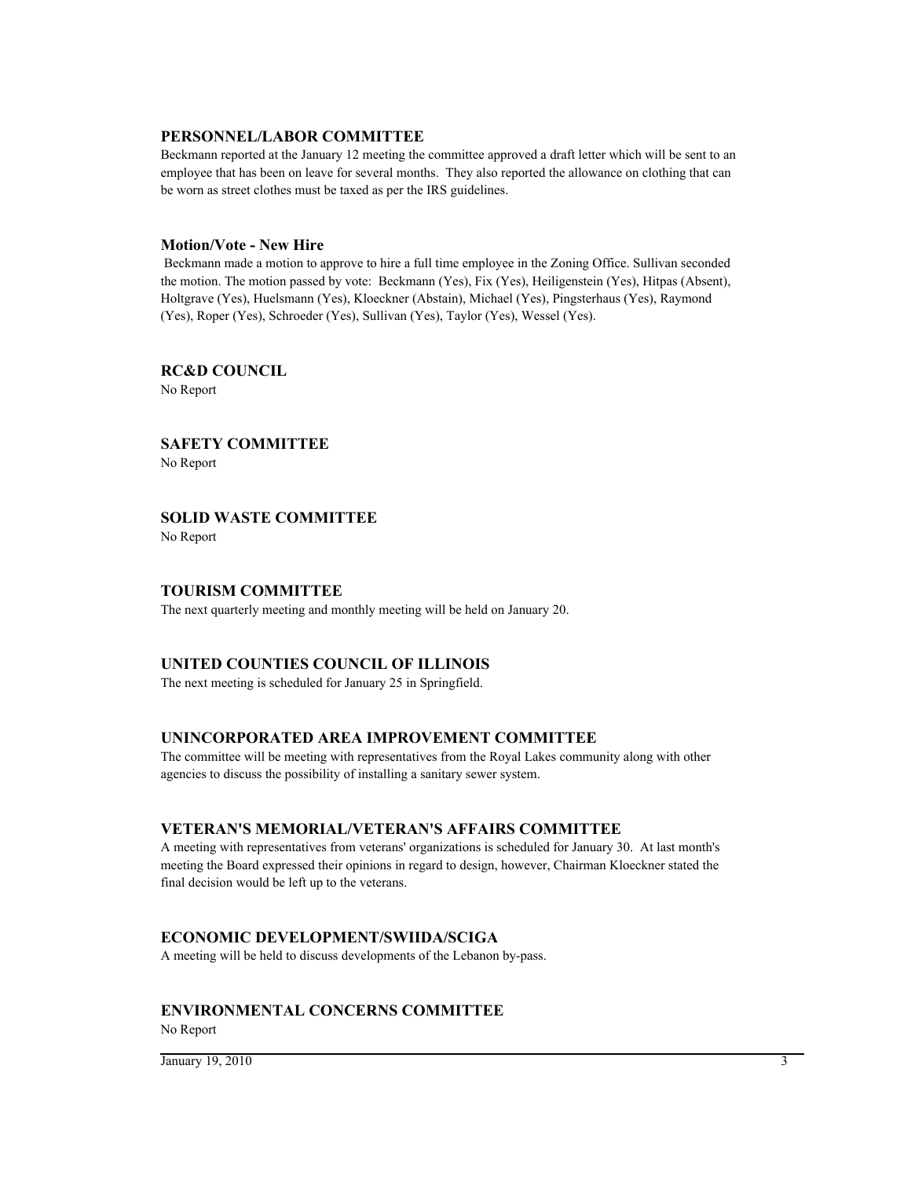## PERSONNEL/LABOR COMMITTEE

Beckmann reported at the January 12 meeting the committee approved a draft letter which will be sent to an employee that has been on leave for several months. They also reported the allowance on clothing that can be worn as street clothes must be taxed as per the IRS guidelines.

### Motion/Vote - New Hire

Beckmann made a motion to approve to hire a full time employee in the Zoning Office. Sullivan seconded the motion. The motion passed by vote: Beckmann (Yes), Fix (Yes), Heiligenstein (Yes), Hitpas (Absent), Holtgrave (Yes), Huelsmann (Yes), Kloeckner (Abstain), Michael (Yes), Pingsterhaus (Yes), Raymond (Yes), Roper (Yes), Schroeder (Yes), Sullivan (Yes), Taylor (Yes), Wessel (Yes).

## RC&D COUNCIL

No Report

## SAFETY COMMITTEE

No Report

## SOLID WASTE COMMITTEE

No Report

## TOURISM COMMITTEE

The next quarterly meeting and monthly meeting will be held on January 20.

## UNITED COUNTIES COUNCIL OF ILLINOIS

The next meeting is scheduled for January 25 in Springfield.

## UNINCORPORATED AREA IMPROVEMENT COMMITTEE

The committee will be meeting with representatives from the Royal Lakes community along with other agencies to discuss the possibility of installing a sanitary sewer system.

## VETERAN'S MEMORIAL/VETERAN'S AFFAIRS COMMITTEE

A meeting with representatives from veterans' organizations is scheduled for January 30. At last month's meeting the Board expressed their opinions in regard to design, however, Chairman Kloeckner stated the final decision would be left up to the veterans.

## ECONOMIC DEVELOPMENT/SWIIDA/SCIGA

A meeting will be held to discuss developments of the Lebanon by-pass.

## ENVIRONMENTAL CONCERNS COMMITTEE

No Report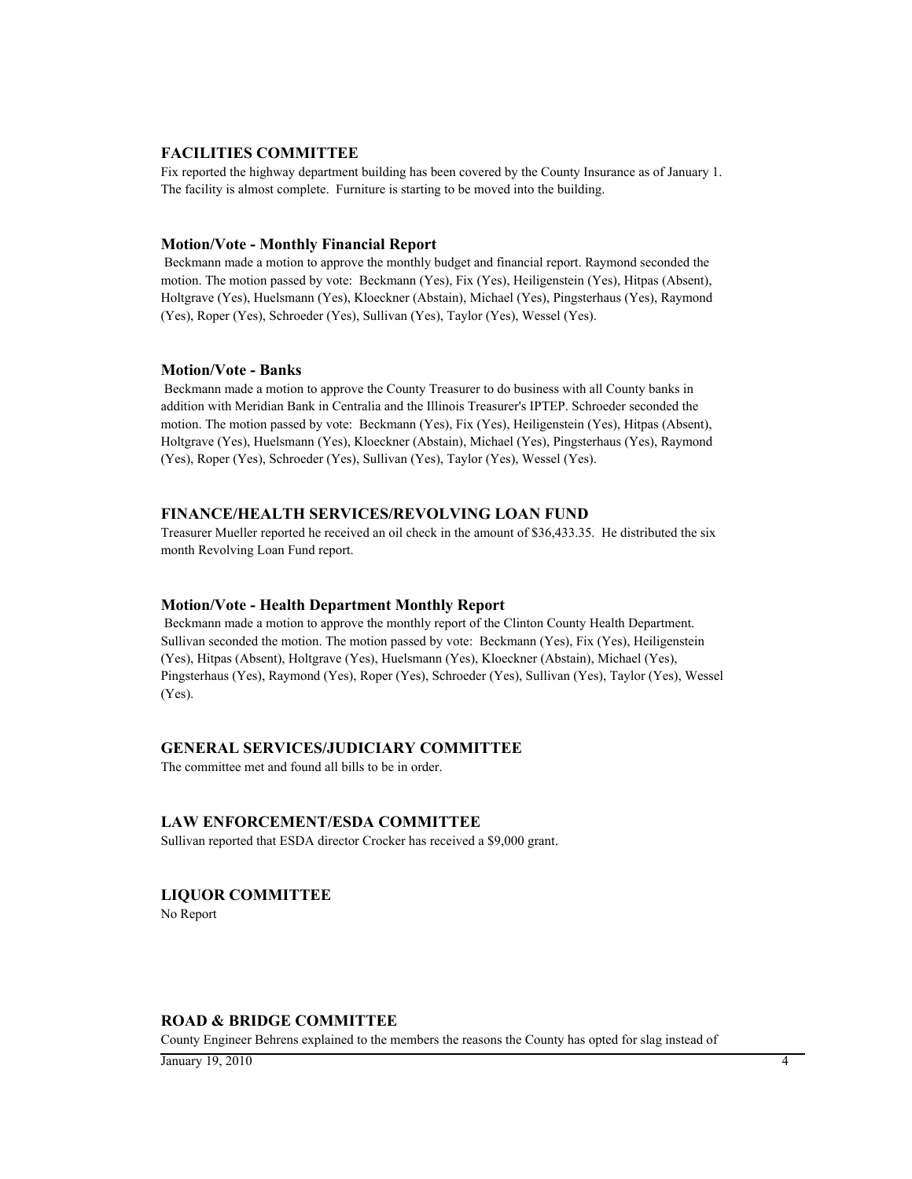## FACILITIES COMMITTEE

Fix reported the highway department building has been covered by the County Insurance as of January 1. The facility is almost complete. Furniture is starting to be moved into the building.

### Motion/Vote - Monthly Financial Report

Beckmann made a motion to approve the monthly budget and financial report. Raymond seconded the motion. The motion passed by vote: Beckmann (Yes), Fix (Yes), Heiligenstein (Yes), Hitpas (Absent), Holtgrave (Yes), Huelsmann (Yes), Kloeckner (Abstain), Michael (Yes), Pingsterhaus (Yes), Raymond (Yes), Roper (Yes), Schroeder (Yes), Sullivan (Yes), Taylor (Yes), Wessel (Yes).

### Motion/Vote - Banks

Beckmann made a motion to approve the County Treasurer to do business with all County banks in addition with Meridian Bank in Centralia and the Illinois Treasurer's IPTEP. Schroeder seconded the motion. The motion passed by vote: Beckmann (Yes), Fix (Yes), Heiligenstein (Yes), Hitpas (Absent), Holtgrave (Yes), Huelsmann (Yes), Kloeckner (Abstain), Michael (Yes), Pingsterhaus (Yes), Raymond (Yes), Roper (Yes), Schroeder (Yes), Sullivan (Yes), Taylor (Yes), Wessel (Yes).

## FINANCE/HEALTH SERVICES/REVOLVING LOAN FUND

Treasurer Mueller reported he received an oil check in the amount of $36,433.35. He distributed the six month Revolving Loan Fund report.

### Motion/Vote - Health Department Monthly Report

Beckmann made a motion to approve the monthly report of the Clinton County Health Department. Sullivan seconded the motion. The motion passed by vote: Beckmann (Yes), Fix (Yes), Heiligenstein (Yes), Hitpas (Absent), Holtgrave (Yes), Huelsmann (Yes), Kloeckner (Abstain), Michael (Yes), Pingsterhaus (Yes), Raymond (Yes), Roper (Yes), Schroeder (Yes), Sullivan (Yes), Taylor (Yes), Wessel (Yes).

## GENERAL SERVICES/JUDICIARY COMMITTEE

The committee met and found all bills to be in order.

## LAW ENFORCEMENT/ESDA COMMITTEE

Sullivan reported that ESDA director Crocker has received a $9,000 grant.

## LIQUOR COMMITTEE

No Report

## ROAD & BRIDGE COMMITTEE

County Engineer Behrens explained to the members the reasons the County has opted for slag instead of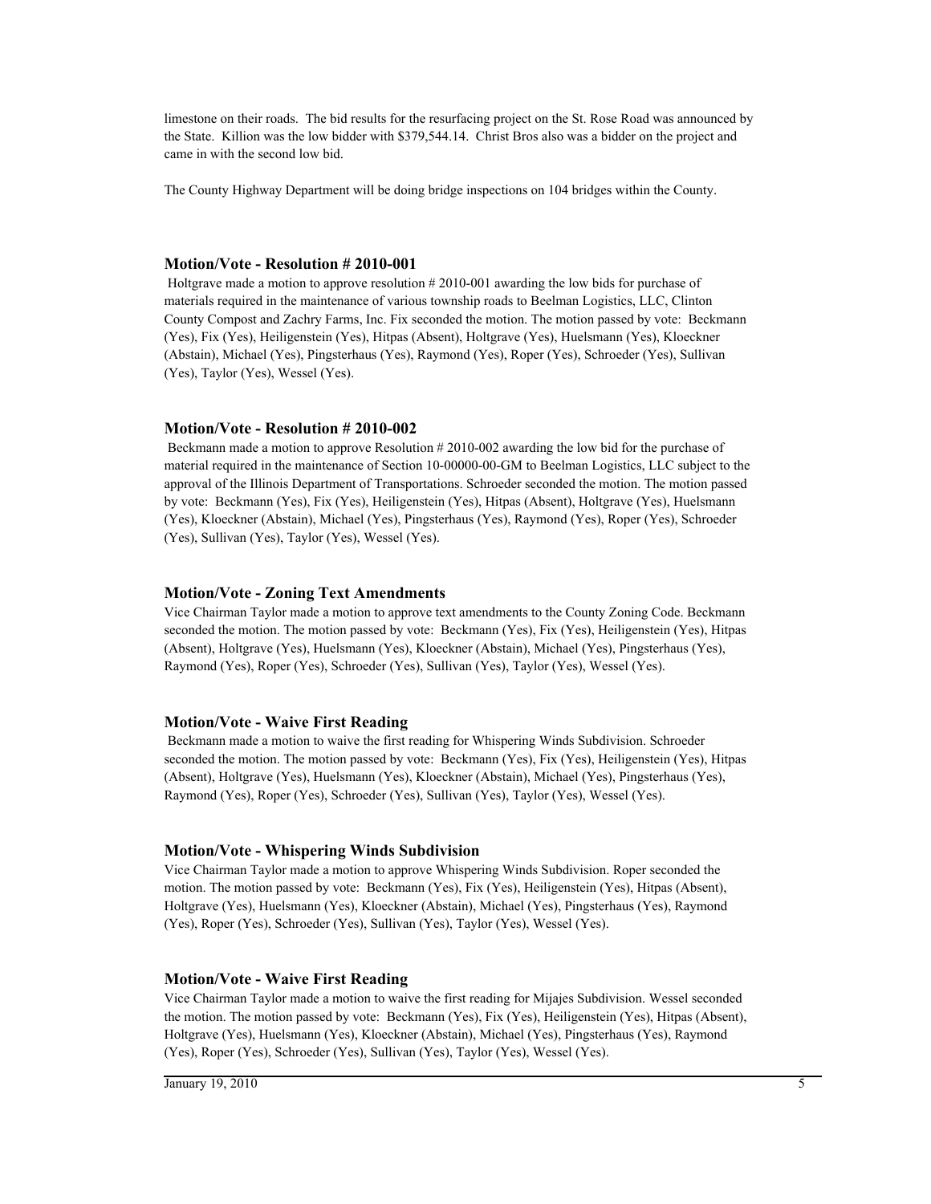limestone on their roads. The bid results for the resurfacing project on the St. Rose Road was announced by the State. Killion was the low bidder with $379,544.14. Christ Bros also was a bidder on the project and came in with the second low bid.

The County Highway Department will be doing bridge inspections on 104 bridges within the County.

### Motion/Vote - Resolution # 2010-001

Holtgrave made a motion to approve resolution # 2010-001 awarding the low bids for purchase of materials required in the maintenance of various township roads to Beelman Logistics, LLC, Clinton County Compost and Zachry Farms, Inc. Fix seconded the motion. The motion passed by vote: Beckmann (Yes), Fix (Yes), Heiligenstein (Yes), Hitpas (Absent), Holtgrave (Yes), Huelsmann (Yes), Kloeckner (Abstain), Michael (Yes), Pingsterhaus (Yes), Raymond (Yes), Roper (Yes), Schroeder (Yes), Sullivan (Yes), Taylor (Yes), Wessel (Yes).

### Motion/Vote - Resolution # 2010-002

Beckmann made a motion to approve Resolution # 2010-002 awarding the low bid for the purchase of material required in the maintenance of Section 10-00000-00-GM to Beelman Logistics, LLC subject to the approval of the Illinois Department of Transportations. Schroeder seconded the motion. The motion passed by vote: Beckmann (Yes), Fix (Yes), Heiligenstein (Yes), Hitpas (Absent), Holtgrave (Yes), Huelsmann (Yes), Kloeckner (Abstain), Michael (Yes), Pingsterhaus (Yes), Raymond (Yes), Roper (Yes), Schroeder (Yes), Sullivan (Yes), Taylor (Yes), Wessel (Yes).

### Motion/Vote - Zoning Text Amendments

Vice Chairman Taylor made a motion to approve text amendments to the County Zoning Code. Beckmann seconded the motion. The motion passed by vote: Beckmann (Yes), Fix (Yes), Heiligenstein (Yes), Hitpas (Absent), Holtgrave (Yes), Huelsmann (Yes), Kloeckner (Abstain), Michael (Yes), Pingsterhaus (Yes), Raymond (Yes), Roper (Yes), Schroeder (Yes), Sullivan (Yes), Taylor (Yes), Wessel (Yes).

### Motion/Vote - Waive First Reading

Beckmann made a motion to waive the first reading for Whispering Winds Subdivision. Schroeder seconded the motion. The motion passed by vote: Beckmann (Yes), Fix (Yes), Heiligenstein (Yes), Hitpas (Absent), Holtgrave (Yes), Huelsmann (Yes), Kloeckner (Abstain), Michael (Yes), Pingsterhaus (Yes), Raymond (Yes), Roper (Yes), Schroeder (Yes), Sullivan (Yes), Taylor (Yes), Wessel (Yes).

### Motion/Vote - Whispering Winds Subdivision

Vice Chairman Taylor made a motion to approve Whispering Winds Subdivision. Roper seconded the motion. The motion passed by vote: Beckmann (Yes), Fix (Yes), Heiligenstein (Yes), Hitpas (Absent), Holtgrave (Yes), Huelsmann (Yes), Kloeckner (Abstain), Michael (Yes), Pingsterhaus (Yes), Raymond (Yes), Roper (Yes), Schroeder (Yes), Sullivan (Yes), Taylor (Yes), Wessel (Yes).

### Motion/Vote - Waive First Reading

Vice Chairman Taylor made a motion to waive the first reading for Mijajes Subdivision. Wessel seconded the motion. The motion passed by vote: Beckmann (Yes), Fix (Yes), Heiligenstein (Yes), Hitpas (Absent), Holtgrave (Yes), Huelsmann (Yes), Kloeckner (Abstain), Michael (Yes), Pingsterhaus (Yes), Raymond (Yes), Roper (Yes), Schroeder (Yes), Sullivan (Yes), Taylor (Yes), Wessel (Yes).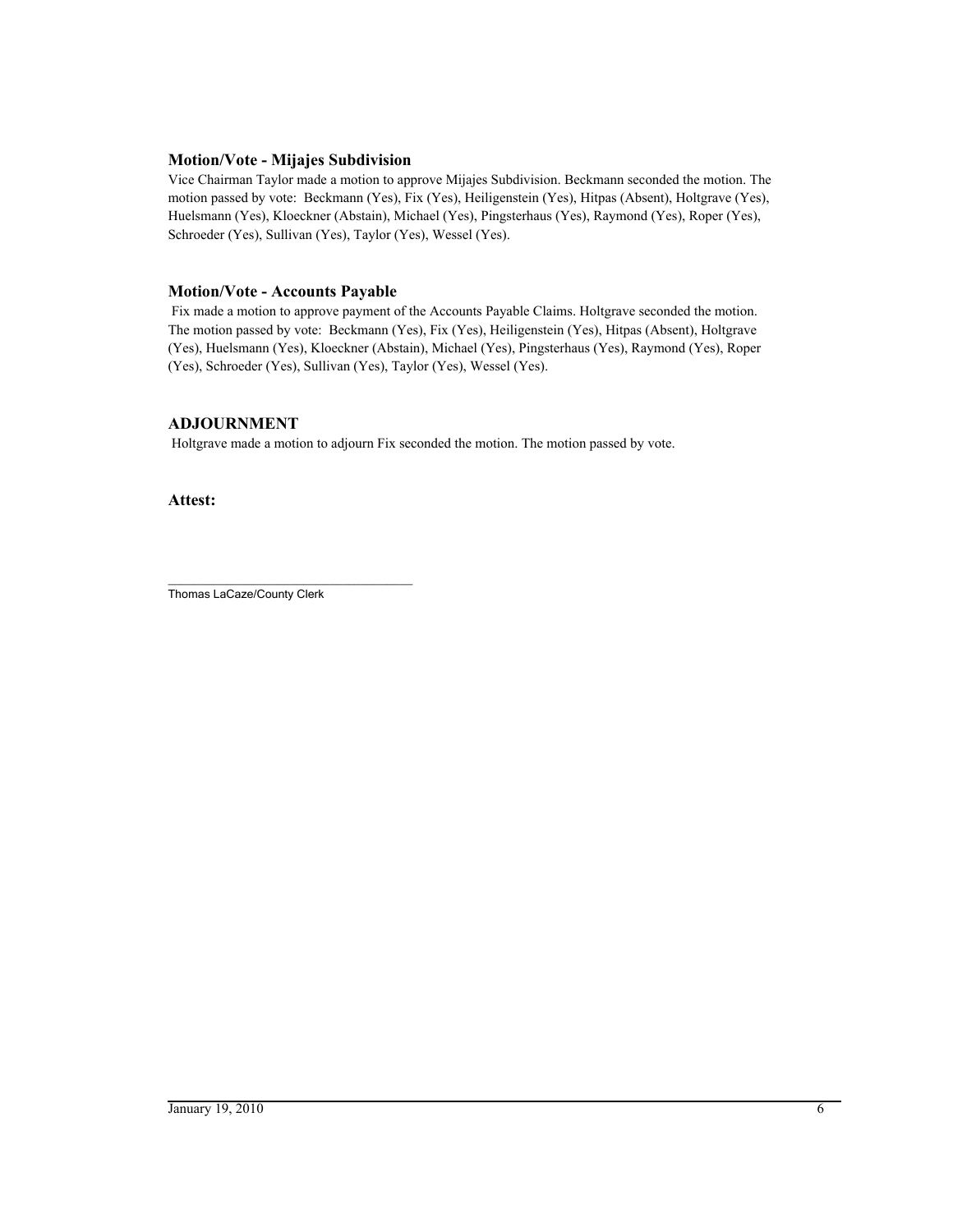### Motion/Vote - Mijajes Subdivision

Vice Chairman Taylor made a motion to approve Mijajes Subdivision. Beckmann seconded the motion. The motion passed by vote: Beckmann (Yes), Fix (Yes), Heiligenstein (Yes), Hitpas (Absent), Holtgrave (Yes), Huelsmann (Yes), Kloeckner (Abstain), Michael (Yes), Pingsterhaus (Yes), Raymond (Yes), Roper (Yes), Schroeder (Yes), Sullivan (Yes), Taylor (Yes), Wessel (Yes).

### Motion/Vote - Accounts Payable

Fix made a motion to approve payment of the Accounts Payable Claims. Holtgrave seconded the motion. The motion passed by vote: Beckmann (Yes), Fix (Yes), Heiligenstein (Yes), Hitpas (Absent), Holtgrave (Yes), Huelsmann (Yes), Kloeckner (Abstain), Michael (Yes), Pingsterhaus (Yes), Raymond (Yes), Roper (Yes), Schroeder (Yes), Sullivan (Yes), Taylor (Yes), Wessel (Yes).

### ADJOURNMENT

Holtgrave made a motion to adjourn Fix seconded the motion. The motion passed by vote.

**Attest:**

\_\_\_\_\_\_\_\_\_\_\_\_\_\_\_\_\_\_\_\_\_\_\_\_\_\_\_\_\_\_\_\_\_\_\_\_

Thomas LaCaze/County Clerk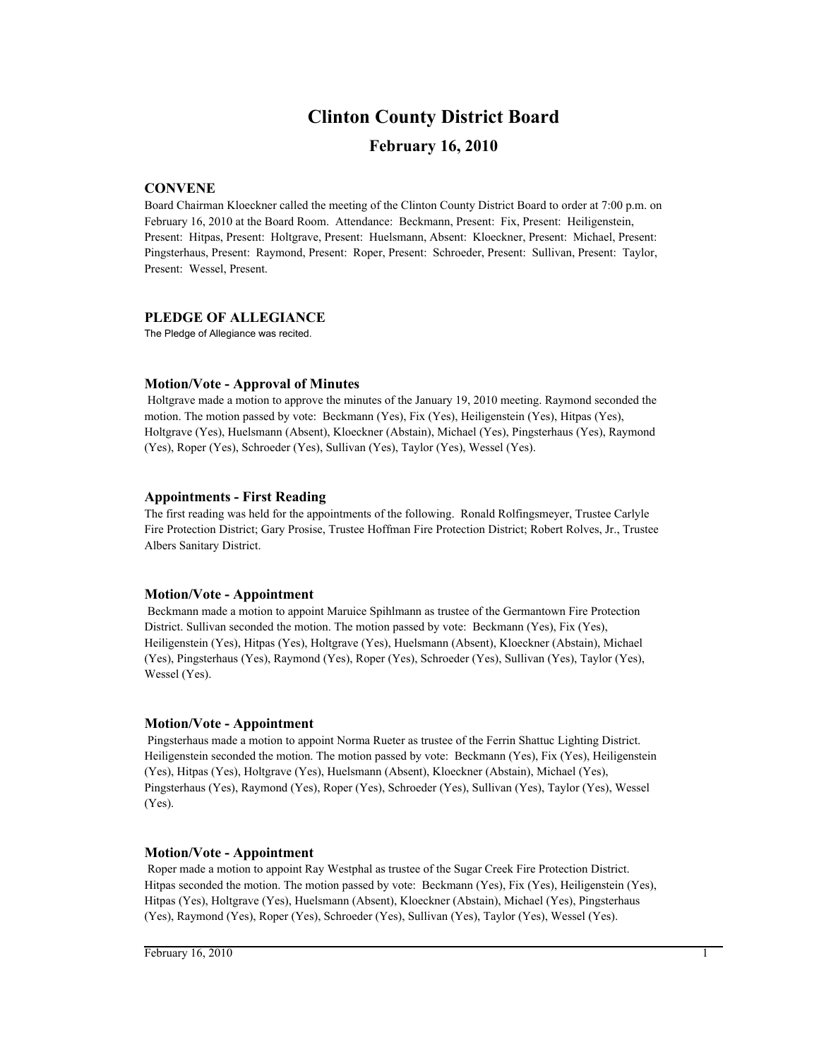# Clinton County District Board

## February 16, 2010

### CONVENE

Board Chairman Kloeckner called the meeting of the Clinton County District Board to order at 7:00 p.m. on February 16, 2010 at the Board Room. Attendance: Beckmann, Present: Fix, Present: Heiligenstein, Present: Hitpas, Present: Holtgrave, Present: Huelsmann, Absent: Kloeckner, Present: Michael, Present: Pingsterhaus, Present: Raymond, Present: Roper, Present: Schroeder, Present: Sullivan, Present: Taylor, Present: Wessel, Present.

### PLEDGE OF ALLEGIANCE

The Pledge of Allegiance was recited.

#### Motion/Vote - Approval of Minutes

Holtgrave made a motion to approve the minutes of the January 19, 2010 meeting. Raymond seconded the motion. The motion passed by vote: Beckmann (Yes), Fix (Yes), Heiligenstein (Yes), Hitpas (Yes), Holtgrave (Yes), Huelsmann (Absent), Kloeckner (Abstain), Michael (Yes), Pingsterhaus (Yes), Raymond (Yes), Roper (Yes), Schroeder (Yes), Sullivan (Yes), Taylor (Yes), Wessel (Yes).

#### Appointments - First Reading

The first reading was held for the appointments of the following. Ronald Rolfingsmeyer, Trustee Carlyle Fire Protection District; Gary Prosise, Trustee Hoffman Fire Protection District; Robert Rolves, Jr., Trustee Albers Sanitary District.

#### Motion/Vote - Appointment

Beckmann made a motion to appoint Maruice Spihlmann as trustee of the Germantown Fire Protection District. Sullivan seconded the motion. The motion passed by vote: Beckmann (Yes), Fix (Yes), Heiligenstein (Yes), Hitpas (Yes), Holtgrave (Yes), Huelsmann (Absent), Kloeckner (Abstain), Michael (Yes), Pingsterhaus (Yes), Raymond (Yes), Roper (Yes), Schroeder (Yes), Sullivan (Yes), Taylor (Yes), Wessel (Yes).

#### Motion/Vote - Appointment

Pingsterhaus made a motion to appoint Norma Rueter as trustee of the Ferrin Shattuc Lighting District. Heiligenstein seconded the motion. The motion passed by vote: Beckmann (Yes), Fix (Yes), Heiligenstein (Yes), Hitpas (Yes), Holtgrave (Yes), Huelsmann (Absent), Kloeckner (Abstain), Michael (Yes), Pingsterhaus (Yes), Raymond (Yes), Roper (Yes), Schroeder (Yes), Sullivan (Yes), Taylor (Yes), Wessel (Yes).

#### Motion/Vote - Appointment

Roper made a motion to appoint Ray Westphal as trustee of the Sugar Creek Fire Protection District. Hitpas seconded the motion. The motion passed by vote: Beckmann (Yes), Fix (Yes), Heiligenstein (Yes), Hitpas (Yes), Holtgrave (Yes), Huelsmann (Absent), Kloeckner (Abstain), Michael (Yes), Pingsterhaus (Yes), Raymond (Yes), Roper (Yes), Schroeder (Yes), Sullivan (Yes), Taylor (Yes), Wessel (Yes).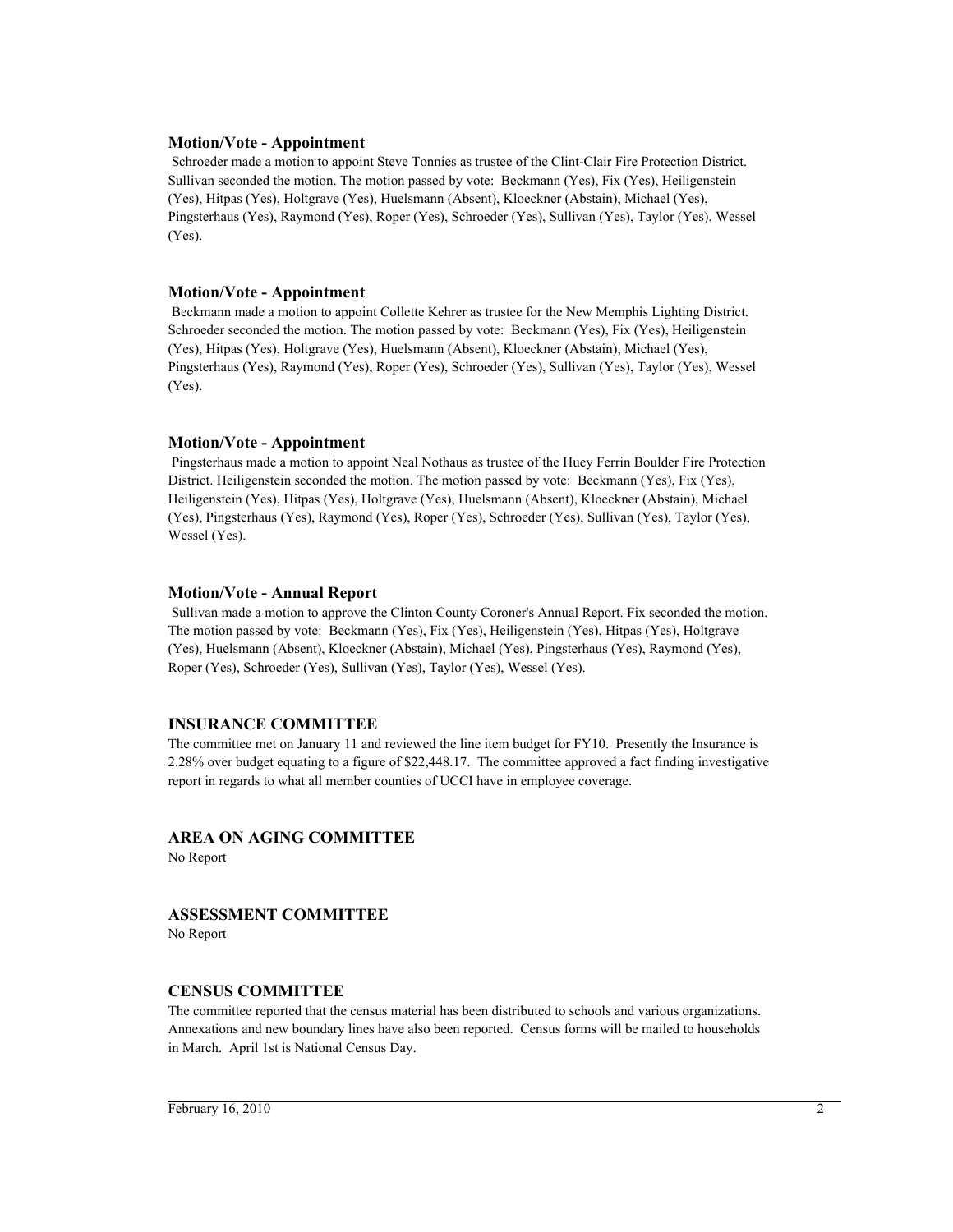### Motion/Vote - Appointment

Schroeder made a motion to appoint Steve Tonnies as trustee of the Clint-Clair Fire Protection District. Sullivan seconded the motion. The motion passed by vote: Beckmann (Yes), Fix (Yes), Heiligenstein (Yes), Hitpas (Yes), Holtgrave (Yes), Huelsmann (Absent), Kloeckner (Abstain), Michael (Yes), Pingsterhaus (Yes), Raymond (Yes), Roper (Yes), Schroeder (Yes), Sullivan (Yes), Taylor (Yes), Wessel (Yes).

### Motion/Vote - Appointment

Beckmann made a motion to appoint Collette Kehrer as trustee for the New Memphis Lighting District. Schroeder seconded the motion. The motion passed by vote: Beckmann (Yes), Fix (Yes), Heiligenstein (Yes), Hitpas (Yes), Holtgrave (Yes), Huelsmann (Absent), Kloeckner (Abstain), Michael (Yes), Pingsterhaus (Yes), Raymond (Yes), Roper (Yes), Schroeder (Yes), Sullivan (Yes), Taylor (Yes), Wessel (Yes).

### Motion/Vote - Appointment

Pingsterhaus made a motion to appoint Neal Nothaus as trustee of the Huey Ferrin Boulder Fire Protection District. Heiligenstein seconded the motion. The motion passed by vote: Beckmann (Yes), Fix (Yes), Heiligenstein (Yes), Hitpas (Yes), Holtgrave (Yes), Huelsmann (Absent), Kloeckner (Abstain), Michael (Yes), Pingsterhaus (Yes), Raymond (Yes), Roper (Yes), Schroeder (Yes), Sullivan (Yes), Taylor (Yes), Wessel (Yes).

### Motion/Vote - Annual Report

Sullivan made a motion to approve the Clinton County Coroner's Annual Report. Fix seconded the motion. The motion passed by vote: Beckmann (Yes), Fix (Yes), Heiligenstein (Yes), Hitpas (Yes), Holtgrave (Yes), Huelsmann (Absent), Kloeckner (Abstain), Michael (Yes), Pingsterhaus (Yes), Raymond (Yes), Roper (Yes), Schroeder (Yes), Sullivan (Yes), Taylor (Yes), Wessel (Yes).

## INSURANCE COMMITTEE

The committee met on January 11 and reviewed the line item budget for FY10. Presently the Insurance is 2.28% over budget equating to a figure of $22,448.17. The committee approved a fact finding investigative report in regards to what all member counties of UCCI have in employee coverage.

## AREA ON AGING COMMITTEE

No Report

## ASSESSMENT COMMITTEE

No Report

## CENSUS COMMITTEE

The committee reported that the census material has been distributed to schools and various organizations. Annexations and new boundary lines have also been reported. Census forms will be mailed to households in March. April 1st is National Census Day.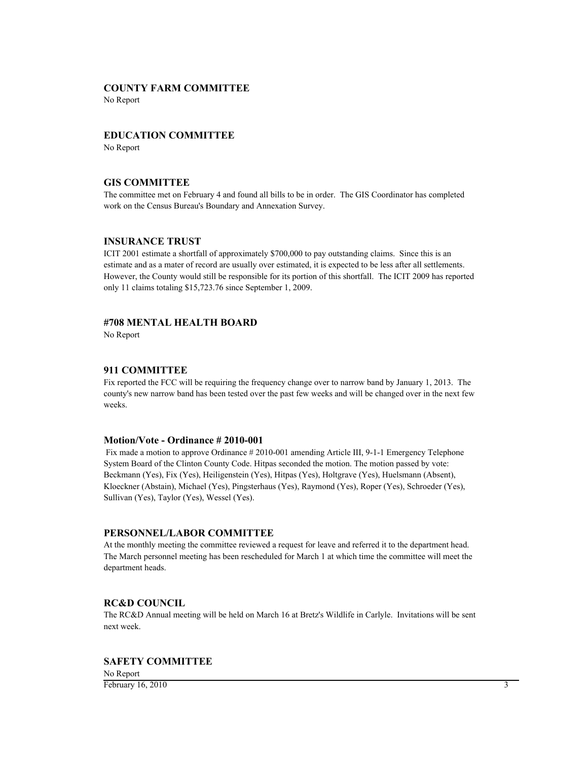### COUNTY FARM COMMITTEE

No Report

### EDUCATION COMMITTEE

No Report

### GIS COMMITTEE

The committee met on February 4 and found all bills to be in order. The GIS Coordinator has completed work on the Census Bureau's Boundary and Annexation Survey.

### INSURANCE TRUST

ICIT 2001 estimate a shortfall of approximately $700,000 to pay outstanding claims. Since this is an estimate and as a mater of record are usually over estimated, it is expected to be less after all settlements. However, the County would still be responsible for its portion of this shortfall. The ICIT 2009 has reported only 11 claims totaling $15,723.76 since September 1, 2009.

### #708 MENTAL HEALTH BOARD

No Report

### 911 COMMITTEE

Fix reported the FCC will be requiring the frequency change over to narrow band by January 1, 2013. The county's new narrow band has been tested over the past few weeks and will be changed over in the next few weeks.

#### Motion/Vote - Ordinance # 2010-001

Fix made a motion to approve Ordinance # 2010-001 amending Article III, 9-1-1 Emergency Telephone System Board of the Clinton County Code. Hitpas seconded the motion. The motion passed by vote: Beckmann (Yes), Fix (Yes), Heiligenstein (Yes), Hitpas (Yes), Holtgrave (Yes), Huelsmann (Absent), Kloeckner (Abstain), Michael (Yes), Pingsterhaus (Yes), Raymond (Yes), Roper (Yes), Schroeder (Yes), Sullivan (Yes), Taylor (Yes), Wessel (Yes).

### PERSONNEL/LABOR COMMITTEE

At the monthly meeting the committee reviewed a request for leave and referred it to the department head. The March personnel meeting has been rescheduled for March 1 at which time the committee will meet the department heads.

### RC&D COUNCIL

The RC&D Annual meeting will be held on March 16 at Bretz's Wildlife in Carlyle. Invitations will be sent next week.

### SAFETY COMMITTEE

No Report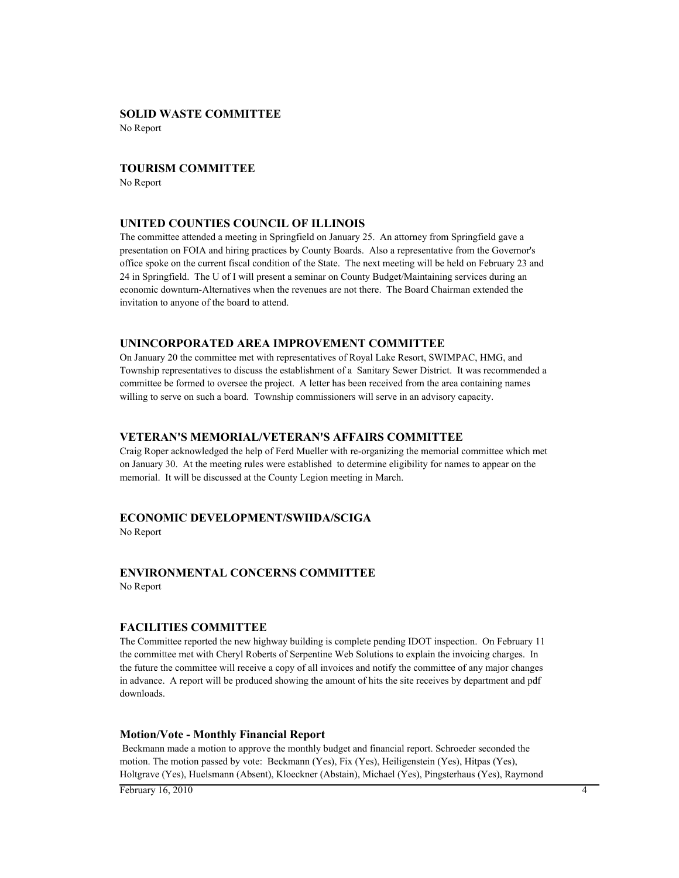**SOLID WASTE COMMITTEE**

No Report

**TOURISM COMMITTEE**

No Report

**UNITED COUNTIES COUNCIL OF ILLINOIS**

The committee attended a meeting in Springfield on January 25. An attorney from Springfield gave a presentation on FOIA and hiring practices by County Boards. Also a representative from the Governor's office spoke on the current fiscal condition of the State. The next meeting will be held on February 23 and 24 in Springfield. The U of I will present a seminar on County Budget/Maintaining services during an economic downturn-Alternatives when the revenues are not there. The Board Chairman extended the invitation to anyone of the board to attend.

**UNINCORPORATED AREA IMPROVEMENT COMMITTEE**

On January 20 the committee met with representatives of Royal Lake Resort, SWIMPAC, HMG, and Township representatives to discuss the establishment of a Sanitary Sewer District. It was recommended a committee be formed to oversee the project. A letter has been received from the area containing names willing to serve on such a board. Township commissioners will serve in an advisory capacity.

**VETERAN'S MEMORIAL/VETERAN'S AFFAIRS COMMITTEE**

Craig Roper acknowledged the help of Ferd Mueller with re-organizing the memorial committee which met on January 30. At the meeting rules were established to determine eligibility for names to appear on the memorial. It will be discussed at the County Legion meeting in March.

**ECONOMIC DEVELOPMENT/SWIIDA/SCIGA**

No Report

**ENVIRONMENTAL CONCERNS COMMITTEE**

No Report

**FACILITIES COMMITTEE**

The Committee reported the new highway building is complete pending IDOT inspection. On February 11 the committee met with Cheryl Roberts of Serpentine Web Solutions to explain the invoicing charges. In the future the committee will receive a copy of all invoices and notify the committee of any major changes in advance. A report will be produced showing the amount of hits the site receives by department and pdf downloads.

**Motion/Vote - Monthly Financial Report**

Beckmann made a motion to approve the monthly budget and financial report. Schroeder seconded the motion. The motion passed by vote: Beckmann (Yes), Fix (Yes), Heiligenstein (Yes), Hitpas (Yes), Holtgrave (Yes), Huelsmann (Absent), Kloeckner (Abstain), Michael (Yes), Pingsterhaus (Yes), Raymond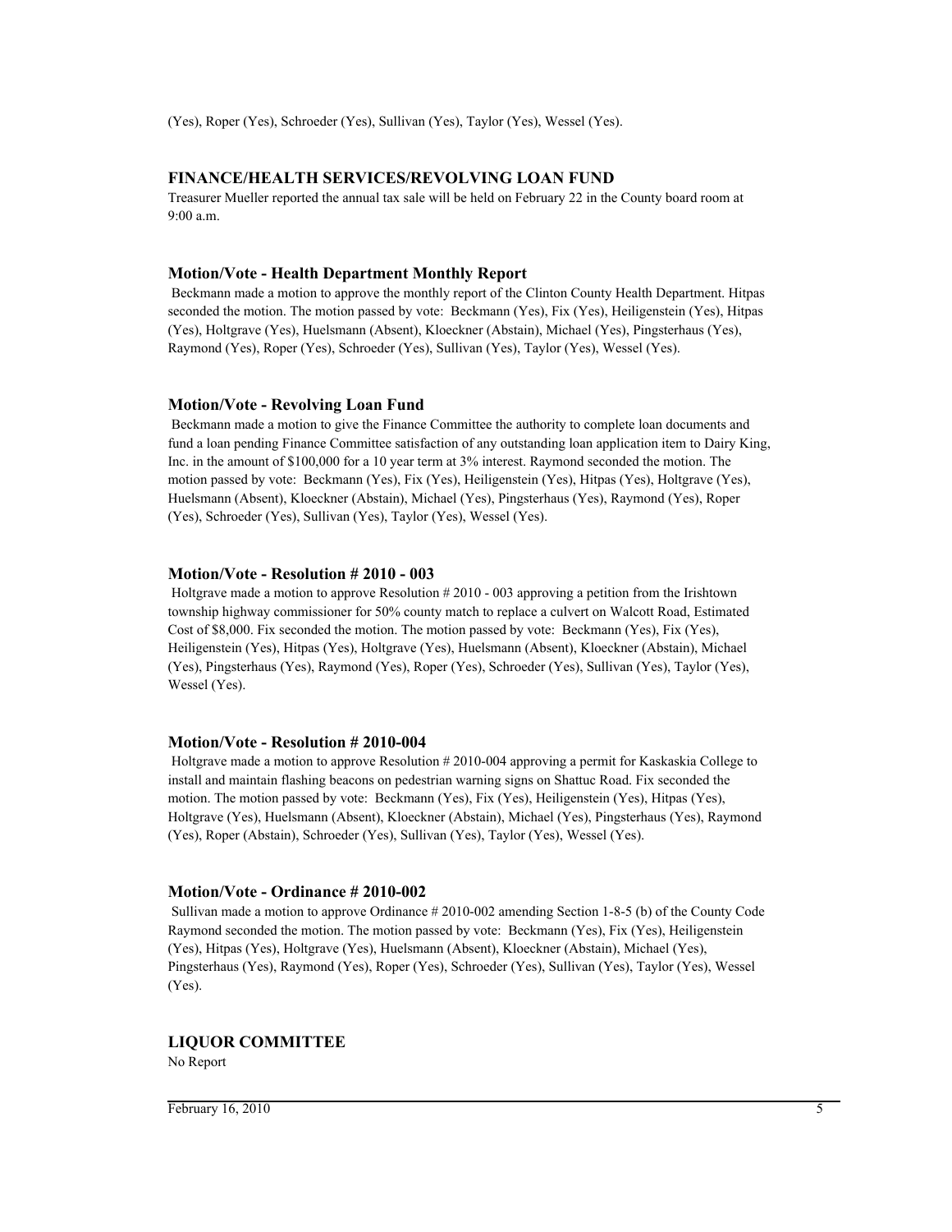(Yes), Roper (Yes), Schroeder (Yes), Sullivan (Yes), Taylor (Yes), Wessel (Yes).

## FINANCE/HEALTH SERVICES/REVOLVING LOAN FUND

Treasurer Mueller reported the annual tax sale will be held on February 22 in the County board room at 9:00 a.m.

### Motion/Vote - Health Department Monthly Report

Beckmann made a motion to approve the monthly report of the Clinton County Health Department. Hitpas seconded the motion. The motion passed by vote: Beckmann (Yes), Fix (Yes), Heiligenstein (Yes), Hitpas (Yes), Holtgrave (Yes), Huelsmann (Absent), Kloeckner (Abstain), Michael (Yes), Pingsterhaus (Yes), Raymond (Yes), Roper (Yes), Schroeder (Yes), Sullivan (Yes), Taylor (Yes), Wessel (Yes).

### Motion/Vote - Revolving Loan Fund

Beckmann made a motion to give the Finance Committee the authority to complete loan documents and fund a loan pending Finance Committee satisfaction of any outstanding loan application item to Dairy King, Inc. in the amount of $100,000 for a 10 year term at 3% interest. Raymond seconded the motion. The motion passed by vote: Beckmann (Yes), Fix (Yes), Heiligenstein (Yes), Hitpas (Yes), Holtgrave (Yes), Huelsmann (Absent), Kloeckner (Abstain), Michael (Yes), Pingsterhaus (Yes), Raymond (Yes), Roper (Yes), Schroeder (Yes), Sullivan (Yes), Taylor (Yes), Wessel (Yes).

### Motion/Vote - Resolution # 2010 - 003

Holtgrave made a motion to approve Resolution # 2010 - 003 approving a petition from the Irishtown township highway commissioner for 50% county match to replace a culvert on Walcott Road, Estimated Cost of $8,000. Fix seconded the motion. The motion passed by vote: Beckmann (Yes), Fix (Yes), Heiligenstein (Yes), Hitpas (Yes), Holtgrave (Yes), Huelsmann (Absent), Kloeckner (Abstain), Michael (Yes), Pingsterhaus (Yes), Raymond (Yes), Roper (Yes), Schroeder (Yes), Sullivan (Yes), Taylor (Yes), Wessel (Yes).

### Motion/Vote - Resolution # 2010-004

Holtgrave made a motion to approve Resolution # 2010-004 approving a permit for Kaskaskia College to install and maintain flashing beacons on pedestrian warning signs on Shattuc Road. Fix seconded the motion. The motion passed by vote: Beckmann (Yes), Fix (Yes), Heiligenstein (Yes), Hitpas (Yes), Holtgrave (Yes), Huelsmann (Absent), Kloeckner (Abstain), Michael (Yes), Pingsterhaus (Yes), Raymond (Yes), Roper (Abstain), Schroeder (Yes), Sullivan (Yes), Taylor (Yes), Wessel (Yes).

### Motion/Vote - Ordinance # 2010-002

Sullivan made a motion to approve Ordinance # 2010-002 amending Section 1-8-5 (b) of the County Code Raymond seconded the motion. The motion passed by vote: Beckmann (Yes), Fix (Yes), Heiligenstein (Yes), Hitpas (Yes), Holtgrave (Yes), Huelsmann (Absent), Kloeckner (Abstain), Michael (Yes), Pingsterhaus (Yes), Raymond (Yes), Roper (Yes), Schroeder (Yes), Sullivan (Yes), Taylor (Yes), Wessel (Yes).

## LIQUOR COMMITTEE

No Report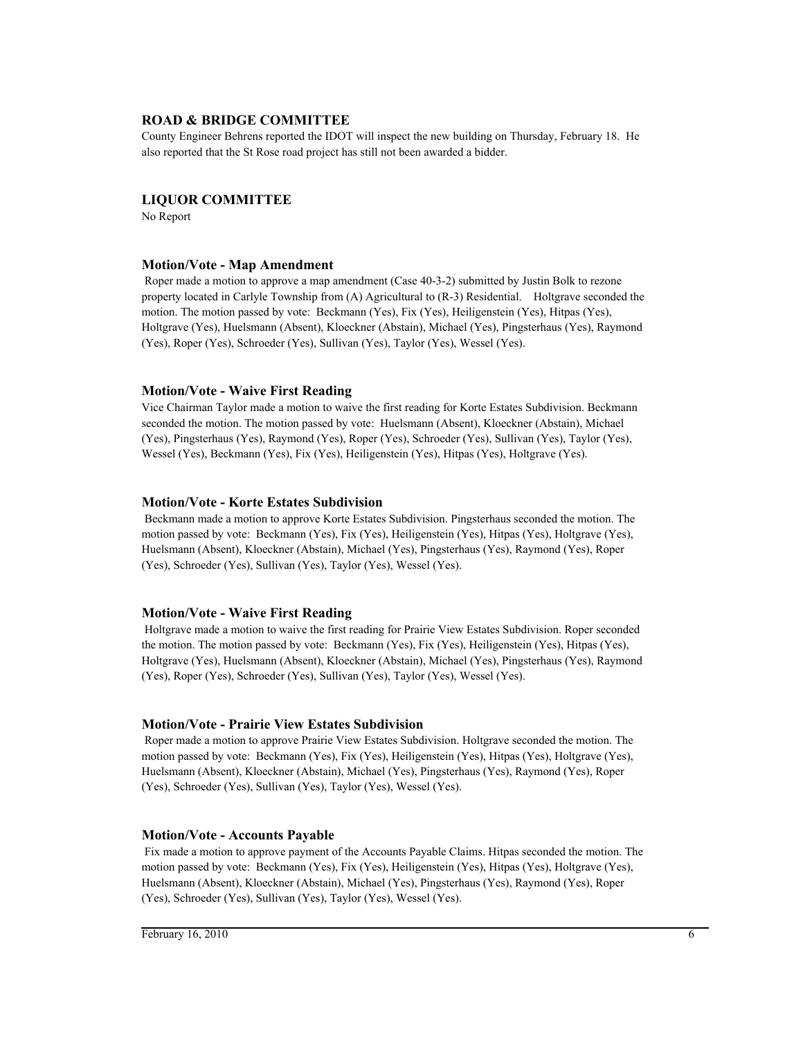### ROAD & BRIDGE COMMITTEE

County Engineer Behrens reported the IDOT will inspect the new building on Thursday, February 18. He also reported that the St Rose road project has still not been awarded a bidder.

### LIQUOR COMMITTEE

No Report

#### Motion/Vote - Map Amendment

Roper made a motion to approve a map amendment (Case 40-3-2) submitted by Justin Bolk to rezone property located in Carlyle Township from (A) Agricultural to (R-3) Residential. Holtgrave seconded the motion. The motion passed by vote: Beckmann (Yes), Fix (Yes), Heiligenstein (Yes), Hitpas (Yes), Holtgrave (Yes), Huelsmann (Absent), Kloeckner (Abstain), Michael (Yes), Pingsterhaus (Yes), Raymond (Yes), Roper (Yes), Schroeder (Yes), Sullivan (Yes), Taylor (Yes), Wessel (Yes).

#### Motion/Vote - Waive First Reading

Vice Chairman Taylor made a motion to waive the first reading for Korte Estates Subdivision. Beckmann seconded the motion. The motion passed by vote: Huelsmann (Absent), Kloeckner (Abstain), Michael (Yes), Pingsterhaus (Yes), Raymond (Yes), Roper (Yes), Schroeder (Yes), Sullivan (Yes), Taylor (Yes), Wessel (Yes), Beckmann (Yes), Fix (Yes), Heiligenstein (Yes), Hitpas (Yes), Holtgrave (Yes).

#### Motion/Vote - Korte Estates Subdivision

Beckmann made a motion to approve Korte Estates Subdivision. Pingsterhaus seconded the motion. The motion passed by vote: Beckmann (Yes), Fix (Yes), Heiligenstein (Yes), Hitpas (Yes), Holtgrave (Yes), Huelsmann (Absent), Kloeckner (Abstain), Michael (Yes), Pingsterhaus (Yes), Raymond (Yes), Roper (Yes), Schroeder (Yes), Sullivan (Yes), Taylor (Yes), Wessel (Yes).

#### Motion/Vote - Waive First Reading

Holtgrave made a motion to waive the first reading for Prairie View Estates Subdivision. Roper seconded the motion. The motion passed by vote: Beckmann (Yes), Fix (Yes), Heiligenstein (Yes), Hitpas (Yes), Holtgrave (Yes), Huelsmann (Absent), Kloeckner (Abstain), Michael (Yes), Pingsterhaus (Yes), Raymond (Yes), Roper (Yes), Schroeder (Yes), Sullivan (Yes), Taylor (Yes), Wessel (Yes).

#### Motion/Vote - Prairie View Estates Subdivision

Roper made a motion to approve Prairie View Estates Subdivision. Holtgrave seconded the motion. The motion passed by vote: Beckmann (Yes), Fix (Yes), Heiligenstein (Yes), Hitpas (Yes), Holtgrave (Yes), Huelsmann (Absent), Kloeckner (Abstain), Michael (Yes), Pingsterhaus (Yes), Raymond (Yes), Roper (Yes), Schroeder (Yes), Sullivan (Yes), Taylor (Yes), Wessel (Yes).

#### Motion/Vote - Accounts Payable

Fix made a motion to approve payment of the Accounts Payable Claims. Hitpas seconded the motion. The motion passed by vote: Beckmann (Yes), Fix (Yes), Heiligenstein (Yes), Hitpas (Yes), Holtgrave (Yes), Huelsmann (Absent), Kloeckner (Abstain), Michael (Yes), Pingsterhaus (Yes), Raymond (Yes), Roper (Yes), Schroeder (Yes), Sullivan (Yes), Taylor (Yes), Wessel (Yes).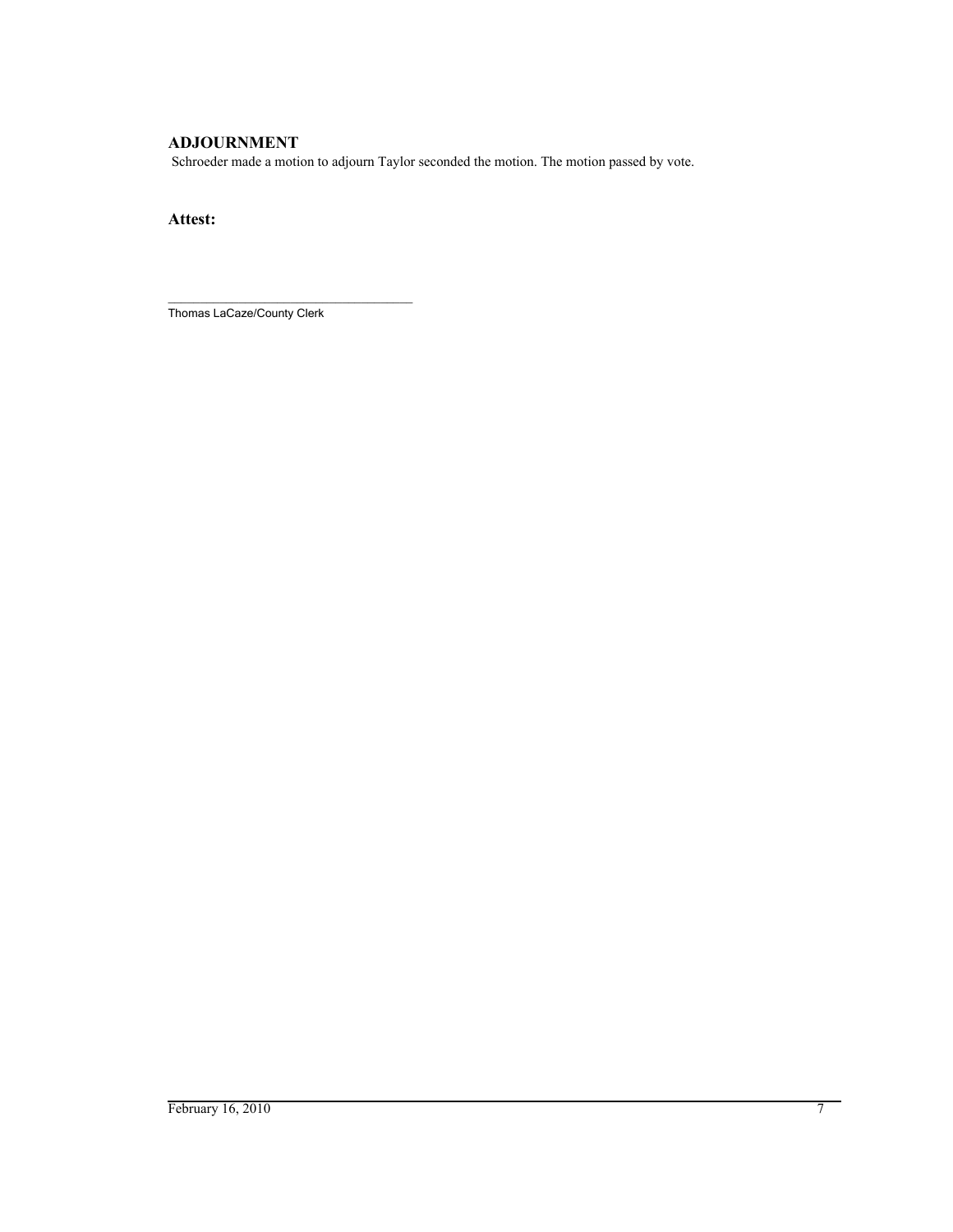## ADJOURNMENT

Schroeder made a motion to adjourn Taylor seconded the motion. The motion passed by vote.

### Attest:

___________________________________

Thomas LaCaze/County Clerk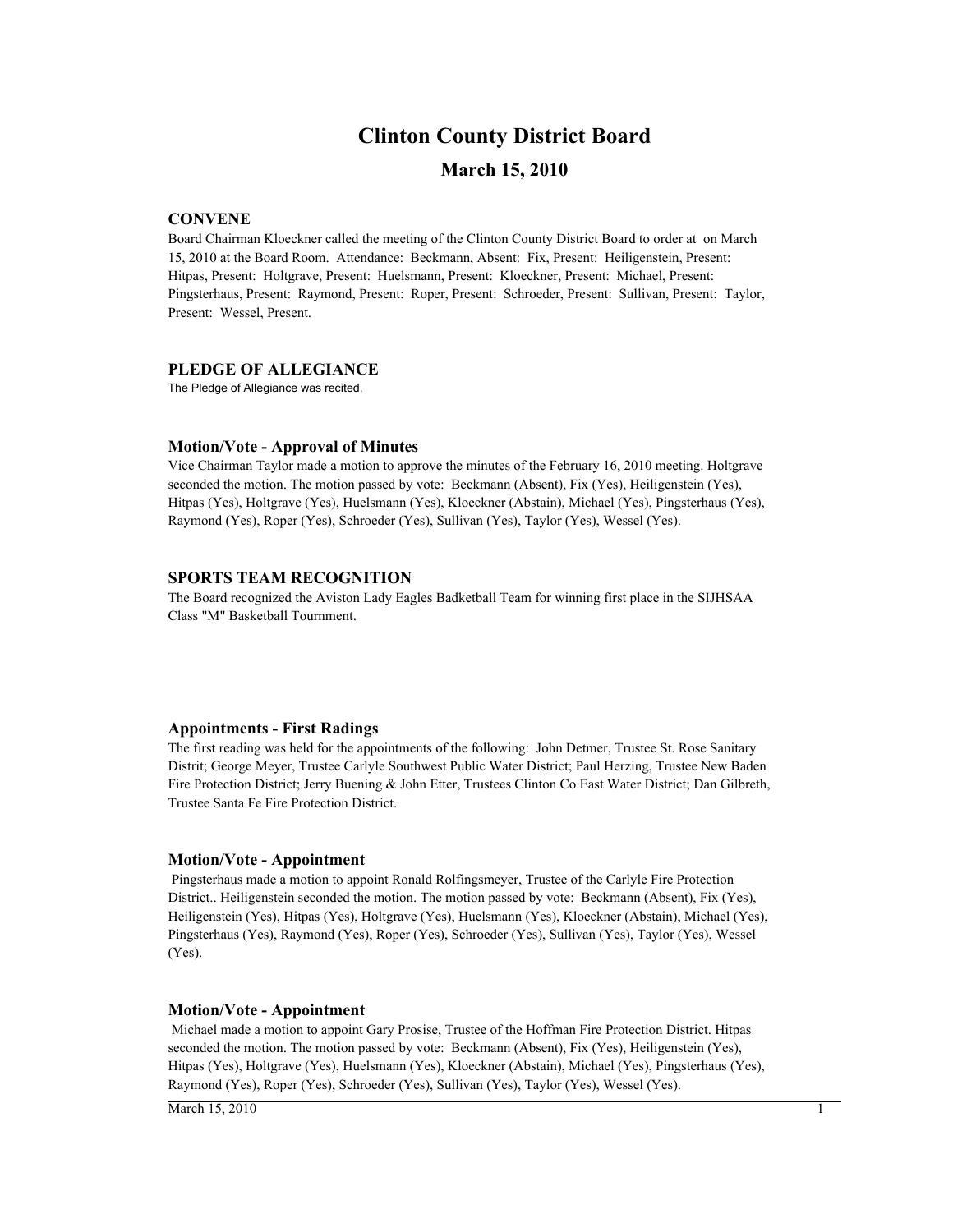# Clinton County District Board

## March 15, 2010

### CONVENE

Board Chairman Kloeckner called the meeting of the Clinton County District Board to order at  on March 15, 2010 at the Board Room.  Attendance:  Beckmann, Absent:  Fix, Present:  Heiligenstein, Present:  Hitpas, Present:  Holtgrave, Present:  Huelsmann, Present:  Kloeckner, Present:  Michael, Present:  Pingsterhaus, Present:  Raymond, Present:  Roper, Present:  Schroeder, Present:  Sullivan, Present:  Taylor, Present:  Wessel, Present.

### PLEDGE OF ALLEGIANCE

The Pledge of Allegiance was recited.

### Motion/Vote - Approval of Minutes

Vice Chairman Taylor made a motion to approve the minutes of the February 16, 2010 meeting. Holtgrave seconded the motion. The motion passed by vote:  Beckmann (Absent), Fix (Yes), Heiligenstein (Yes), Hitpas (Yes), Holtgrave (Yes), Huelsmann (Yes), Kloeckner (Abstain), Michael (Yes), Pingsterhaus (Yes), Raymond (Yes), Roper (Yes), Schroeder (Yes), Sullivan (Yes), Taylor (Yes), Wessel (Yes).

### SPORTS TEAM RECOGNITION

The Board recognized the Aviston Lady Eagles Badketball Team for winning first place in the SIJHSAA Class "M" Basketball Tournment.

### Appointments - First Radings

The first reading was held for the appointments of the following:  John Detmer, Trustee St. Rose Sanitary Distrit; George Meyer, Trustee Carlyle Southwest Public Water District; Paul Herzing, Trustee New Baden Fire Protection District; Jerry Buening & John Etter, Trustees Clinton Co East Water District; Dan Gilbreth, Trustee Santa Fe Fire Protection District.

### Motion/Vote - Appointment

Pingsterhaus made a motion to appoint Ronald Rolfingsmeyer, Trustee of the Carlyle Fire Protection District.. Heiligenstein seconded the motion. The motion passed by vote:  Beckmann (Absent), Fix (Yes), Heiligenstein (Yes), Hitpas (Yes), Holtgrave (Yes), Huelsmann (Yes), Kloeckner (Abstain), Michael (Yes), Pingsterhaus (Yes), Raymond (Yes), Roper (Yes), Schroeder (Yes), Sullivan (Yes), Taylor (Yes), Wessel (Yes).

### Motion/Vote - Appointment

Michael made a motion to appoint Gary Prosise, Trustee of the Hoffman Fire Protection District. Hitpas seconded the motion. The motion passed by vote:  Beckmann (Absent), Fix (Yes), Heiligenstein (Yes), Hitpas (Yes), Holtgrave (Yes), Huelsmann (Yes), Kloeckner (Abstain), Michael (Yes), Pingsterhaus (Yes), Raymond (Yes), Roper (Yes), Schroeder (Yes), Sullivan (Yes), Taylor (Yes), Wessel (Yes).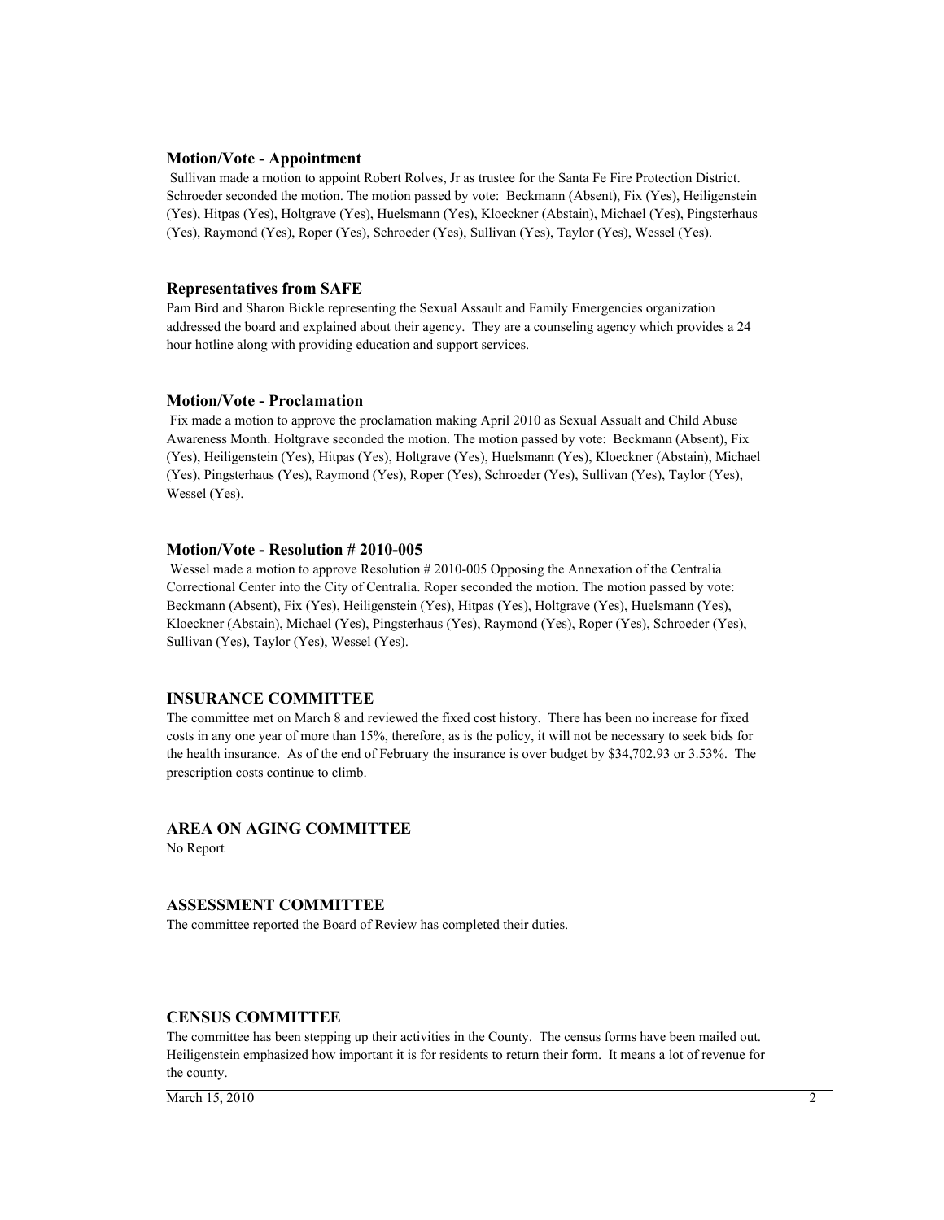### Motion/Vote - Appointment

Sullivan made a motion to appoint Robert Rolves, Jr as trustee for the Santa Fe Fire Protection District. Schroeder seconded the motion. The motion passed by vote: Beckmann (Absent), Fix (Yes), Heiligenstein (Yes), Hitpas (Yes), Holtgrave (Yes), Huelsmann (Yes), Kloeckner (Abstain), Michael (Yes), Pingsterhaus (Yes), Raymond (Yes), Roper (Yes), Schroeder (Yes), Sullivan (Yes), Taylor (Yes), Wessel (Yes).

### Representatives from SAFE

Pam Bird and Sharon Bickle representing the Sexual Assault and Family Emergencies organization addressed the board and explained about their agency. They are a counseling agency which provides a 24 hour hotline along with providing education and support services.

### Motion/Vote - Proclamation

Fix made a motion to approve the proclamation making April 2010 as Sexual Assualt and Child Abuse Awareness Month. Holtgrave seconded the motion. The motion passed by vote: Beckmann (Absent), Fix (Yes), Heiligenstein (Yes), Hitpas (Yes), Holtgrave (Yes), Huelsmann (Yes), Kloeckner (Abstain), Michael (Yes), Pingsterhaus (Yes), Raymond (Yes), Roper (Yes), Schroeder (Yes), Sullivan (Yes), Taylor (Yes), Wessel (Yes).

### Motion/Vote - Resolution # 2010-005

Wessel made a motion to approve Resolution # 2010-005 Opposing the Annexation of the Centralia Correctional Center into the City of Centralia. Roper seconded the motion. The motion passed by vote: Beckmann (Absent), Fix (Yes), Heiligenstein (Yes), Hitpas (Yes), Holtgrave (Yes), Huelsmann (Yes), Kloeckner (Abstain), Michael (Yes), Pingsterhaus (Yes), Raymond (Yes), Roper (Yes), Schroeder (Yes), Sullivan (Yes), Taylor (Yes), Wessel (Yes).

### INSURANCE COMMITTEE

The committee met on March 8 and reviewed the fixed cost history. There has been no increase for fixed costs in any one year of more than 15%, therefore, as is the policy, it will not be necessary to seek bids for the health insurance. As of the end of February the insurance is over budget by $34,702.93 or 3.53%. The prescription costs continue to climb.

### AREA ON AGING COMMITTEE

No Report

### ASSESSMENT COMMITTEE

The committee reported the Board of Review has completed their duties.

### CENSUS COMMITTEE

The committee has been stepping up their activities in the County. The census forms have been mailed out. Heiligenstein emphasized how important it is for residents to return their form. It means a lot of revenue for the county.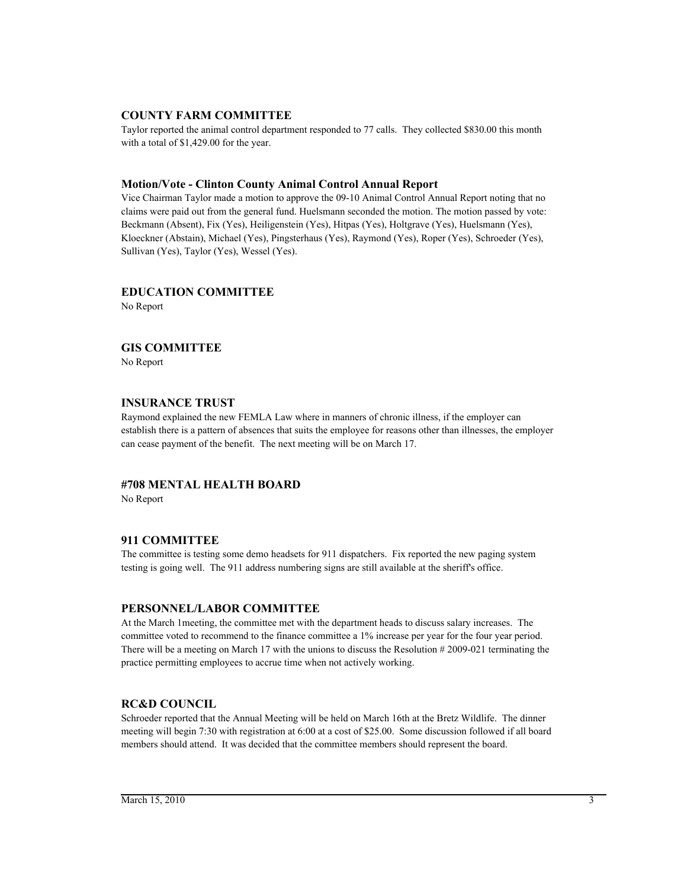### COUNTY FARM COMMITTEE

Taylor reported the animal control department responded to 77 calls. They collected $830.00 this month with a total of $1,429.00 for the year.

### Motion/Vote - Clinton County Animal Control Annual Report

Vice Chairman Taylor made a motion to approve the 09-10 Animal Control Annual Report noting that no claims were paid out from the general fund. Huelsmann seconded the motion. The motion passed by vote: Beckmann (Absent), Fix (Yes), Heiligenstein (Yes), Hitpas (Yes), Holtgrave (Yes), Huelsmann (Yes), Kloeckner (Abstain), Michael (Yes), Pingsterhaus (Yes), Raymond (Yes), Roper (Yes), Schroeder (Yes), Sullivan (Yes), Taylor (Yes), Wessel (Yes).

### EDUCATION COMMITTEE

No Report

### GIS COMMITTEE

No Report

### INSURANCE TRUST

Raymond explained the new FEMLA Law where in manners of chronic illness, if the employer can establish there is a pattern of absences that suits the employee for reasons other than illnesses, the employer can cease payment of the benefit. The next meeting will be on March 17.

### #708 MENTAL HEALTH BOARD

No Report

### 911 COMMITTEE

The committee is testing some demo headsets for 911 dispatchers. Fix reported the new paging system testing is going well. The 911 address numbering signs are still available at the sheriff's office.

### PERSONNEL/LABOR COMMITTEE

At the March 1meeting, the committee met with the department heads to discuss salary increases. The committee voted to recommend to the finance committee a 1% increase per year for the four year period. There will be a meeting on March 17 with the unions to discuss the Resolution # 2009-021 terminating the practice permitting employees to accrue time when not actively working.

### RC&D COUNCIL

Schroeder reported that the Annual Meeting will be held on March 16th at the Bretz Wildlife. The dinner meeting will begin 7:30 with registration at 6:00 at a cost of $25.00. Some discussion followed if all board members should attend. It was decided that the committee members should represent the board.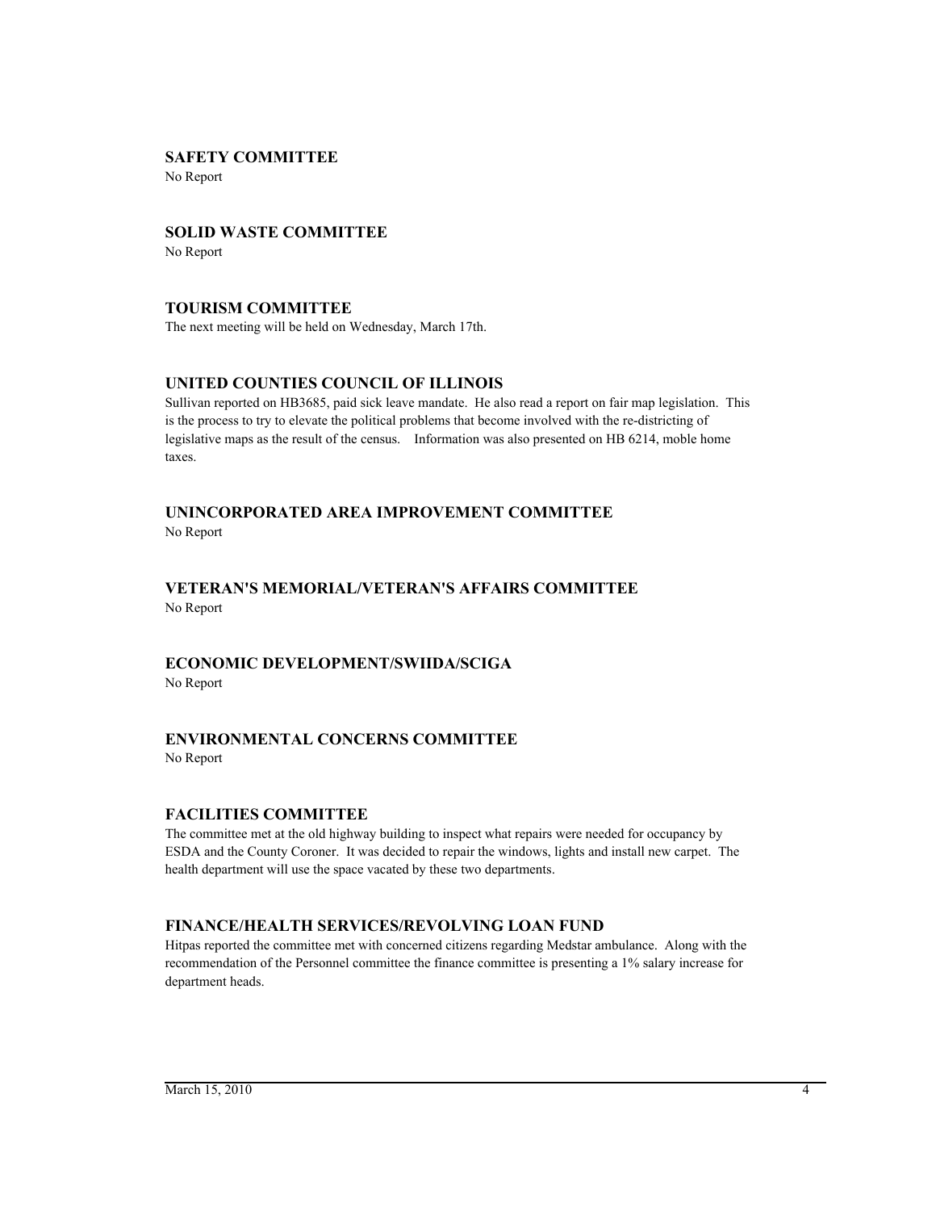## SAFETY COMMITTEE

No Report

## SOLID WASTE COMMITTEE

No Report

## TOURISM COMMITTEE

The next meeting will be held on Wednesday, March 17th.

## UNITED COUNTIES COUNCIL OF ILLINOIS

Sullivan reported on HB3685, paid sick leave mandate. He also read a report on fair map legislation. This is the process to try to elevate the political problems that become involved with the re-districting of legislative maps as the result of the census. Information was also presented on HB 6214, moble home taxes.

## UNINCORPORATED AREA IMPROVEMENT COMMITTEE

No Report

## VETERAN'S MEMORIAL/VETERAN'S AFFAIRS COMMITTEE

No Report

## ECONOMIC DEVELOPMENT/SWIIDA/SCIGA

No Report

## ENVIRONMENTAL CONCERNS COMMITTEE

No Report

## FACILITIES COMMITTEE

The committee met at the old highway building to inspect what repairs were needed for occupancy by ESDA and the County Coroner. It was decided to repair the windows, lights and install new carpet. The health department will use the space vacated by these two departments.

## FINANCE/HEALTH SERVICES/REVOLVING LOAN FUND

Hitpas reported the committee met with concerned citizens regarding Medstar ambulance. Along with the recommendation of the Personnel committee the finance committee is presenting a 1% salary increase for department heads.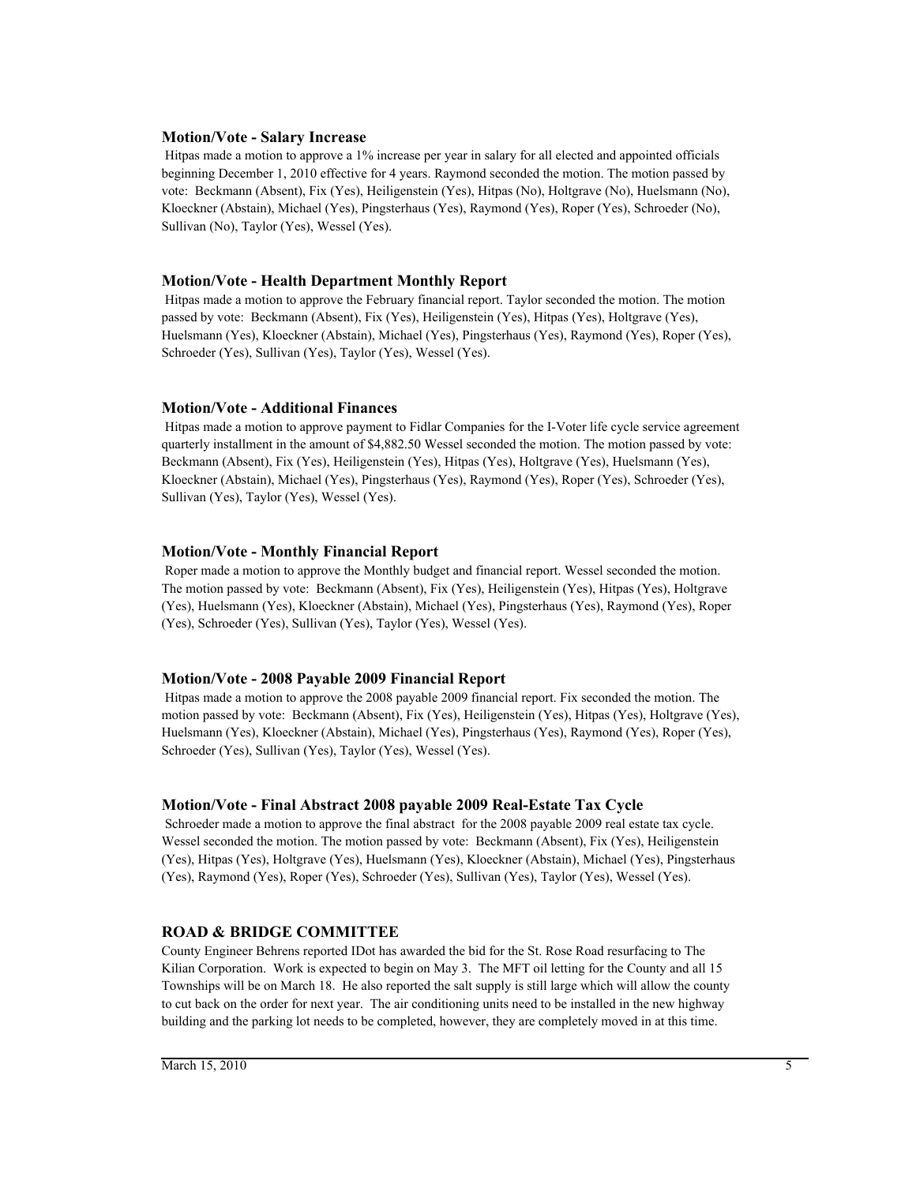### Motion/Vote - Salary Increase

Hitpas made a motion to approve a 1% increase per year in salary for all elected and appointed officials beginning December 1, 2010 effective for 4 years. Raymond seconded the motion. The motion passed by vote: Beckmann (Absent), Fix (Yes), Heiligenstein (Yes), Hitpas (No), Holtgrave (No), Huelsmann (No), Kloeckner (Abstain), Michael (Yes), Pingsterhaus (Yes), Raymond (Yes), Roper (Yes), Schroeder (No), Sullivan (No), Taylor (Yes), Wessel (Yes).

### Motion/Vote - Health Department Monthly Report

Hitpas made a motion to approve the February financial report. Taylor seconded the motion. The motion passed by vote: Beckmann (Absent), Fix (Yes), Heiligenstein (Yes), Hitpas (Yes), Holtgrave (Yes), Huelsmann (Yes), Kloeckner (Abstain), Michael (Yes), Pingsterhaus (Yes), Raymond (Yes), Roper (Yes), Schroeder (Yes), Sullivan (Yes), Taylor (Yes), Wessel (Yes).

### Motion/Vote - Additional Finances

Hitpas made a motion to approve payment to Fidlar Companies for the I-Voter life cycle service agreement quarterly installment in the amount of $4,882.50 Wessel seconded the motion. The motion passed by vote: Beckmann (Absent), Fix (Yes), Heiligenstein (Yes), Hitpas (Yes), Holtgrave (Yes), Huelsmann (Yes), Kloeckner (Abstain), Michael (Yes), Pingsterhaus (Yes), Raymond (Yes), Roper (Yes), Schroeder (Yes), Sullivan (Yes), Taylor (Yes), Wessel (Yes).

### Motion/Vote - Monthly Financial Report

Roper made a motion to approve the Monthly budget and financial report. Wessel seconded the motion. The motion passed by vote: Beckmann (Absent), Fix (Yes), Heiligenstein (Yes), Hitpas (Yes), Holtgrave (Yes), Huelsmann (Yes), Kloeckner (Abstain), Michael (Yes), Pingsterhaus (Yes), Raymond (Yes), Roper (Yes), Schroeder (Yes), Sullivan (Yes), Taylor (Yes), Wessel (Yes).

### Motion/Vote - 2008 Payable 2009 Financial Report

Hitpas made a motion to approve the 2008 payable 2009 financial report. Fix seconded the motion. The motion passed by vote: Beckmann (Absent), Fix (Yes), Heiligenstein (Yes), Hitpas (Yes), Holtgrave (Yes), Huelsmann (Yes), Kloeckner (Abstain), Michael (Yes), Pingsterhaus (Yes), Raymond (Yes), Roper (Yes), Schroeder (Yes), Sullivan (Yes), Taylor (Yes), Wessel (Yes).

### Motion/Vote - Final Abstract 2008 payable 2009 Real-Estate Tax Cycle

Schroeder made a motion to approve the final abstract for the 2008 payable 2009 real estate tax cycle. Wessel seconded the motion. The motion passed by vote: Beckmann (Absent), Fix (Yes), Heiligenstein (Yes), Hitpas (Yes), Holtgrave (Yes), Huelsmann (Yes), Kloeckner (Abstain), Michael (Yes), Pingsterhaus (Yes), Raymond (Yes), Roper (Yes), Schroeder (Yes), Sullivan (Yes), Taylor (Yes), Wessel (Yes).

## ROAD & BRIDGE COMMITTEE

County Engineer Behrens reported IDot has awarded the bid for the St. Rose Road resurfacing to The Kilian Corporation. Work is expected to begin on May 3. The MFT oil letting for the County and all 15 Townships will be on March 18. He also reported the salt supply is still large which will allow the county to cut back on the order for next year. The air conditioning units need to be installed in the new highway building and the parking lot needs to be completed, however, they are completely moved in at this time.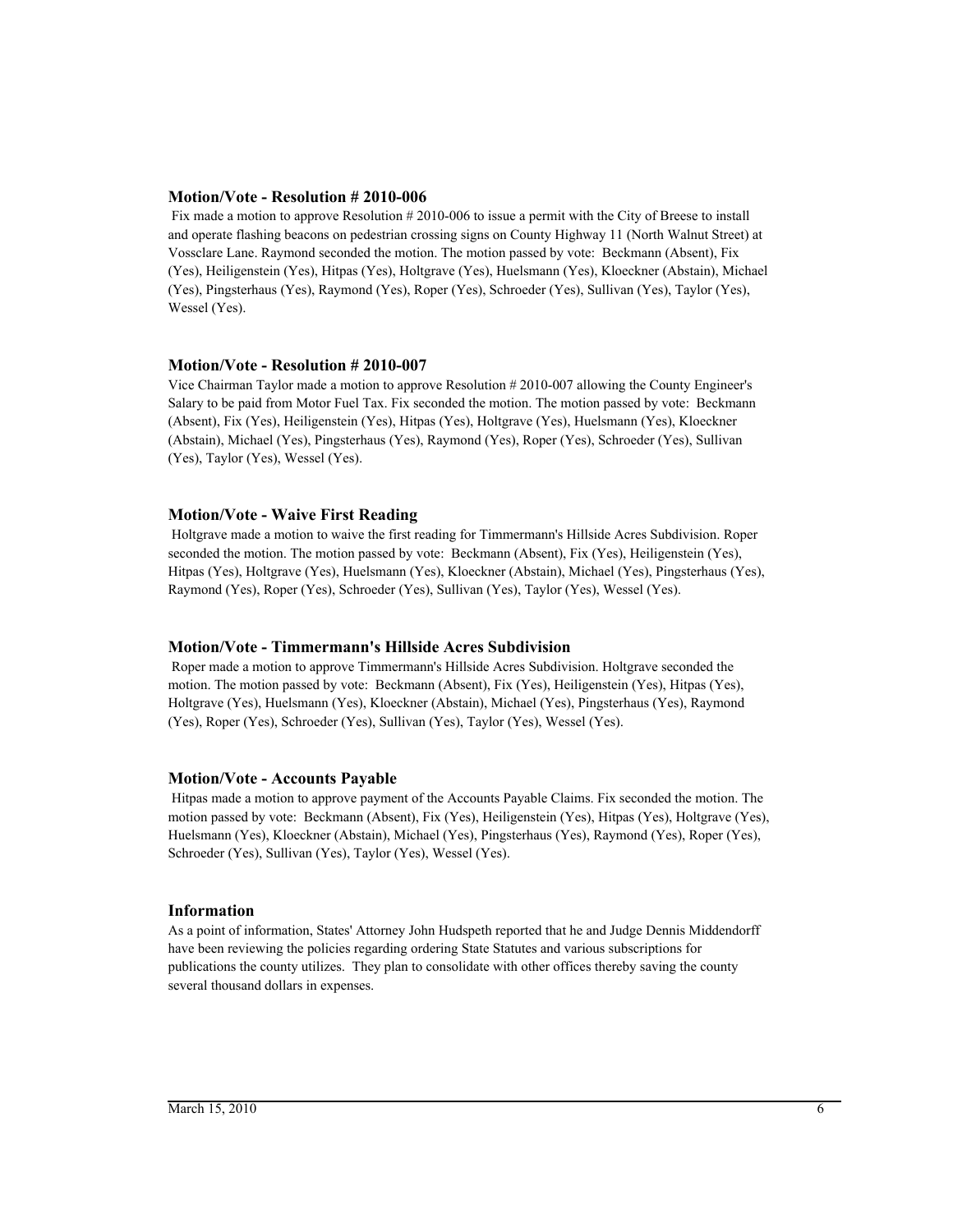### Motion/Vote - Resolution # 2010-006

Fix made a motion to approve Resolution # 2010-006 to issue a permit with the City of Breese to install and operate flashing beacons on pedestrian crossing signs on County Highway 11 (North Walnut Street) at Vossclare Lane. Raymond seconded the motion. The motion passed by vote: Beckmann (Absent), Fix (Yes), Heiligenstein (Yes), Hitpas (Yes), Holtgrave (Yes), Huelsmann (Yes), Kloeckner (Abstain), Michael (Yes), Pingsterhaus (Yes), Raymond (Yes), Roper (Yes), Schroeder (Yes), Sullivan (Yes), Taylor (Yes), Wessel (Yes).

### Motion/Vote - Resolution # 2010-007

Vice Chairman Taylor made a motion to approve Resolution # 2010-007 allowing the County Engineer's Salary to be paid from Motor Fuel Tax. Fix seconded the motion. The motion passed by vote: Beckmann (Absent), Fix (Yes), Heiligenstein (Yes), Hitpas (Yes), Holtgrave (Yes), Huelsmann (Yes), Kloeckner (Abstain), Michael (Yes), Pingsterhaus (Yes), Raymond (Yes), Roper (Yes), Schroeder (Yes), Sullivan (Yes), Taylor (Yes), Wessel (Yes).

### Motion/Vote - Waive First Reading

Holtgrave made a motion to waive the first reading for Timmermann's Hillside Acres Subdivision. Roper seconded the motion. The motion passed by vote: Beckmann (Absent), Fix (Yes), Heiligenstein (Yes), Hitpas (Yes), Holtgrave (Yes), Huelsmann (Yes), Kloeckner (Abstain), Michael (Yes), Pingsterhaus (Yes), Raymond (Yes), Roper (Yes), Schroeder (Yes), Sullivan (Yes), Taylor (Yes), Wessel (Yes).

### Motion/Vote - Timmermann's Hillside Acres Subdivision

Roper made a motion to approve Timmermann's Hillside Acres Subdivision. Holtgrave seconded the motion. The motion passed by vote: Beckmann (Absent), Fix (Yes), Heiligenstein (Yes), Hitpas (Yes), Holtgrave (Yes), Huelsmann (Yes), Kloeckner (Abstain), Michael (Yes), Pingsterhaus (Yes), Raymond (Yes), Roper (Yes), Schroeder (Yes), Sullivan (Yes), Taylor (Yes), Wessel (Yes).

### Motion/Vote - Accounts Payable

Hitpas made a motion to approve payment of the Accounts Payable Claims. Fix seconded the motion. The motion passed by vote: Beckmann (Absent), Fix (Yes), Heiligenstein (Yes), Hitpas (Yes), Holtgrave (Yes), Huelsmann (Yes), Kloeckner (Abstain), Michael (Yes), Pingsterhaus (Yes), Raymond (Yes), Roper (Yes), Schroeder (Yes), Sullivan (Yes), Taylor (Yes), Wessel (Yes).

### Information

As a point of information, States' Attorney John Hudspeth reported that he and Judge Dennis Middendorff have been reviewing the policies regarding ordering State Statutes and various subscriptions for publications the county utilizes. They plan to consolidate with other offices thereby saving the county several thousand dollars in expenses.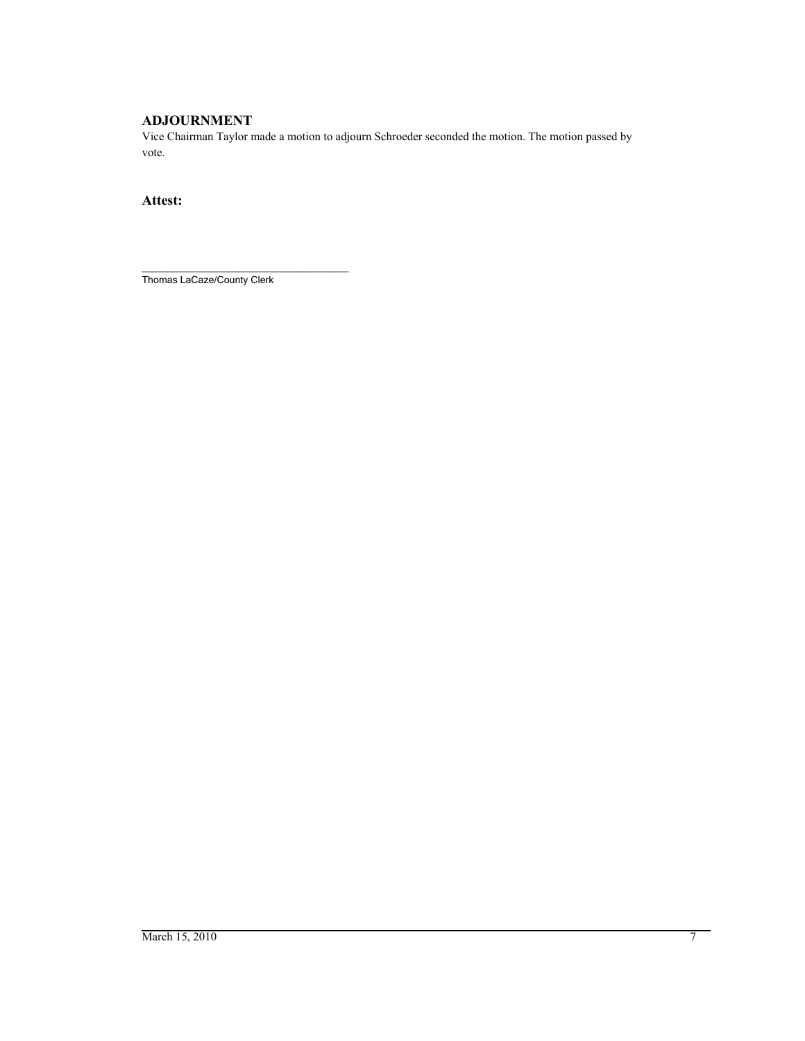## ADJOURNMENT

Vice Chairman Taylor made a motion to adjourn Schroeder seconded the motion. The motion passed by vote.

### Attest:

\_\_\_\_\_\_\_\_\_\_\_\_\_\_\_\_\_\_\_\_\_\_\_\_\_\_\_\_\_\_\_\_\_\_\_

Thomas LaCaze/County Clerk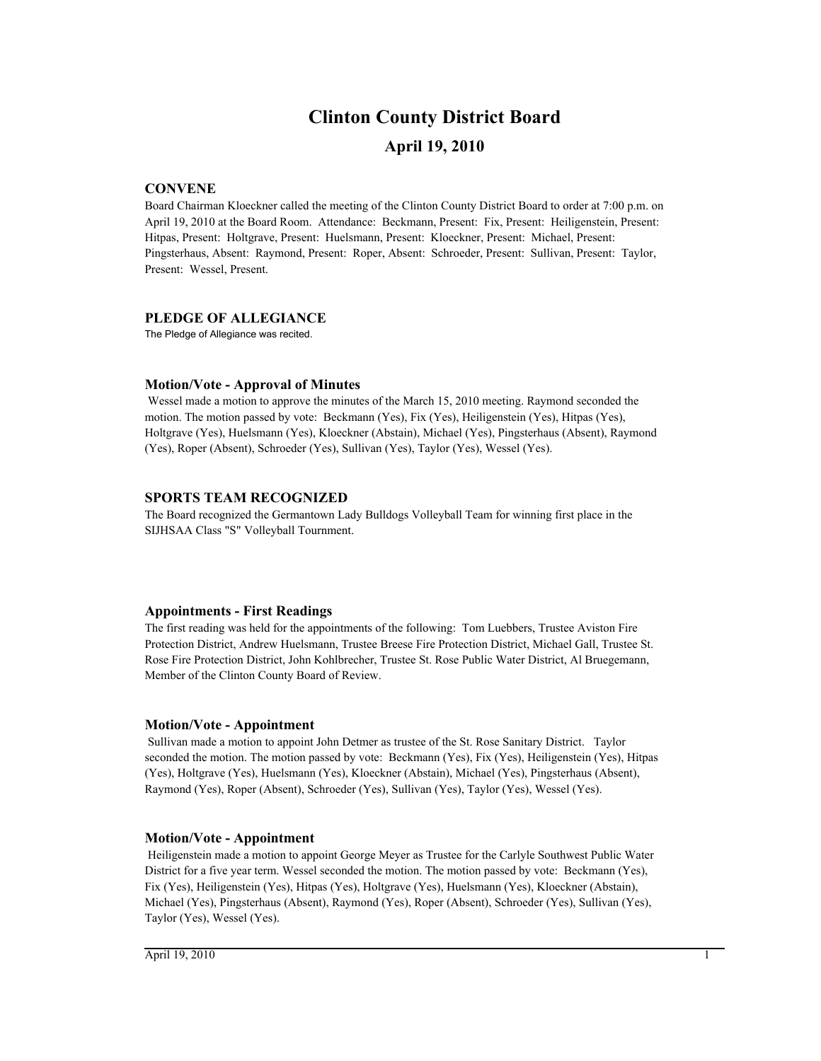# Clinton County District Board

## April 19, 2010

### CONVENE

Board Chairman Kloeckner called the meeting of the Clinton County District Board to order at 7:00 p.m. on April 19, 2010 at the Board Room. Attendance: Beckmann, Present: Fix, Present: Heiligenstein, Present: Hitpas, Present: Holtgrave, Present: Huelsmann, Present: Kloeckner, Present: Michael, Present: Pingsterhaus, Absent: Raymond, Present: Roper, Absent: Schroeder, Present: Sullivan, Present: Taylor, Present: Wessel, Present.

### PLEDGE OF ALLEGIANCE

The Pledge of Allegiance was recited.

### Motion/Vote - Approval of Minutes

Wessel made a motion to approve the minutes of the March 15, 2010 meeting. Raymond seconded the motion. The motion passed by vote: Beckmann (Yes), Fix (Yes), Heiligenstein (Yes), Hitpas (Yes), Holtgrave (Yes), Huelsmann (Yes), Kloeckner (Abstain), Michael (Yes), Pingsterhaus (Absent), Raymond (Yes), Roper (Absent), Schroeder (Yes), Sullivan (Yes), Taylor (Yes), Wessel (Yes).

### SPORTS TEAM RECOGNIZED

The Board recognized the Germantown Lady Bulldogs Volleyball Team for winning first place in the SIJHSAA Class "S" Volleyball Tournment.

### Appointments - First Readings

The first reading was held for the appointments of the following: Tom Luebbers, Trustee Aviston Fire Protection District, Andrew Huelsmann, Trustee Breese Fire Protection District, Michael Gall, Trustee St. Rose Fire Protection District, John Kohlbrecher, Trustee St. Rose Public Water District, Al Bruegemann, Member of the Clinton County Board of Review.

### Motion/Vote - Appointment

Sullivan made a motion to appoint John Detmer as trustee of the St. Rose Sanitary District. Taylor seconded the motion. The motion passed by vote: Beckmann (Yes), Fix (Yes), Heiligenstein (Yes), Hitpas (Yes), Holtgrave (Yes), Huelsmann (Yes), Kloeckner (Abstain), Michael (Yes), Pingsterhaus (Absent), Raymond (Yes), Roper (Absent), Schroeder (Yes), Sullivan (Yes), Taylor (Yes), Wessel (Yes).

### Motion/Vote - Appointment

Heiligenstein made a motion to appoint George Meyer as Trustee for the Carlyle Southwest Public Water District for a five year term. Wessel seconded the motion. The motion passed by vote: Beckmann (Yes), Fix (Yes), Heiligenstein (Yes), Hitpas (Yes), Holtgrave (Yes), Huelsmann (Yes), Kloeckner (Abstain), Michael (Yes), Pingsterhaus (Absent), Raymond (Yes), Roper (Absent), Schroeder (Yes), Sullivan (Yes), Taylor (Yes), Wessel (Yes).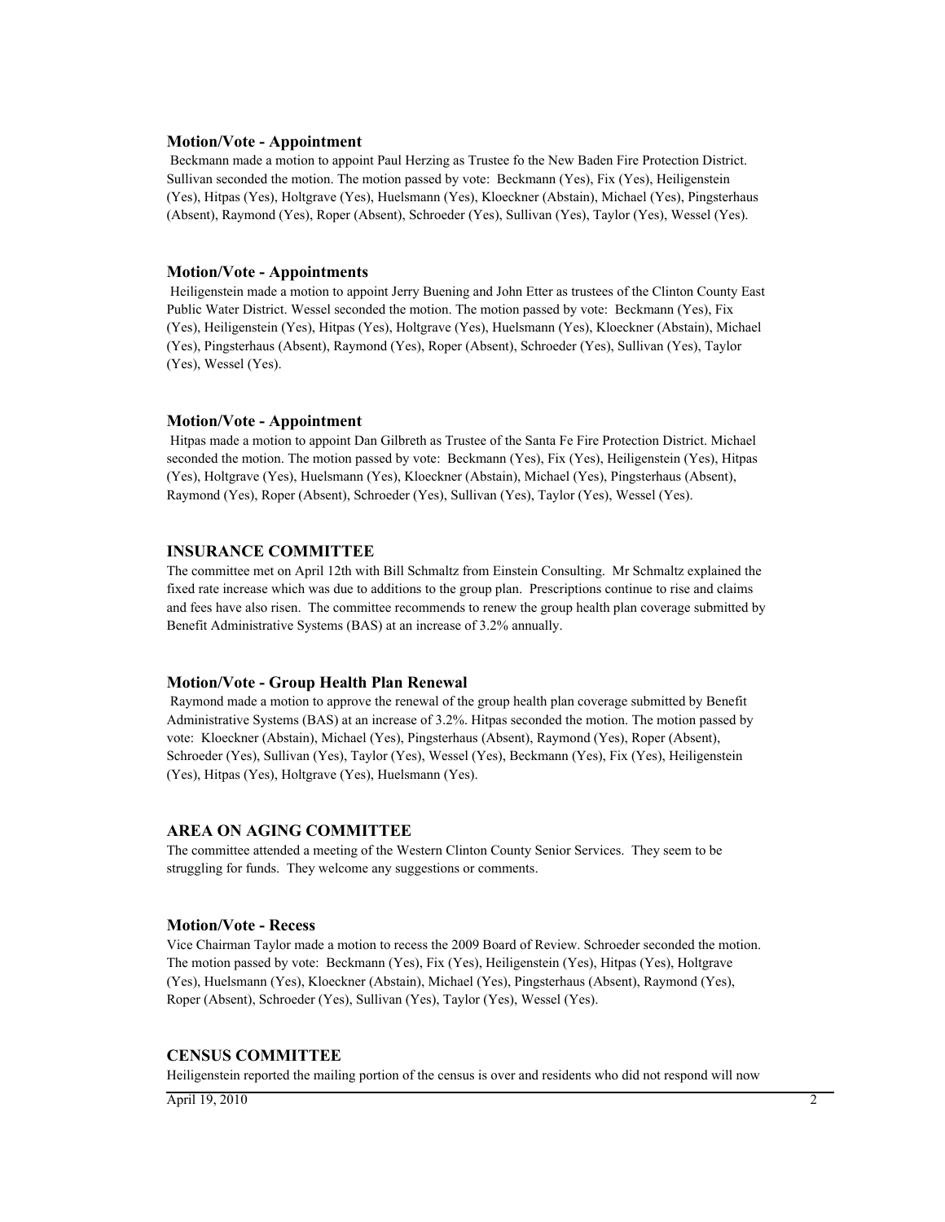### Motion/Vote - Appointment

Beckmann made a motion to appoint Paul Herzing as Trustee fo the New Baden Fire Protection District. Sullivan seconded the motion. The motion passed by vote: Beckmann (Yes), Fix (Yes), Heiligenstein (Yes), Hitpas (Yes), Holtgrave (Yes), Huelsmann (Yes), Kloeckner (Abstain), Michael (Yes), Pingsterhaus (Absent), Raymond (Yes), Roper (Absent), Schroeder (Yes), Sullivan (Yes), Taylor (Yes), Wessel (Yes).

### Motion/Vote - Appointments

Heiligenstein made a motion to appoint Jerry Buening and John Etter as trustees of the Clinton County East Public Water District. Wessel seconded the motion. The motion passed by vote: Beckmann (Yes), Fix (Yes), Heiligenstein (Yes), Hitpas (Yes), Holtgrave (Yes), Huelsmann (Yes), Kloeckner (Abstain), Michael (Yes), Pingsterhaus (Absent), Raymond (Yes), Roper (Absent), Schroeder (Yes), Sullivan (Yes), Taylor (Yes), Wessel (Yes).

### Motion/Vote - Appointment

Hitpas made a motion to appoint Dan Gilbreth as Trustee of the Santa Fe Fire Protection District. Michael seconded the motion. The motion passed by vote: Beckmann (Yes), Fix (Yes), Heiligenstein (Yes), Hitpas (Yes), Holtgrave (Yes), Huelsmann (Yes), Kloeckner (Abstain), Michael (Yes), Pingsterhaus (Absent), Raymond (Yes), Roper (Absent), Schroeder (Yes), Sullivan (Yes), Taylor (Yes), Wessel (Yes).

## INSURANCE COMMITTEE

The committee met on April 12th with Bill Schmaltz from Einstein Consulting. Mr Schmaltz explained the fixed rate increase which was due to additions to the group plan. Prescriptions continue to rise and claims and fees have also risen. The committee recommends to renew the group health plan coverage submitted by Benefit Administrative Systems (BAS) at an increase of 3.2% annually.

### Motion/Vote - Group Health Plan Renewal

Raymond made a motion to approve the renewal of the group health plan coverage submitted by Benefit Administrative Systems (BAS) at an increase of 3.2%. Hitpas seconded the motion. The motion passed by vote: Kloeckner (Abstain), Michael (Yes), Pingsterhaus (Absent), Raymond (Yes), Roper (Absent), Schroeder (Yes), Sullivan (Yes), Taylor (Yes), Wessel (Yes), Beckmann (Yes), Fix (Yes), Heiligenstein (Yes), Hitpas (Yes), Holtgrave (Yes), Huelsmann (Yes).

## AREA ON AGING COMMITTEE

The committee attended a meeting of the Western Clinton County Senior Services. They seem to be struggling for funds. They welcome any suggestions or comments.

### Motion/Vote - Recess

Vice Chairman Taylor made a motion to recess the 2009 Board of Review. Schroeder seconded the motion. The motion passed by vote: Beckmann (Yes), Fix (Yes), Heiligenstein (Yes), Hitpas (Yes), Holtgrave (Yes), Huelsmann (Yes), Kloeckner (Abstain), Michael (Yes), Pingsterhaus (Absent), Raymond (Yes), Roper (Absent), Schroeder (Yes), Sullivan (Yes), Taylor (Yes), Wessel (Yes).

## CENSUS COMMITTEE

Heiligenstein reported the mailing portion of the census is over and residents who did not respond will now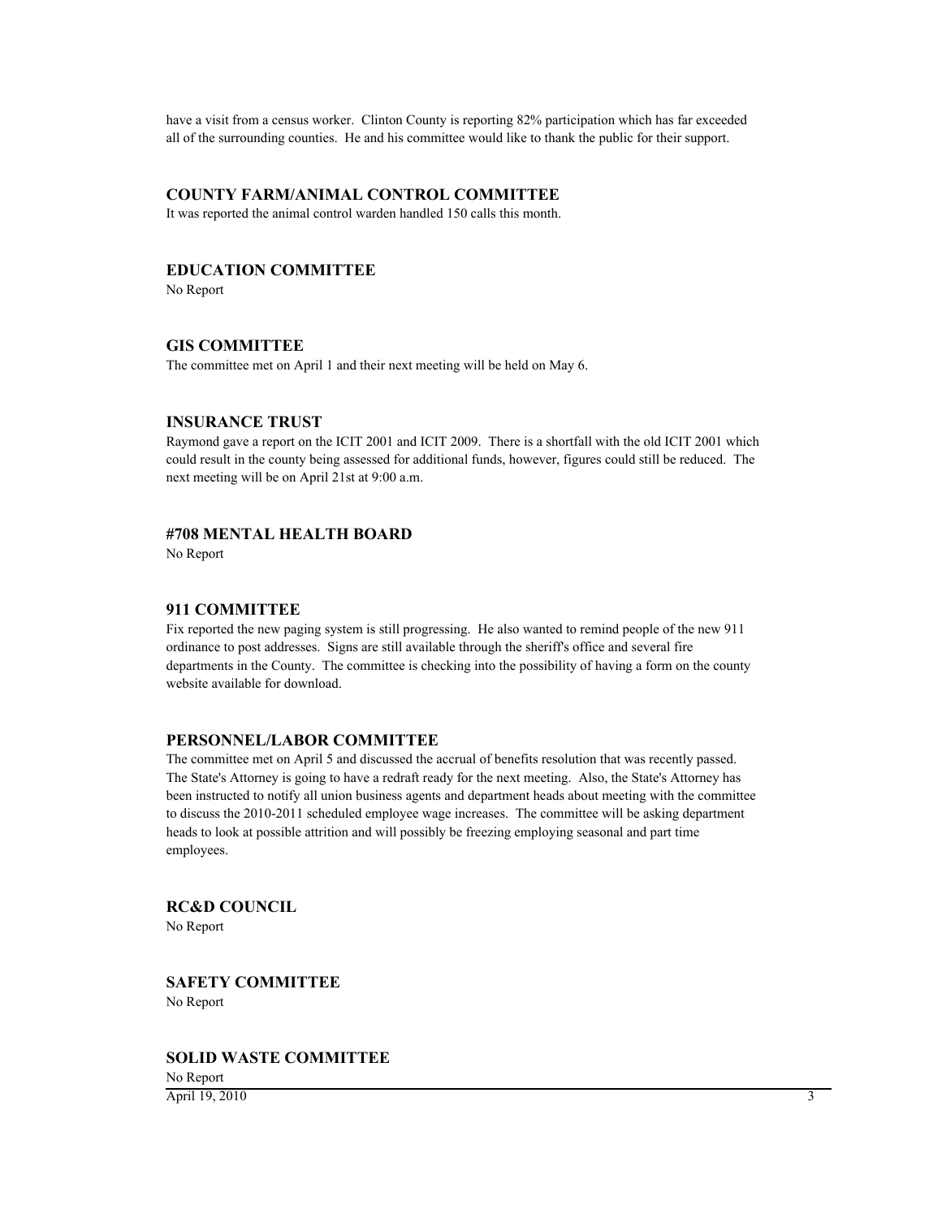have a visit from a census worker. Clinton County is reporting 82% participation which has far exceeded all of the surrounding counties. He and his committee would like to thank the public for their support.

### COUNTY FARM/ANIMAL CONTROL COMMITTEE

It was reported the animal control warden handled 150 calls this month.

### EDUCATION COMMITTEE

No Report

### GIS COMMITTEE

The committee met on April 1 and their next meeting will be held on May 6.

### INSURANCE TRUST

Raymond gave a report on the ICIT 2001 and ICIT 2009. There is a shortfall with the old ICIT 2001 which could result in the county being assessed for additional funds, however, figures could still be reduced. The next meeting will be on April 21st at 9:00 a.m.

### #708 MENTAL HEALTH BOARD

No Report

### 911 COMMITTEE

Fix reported the new paging system is still progressing. He also wanted to remind people of the new 911 ordinance to post addresses. Signs are still available through the sheriff's office and several fire departments in the County. The committee is checking into the possibility of having a form on the county website available for download.

### PERSONNEL/LABOR COMMITTEE

The committee met on April 5 and discussed the accrual of benefits resolution that was recently passed. The State's Attorney is going to have a redraft ready for the next meeting. Also, the State's Attorney has been instructed to notify all union business agents and department heads about meeting with the committee to discuss the 2010-2011 scheduled employee wage increases. The committee will be asking department heads to look at possible attrition and will possibly be freezing employing seasonal and part time employees.

### RC&D COUNCIL

No Report

### SAFETY COMMITTEE

No Report

### SOLID WASTE COMMITTEE

No Report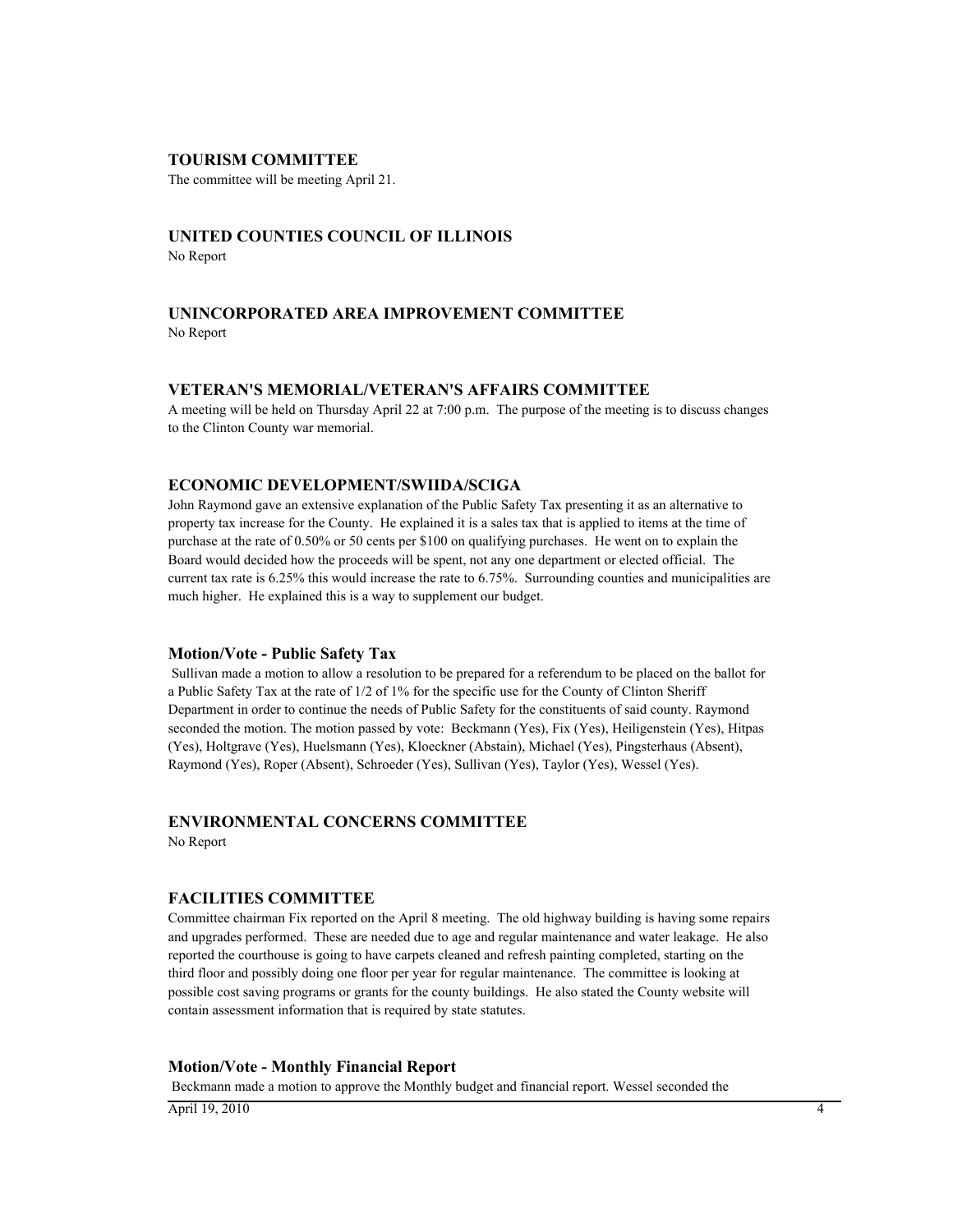## TOURISM COMMITTEE

The committee will be meeting April 21.

## UNITED COUNTIES COUNCIL OF ILLINOIS

No Report

## UNINCORPORATED AREA IMPROVEMENT COMMITTEE

No Report

## VETERAN'S MEMORIAL/VETERAN'S AFFAIRS COMMITTEE

A meeting will be held on Thursday April 22 at 7:00 p.m. The purpose of the meeting is to discuss changes to the Clinton County war memorial.

## ECONOMIC DEVELOPMENT/SWIIDA/SCIGA

John Raymond gave an extensive explanation of the Public Safety Tax presenting it as an alternative to property tax increase for the County. He explained it is a sales tax that is applied to items at the time of purchase at the rate of 0.50% or 50 cents per $100 on qualifying purchases. He went on to explain the Board would decided how the proceeds will be spent, not any one department or elected official. The current tax rate is 6.25% this would increase the rate to 6.75%. Surrounding counties and municipalities are much higher. He explained this is a way to supplement our budget.

### Motion/Vote - Public Safety Tax

Sullivan made a motion to allow a resolution to be prepared for a referendum to be placed on the ballot for a Public Safety Tax at the rate of 1/2 of 1% for the specific use for the County of Clinton Sheriff Department in order to continue the needs of Public Safety for the constituents of said county. Raymond seconded the motion. The motion passed by vote: Beckmann (Yes), Fix (Yes), Heiligenstein (Yes), Hitpas (Yes), Holtgrave (Yes), Huelsmann (Yes), Kloeckner (Abstain), Michael (Yes), Pingsterhaus (Absent), Raymond (Yes), Roper (Absent), Schroeder (Yes), Sullivan (Yes), Taylor (Yes), Wessel (Yes).

## ENVIRONMENTAL CONCERNS COMMITTEE

No Report

## FACILITIES COMMITTEE

Committee chairman Fix reported on the April 8 meeting. The old highway building is having some repairs and upgrades performed. These are needed due to age and regular maintenance and water leakage. He also reported the courthouse is going to have carpets cleaned and refresh painting completed, starting on the third floor and possibly doing one floor per year for regular maintenance. The committee is looking at possible cost saving programs or grants for the county buildings. He also stated the County website will contain assessment information that is required by state statutes.

### Motion/Vote - Monthly Financial Report

Beckmann made a motion to approve the Monthly budget and financial report. Wessel seconded the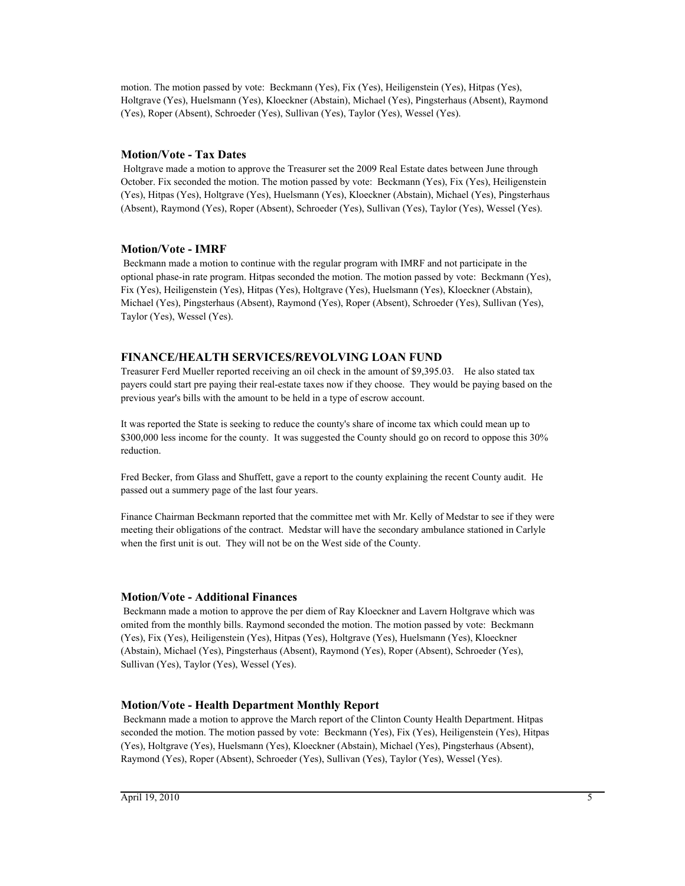motion. The motion passed by vote: Beckmann (Yes), Fix (Yes), Heiligenstein (Yes), Hitpas (Yes), Holtgrave (Yes), Huelsmann (Yes), Kloeckner (Abstain), Michael (Yes), Pingsterhaus (Absent), Raymond (Yes), Roper (Absent), Schroeder (Yes), Sullivan (Yes), Taylor (Yes), Wessel (Yes).

### Motion/Vote - Tax Dates

Holtgrave made a motion to approve the Treasurer set the 2009 Real Estate dates between June through October. Fix seconded the motion. The motion passed by vote: Beckmann (Yes), Fix (Yes), Heiligenstein (Yes), Hitpas (Yes), Holtgrave (Yes), Huelsmann (Yes), Kloeckner (Abstain), Michael (Yes), Pingsterhaus (Absent), Raymond (Yes), Roper (Absent), Schroeder (Yes), Sullivan (Yes), Taylor (Yes), Wessel (Yes).

### Motion/Vote - IMRF

Beckmann made a motion to continue with the regular program with IMRF and not participate in the optional phase-in rate program. Hitpas seconded the motion. The motion passed by vote: Beckmann (Yes), Fix (Yes), Heiligenstein (Yes), Hitpas (Yes), Holtgrave (Yes), Huelsmann (Yes), Kloeckner (Abstain), Michael (Yes), Pingsterhaus (Absent), Raymond (Yes), Roper (Absent), Schroeder (Yes), Sullivan (Yes), Taylor (Yes), Wessel (Yes).

## FINANCE/HEALTH SERVICES/REVOLVING LOAN FUND

Treasurer Ferd Mueller reported receiving an oil check in the amount of $9,395.03. He also stated tax payers could start pre paying their real-estate taxes now if they choose. They would be paying based on the previous year's bills with the amount to be held in a type of escrow account.

It was reported the State is seeking to reduce the county's share of income tax which could mean up to $300,000 less income for the county. It was suggested the County should go on record to oppose this 30% reduction.

Fred Becker, from Glass and Shuffett, gave a report to the county explaining the recent County audit. He passed out a summery page of the last four years.

Finance Chairman Beckmann reported that the committee met with Mr. Kelly of Medstar to see if they were meeting their obligations of the contract. Medstar will have the secondary ambulance stationed in Carlyle when the first unit is out. They will not be on the West side of the County.

### Motion/Vote - Additional Finances

Beckmann made a motion to approve the per diem of Ray Kloeckner and Lavern Holtgrave which was omited from the monthly bills. Raymond seconded the motion. The motion passed by vote: Beckmann (Yes), Fix (Yes), Heiligenstein (Yes), Hitpas (Yes), Holtgrave (Yes), Huelsmann (Yes), Kloeckner (Abstain), Michael (Yes), Pingsterhaus (Absent), Raymond (Yes), Roper (Absent), Schroeder (Yes), Sullivan (Yes), Taylor (Yes), Wessel (Yes).

### Motion/Vote - Health Department Monthly Report

Beckmann made a motion to approve the March report of the Clinton County Health Department. Hitpas seconded the motion. The motion passed by vote: Beckmann (Yes), Fix (Yes), Heiligenstein (Yes), Hitpas (Yes), Holtgrave (Yes), Huelsmann (Yes), Kloeckner (Abstain), Michael (Yes), Pingsterhaus (Absent), Raymond (Yes), Roper (Absent), Schroeder (Yes), Sullivan (Yes), Taylor (Yes), Wessel (Yes).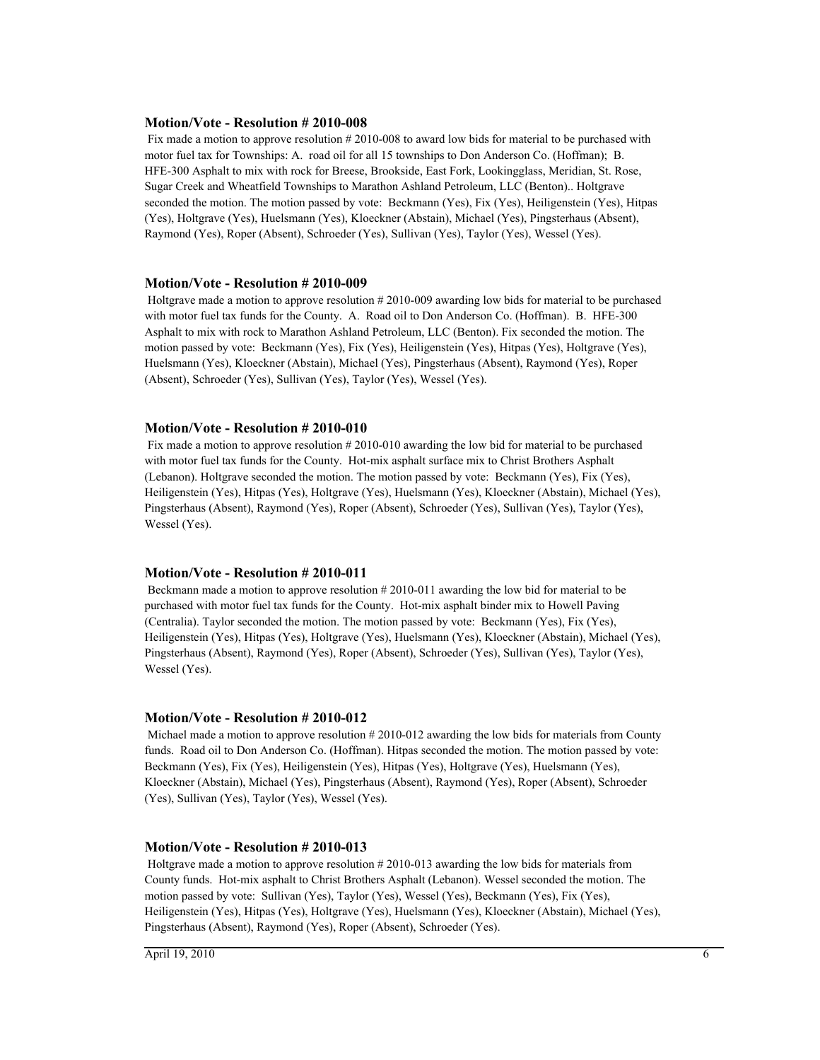**Motion/Vote - Resolution # 2010-008**

Fix made a motion to approve resolution # 2010-008 to award low bids for material to be purchased with motor fuel tax for Townships: A. road oil for all 15 townships to Don Anderson Co. (Hoffman); B. HFE-300 Asphalt to mix with rock for Breese, Brookside, East Fork, Lookingglass, Meridian, St. Rose, Sugar Creek and Wheatfield Townships to Marathon Ashland Petroleum, LLC (Benton).. Holtgrave seconded the motion. The motion passed by vote: Beckmann (Yes), Fix (Yes), Heiligenstein (Yes), Hitpas (Yes), Holtgrave (Yes), Huelsmann (Yes), Kloeckner (Abstain), Michael (Yes), Pingsterhaus (Absent), Raymond (Yes), Roper (Absent), Schroeder (Yes), Sullivan (Yes), Taylor (Yes), Wessel (Yes).

**Motion/Vote - Resolution # 2010-009**

Holtgrave made a motion to approve resolution # 2010-009 awarding low bids for material to be purchased with motor fuel tax funds for the County. A. Road oil to Don Anderson Co. (Hoffman). B. HFE-300 Asphalt to mix with rock to Marathon Ashland Petroleum, LLC (Benton). Fix seconded the motion. The motion passed by vote: Beckmann (Yes), Fix (Yes), Heiligenstein (Yes), Hitpas (Yes), Holtgrave (Yes), Huelsmann (Yes), Kloeckner (Abstain), Michael (Yes), Pingsterhaus (Absent), Raymond (Yes), Roper (Absent), Schroeder (Yes), Sullivan (Yes), Taylor (Yes), Wessel (Yes).

**Motion/Vote - Resolution # 2010-010**

Fix made a motion to approve resolution # 2010-010 awarding the low bid for material to be purchased with motor fuel tax funds for the County. Hot-mix asphalt surface mix to Christ Brothers Asphalt (Lebanon). Holtgrave seconded the motion. The motion passed by vote: Beckmann (Yes), Fix (Yes), Heiligenstein (Yes), Hitpas (Yes), Holtgrave (Yes), Huelsmann (Yes), Kloeckner (Abstain), Michael (Yes), Pingsterhaus (Absent), Raymond (Yes), Roper (Absent), Schroeder (Yes), Sullivan (Yes), Taylor (Yes), Wessel (Yes).

**Motion/Vote - Resolution # 2010-011**

Beckmann made a motion to approve resolution # 2010-011 awarding the low bid for material to be purchased with motor fuel tax funds for the County. Hot-mix asphalt binder mix to Howell Paving (Centralia). Taylor seconded the motion. The motion passed by vote: Beckmann (Yes), Fix (Yes), Heiligenstein (Yes), Hitpas (Yes), Holtgrave (Yes), Huelsmann (Yes), Kloeckner (Abstain), Michael (Yes), Pingsterhaus (Absent), Raymond (Yes), Roper (Absent), Schroeder (Yes), Sullivan (Yes), Taylor (Yes), Wessel (Yes).

**Motion/Vote - Resolution # 2010-012**

Michael made a motion to approve resolution # 2010-012 awarding the low bids for materials from County funds. Road oil to Don Anderson Co. (Hoffman). Hitpas seconded the motion. The motion passed by vote: Beckmann (Yes), Fix (Yes), Heiligenstein (Yes), Hitpas (Yes), Holtgrave (Yes), Huelsmann (Yes), Kloeckner (Abstain), Michael (Yes), Pingsterhaus (Absent), Raymond (Yes), Roper (Absent), Schroeder (Yes), Sullivan (Yes), Taylor (Yes), Wessel (Yes).

**Motion/Vote - Resolution # 2010-013**

Holtgrave made a motion to approve resolution # 2010-013 awarding the low bids for materials from County funds. Hot-mix asphalt to Christ Brothers Asphalt (Lebanon). Wessel seconded the motion. The motion passed by vote: Sullivan (Yes), Taylor (Yes), Wessel (Yes), Beckmann (Yes), Fix (Yes), Heiligenstein (Yes), Hitpas (Yes), Holtgrave (Yes), Huelsmann (Yes), Kloeckner (Abstain), Michael (Yes), Pingsterhaus (Absent), Raymond (Yes), Roper (Absent), Schroeder (Yes).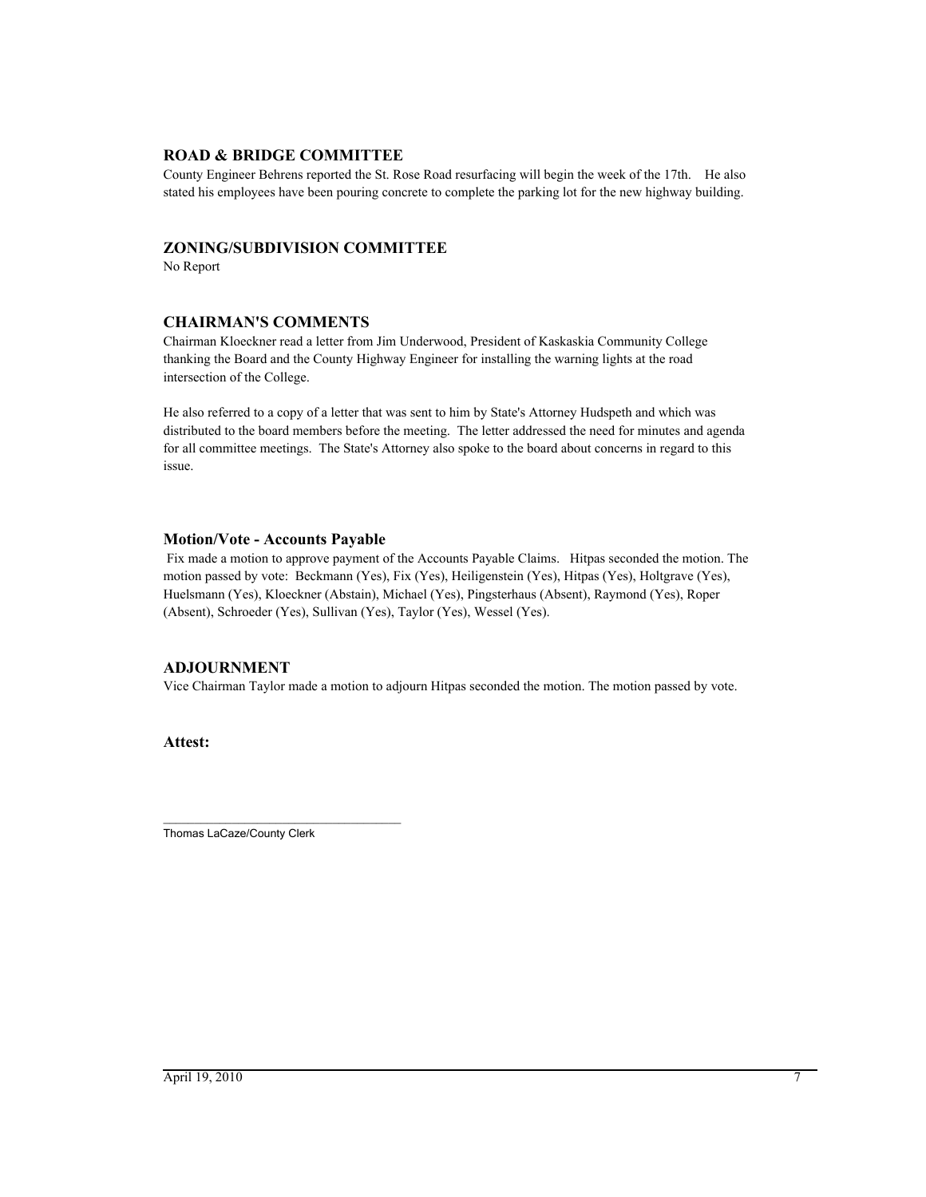## ROAD & BRIDGE COMMITTEE

County Engineer Behrens reported the St. Rose Road resurfacing will begin the week of the 17th. He also stated his employees have been pouring concrete to complete the parking lot for the new highway building.

## ZONING/SUBDIVISION COMMITTEE

No Report

## CHAIRMAN'S COMMENTS

Chairman Kloeckner read a letter from Jim Underwood, President of Kaskaskia Community College thanking the Board and the County Highway Engineer for installing the warning lights at the road intersection of the College.

He also referred to a copy of a letter that was sent to him by State's Attorney Hudspeth and which was distributed to the board members before the meeting. The letter addressed the need for minutes and agenda for all committee meetings. The State's Attorney also spoke to the board about concerns in regard to this issue.

### Motion/Vote - Accounts Payable

Fix made a motion to approve payment of the Accounts Payable Claims. Hitpas seconded the motion. The motion passed by vote: Beckmann (Yes), Fix (Yes), Heiligenstein (Yes), Hitpas (Yes), Holtgrave (Yes), Huelsmann (Yes), Kloeckner (Abstain), Michael (Yes), Pingsterhaus (Absent), Raymond (Yes), Roper (Absent), Schroeder (Yes), Sullivan (Yes), Taylor (Yes), Wessel (Yes).

## ADJOURNMENT

Vice Chairman Taylor made a motion to adjourn Hitpas seconded the motion. The motion passed by vote.

**Attest:**

\_\_\_\_\_\_\_\_\_\_\_\_\_\_\_\_\_\_\_\_\_\_\_\_\_\_\_\_\_\_\_\_\_\_\_\_

Thomas LaCaze/County Clerk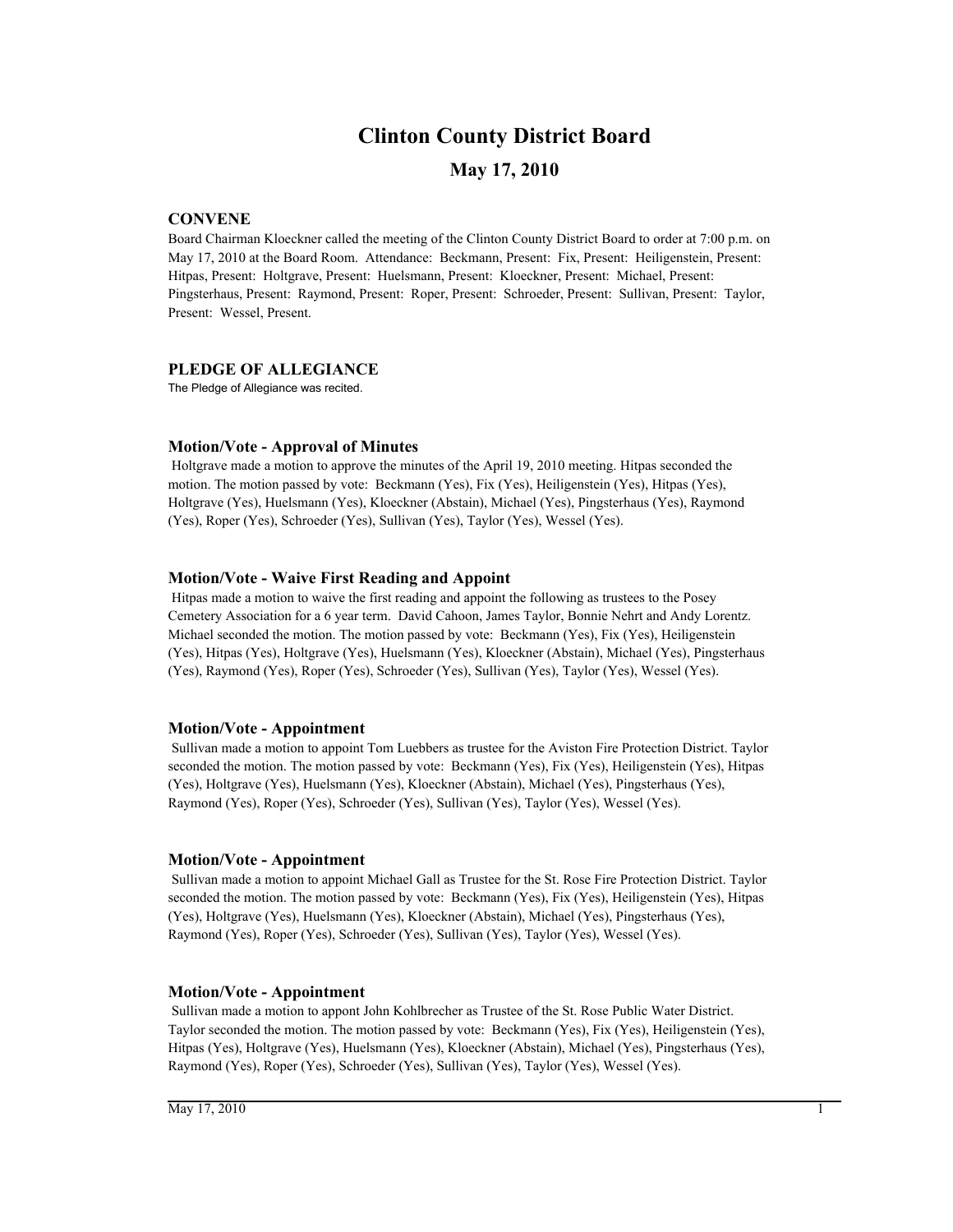# Clinton County District Board

## May 17, 2010

### CONVENE

Board Chairman Kloeckner called the meeting of the Clinton County District Board to order at 7:00 p.m. on May 17, 2010 at the Board Room. Attendance: Beckmann, Present: Fix, Present: Heiligenstein, Present: Hitpas, Present: Holtgrave, Present: Huelsmann, Present: Kloeckner, Present: Michael, Present: Pingsterhaus, Present: Raymond, Present: Roper, Present: Schroeder, Present: Sullivan, Present: Taylor, Present: Wessel, Present.

### PLEDGE OF ALLEGIANCE

The Pledge of Allegiance was recited.

### Motion/Vote - Approval of Minutes

Holtgrave made a motion to approve the minutes of the April 19, 2010 meeting. Hitpas seconded the motion. The motion passed by vote: Beckmann (Yes), Fix (Yes), Heiligenstein (Yes), Hitpas (Yes), Holtgrave (Yes), Huelsmann (Yes), Kloeckner (Abstain), Michael (Yes), Pingsterhaus (Yes), Raymond (Yes), Roper (Yes), Schroeder (Yes), Sullivan (Yes), Taylor (Yes), Wessel (Yes).

### Motion/Vote - Waive First Reading and Appoint

Hitpas made a motion to waive the first reading and appoint the following as trustees to the Posey Cemetery Association for a 6 year term. David Cahoon, James Taylor, Bonnie Nehrt and Andy Lorentz. Michael seconded the motion. The motion passed by vote: Beckmann (Yes), Fix (Yes), Heiligenstein (Yes), Hitpas (Yes), Holtgrave (Yes), Huelsmann (Yes), Kloeckner (Abstain), Michael (Yes), Pingsterhaus (Yes), Raymond (Yes), Roper (Yes), Schroeder (Yes), Sullivan (Yes), Taylor (Yes), Wessel (Yes).

### Motion/Vote - Appointment

Sullivan made a motion to appoint Tom Luebbers as trustee for the Aviston Fire Protection District. Taylor seconded the motion. The motion passed by vote: Beckmann (Yes), Fix (Yes), Heiligenstein (Yes), Hitpas (Yes), Holtgrave (Yes), Huelsmann (Yes), Kloeckner (Abstain), Michael (Yes), Pingsterhaus (Yes), Raymond (Yes), Roper (Yes), Schroeder (Yes), Sullivan (Yes), Taylor (Yes), Wessel (Yes).

### Motion/Vote - Appointment

Sullivan made a motion to appoint Michael Gall as Trustee for the St. Rose Fire Protection District. Taylor seconded the motion. The motion passed by vote: Beckmann (Yes), Fix (Yes), Heiligenstein (Yes), Hitpas (Yes), Holtgrave (Yes), Huelsmann (Yes), Kloeckner (Abstain), Michael (Yes), Pingsterhaus (Yes), Raymond (Yes), Roper (Yes), Schroeder (Yes), Sullivan (Yes), Taylor (Yes), Wessel (Yes).

### Motion/Vote - Appointment

Sullivan made a motion to appont John Kohlbrecher as Trustee of the St. Rose Public Water District. Taylor seconded the motion. The motion passed by vote: Beckmann (Yes), Fix (Yes), Heiligenstein (Yes), Hitpas (Yes), Holtgrave (Yes), Huelsmann (Yes), Kloeckner (Abstain), Michael (Yes), Pingsterhaus (Yes), Raymond (Yes), Roper (Yes), Schroeder (Yes), Sullivan (Yes), Taylor (Yes), Wessel (Yes).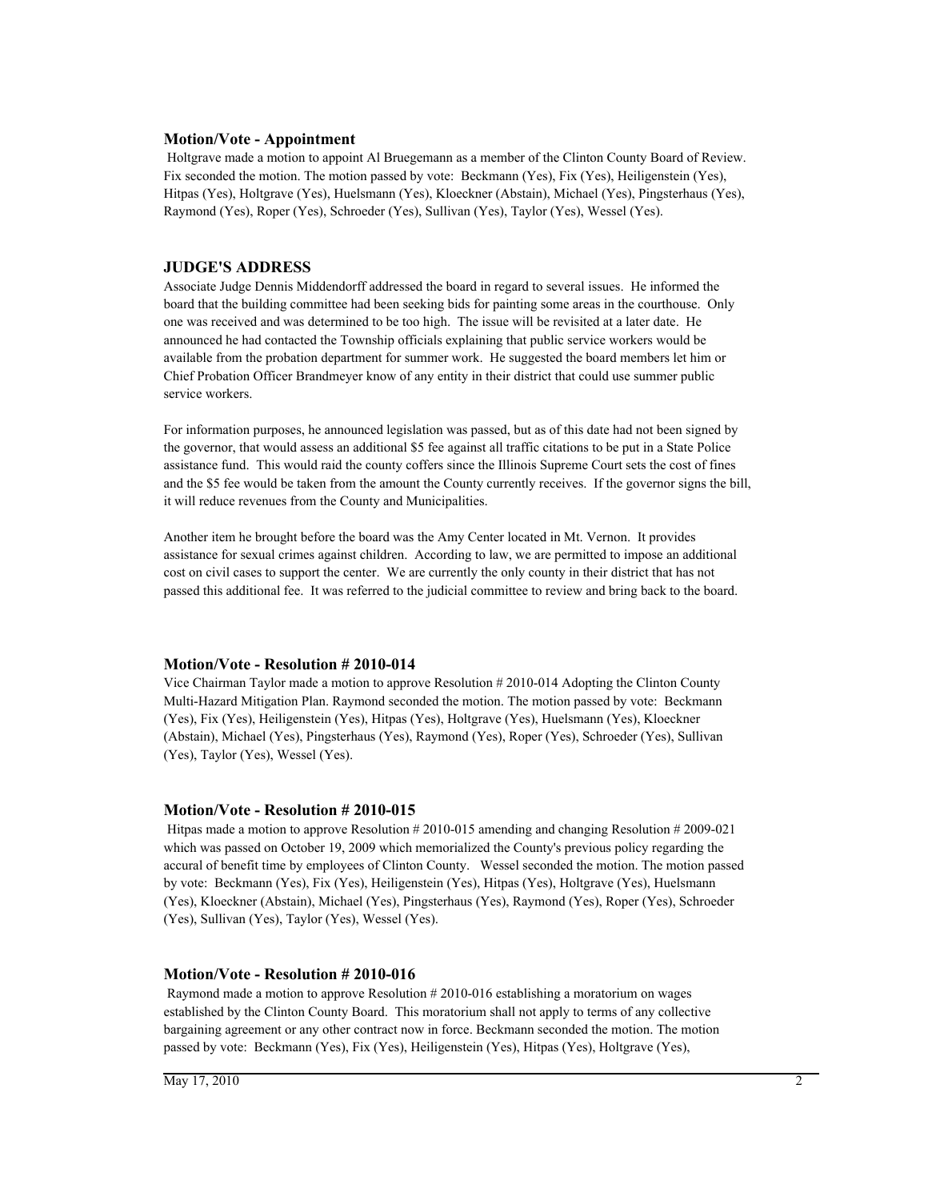### Motion/Vote - Appointment

Holtgrave made a motion to appoint Al Bruegemann as a member of the Clinton County Board of Review. Fix seconded the motion. The motion passed by vote: Beckmann (Yes), Fix (Yes), Heiligenstein (Yes), Hitpas (Yes), Holtgrave (Yes), Huelsmann (Yes), Kloeckner (Abstain), Michael (Yes), Pingsterhaus (Yes), Raymond (Yes), Roper (Yes), Schroeder (Yes), Sullivan (Yes), Taylor (Yes), Wessel (Yes).

### JUDGE'S ADDRESS

Associate Judge Dennis Middendorff addressed the board in regard to several issues. He informed the board that the building committee had been seeking bids for painting some areas in the courthouse. Only one was received and was determined to be too high. The issue will be revisited at a later date. He announced he had contacted the Township officials explaining that public service workers would be available from the probation department for summer work. He suggested the board members let him or Chief Probation Officer Brandmeyer know of any entity in their district that could use summer public service workers.

For information purposes, he announced legislation was passed, but as of this date had not been signed by the governor, that would assess an additional $5 fee against all traffic citations to be put in a State Police assistance fund. This would raid the county coffers since the Illinois Supreme Court sets the cost of fines and the $5 fee would be taken from the amount the County currently receives. If the governor signs the bill, it will reduce revenues from the County and Municipalities.

Another item he brought before the board was the Amy Center located in Mt. Vernon. It provides assistance for sexual crimes against children. According to law, we are permitted to impose an additional cost on civil cases to support the center. We are currently the only county in their district that has not passed this additional fee. It was referred to the judicial committee to review and bring back to the board.

### Motion/Vote - Resolution # 2010-014

Vice Chairman Taylor made a motion to approve Resolution # 2010-014 Adopting the Clinton County Multi-Hazard Mitigation Plan. Raymond seconded the motion. The motion passed by vote: Beckmann (Yes), Fix (Yes), Heiligenstein (Yes), Hitpas (Yes), Holtgrave (Yes), Huelsmann (Yes), Kloeckner (Abstain), Michael (Yes), Pingsterhaus (Yes), Raymond (Yes), Roper (Yes), Schroeder (Yes), Sullivan (Yes), Taylor (Yes), Wessel (Yes).

### Motion/Vote - Resolution # 2010-015

Hitpas made a motion to approve Resolution # 2010-015 amending and changing Resolution # 2009-021 which was passed on October 19, 2009 which memorialized the County's previous policy regarding the accural of benefit time by employees of Clinton County. Wessel seconded the motion. The motion passed by vote: Beckmann (Yes), Fix (Yes), Heiligenstein (Yes), Hitpas (Yes), Holtgrave (Yes), Huelsmann (Yes), Kloeckner (Abstain), Michael (Yes), Pingsterhaus (Yes), Raymond (Yes), Roper (Yes), Schroeder (Yes), Sullivan (Yes), Taylor (Yes), Wessel (Yes).

### Motion/Vote - Resolution # 2010-016

Raymond made a motion to approve Resolution # 2010-016 establishing a moratorium on wages established by the Clinton County Board. This moratorium shall not apply to terms of any collective bargaining agreement or any other contract now in force. Beckmann seconded the motion. The motion passed by vote: Beckmann (Yes), Fix (Yes), Heiligenstein (Yes), Hitpas (Yes), Holtgrave (Yes),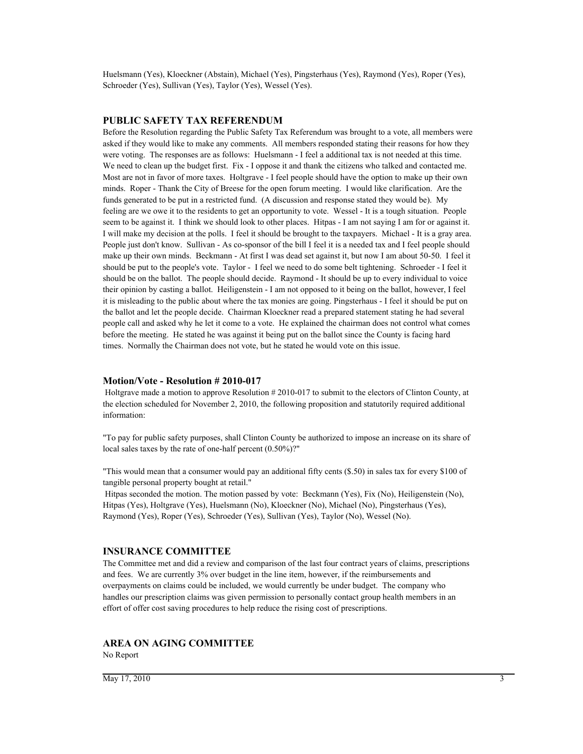Huelsmann (Yes), Kloeckner (Abstain), Michael (Yes), Pingsterhaus (Yes), Raymond (Yes), Roper (Yes), Schroeder (Yes), Sullivan (Yes), Taylor (Yes), Wessel (Yes).

## PUBLIC SAFETY TAX REFERENDUM

Before the Resolution regarding the Public Safety Tax Referendum was brought to a vote, all members were asked if they would like to make any comments. All members responded stating their reasons for how they were voting. The responses are as follows: Huelsmann - I feel a additional tax is not needed at this time. We need to clean up the budget first. Fix - I oppose it and thank the citizens who talked and contacted me. Most are not in favor of more taxes. Holtgrave - I feel people should have the option to make up their own minds. Roper - Thank the City of Breese for the open forum meeting. I would like clarification. Are the funds generated to be put in a restricted fund. (A discussion and response stated they would be). My feeling are we owe it to the residents to get an opportunity to vote. Wessel - It is a tough situation. People seem to be against it. I think we should look to other places. Hitpas - I am not saying I am for or against it. I will make my decision at the polls. I feel it should be brought to the taxpayers. Michael - It is a gray area. People just don't know. Sullivan - As co-sponsor of the bill I feel it is a needed tax and I feel people should make up their own minds. Beckmann - At first I was dead set against it, but now I am about 50-50. I feel it should be put to the people's vote. Taylor - I feel we need to do some belt tightening. Schroeder - I feel it should be on the ballot. The people should decide. Raymond - It should be up to every individual to voice their opinion by casting a ballot. Heiligenstein - I am not opposed to it being on the ballot, however, I feel it is misleading to the public about where the tax monies are going. Pingsterhaus - I feel it should be put on the ballot and let the people decide. Chairman Kloeckner read a prepared statement stating he had several people call and asked why he let it come to a vote. He explained the chairman does not control what comes before the meeting. He stated he was against it being put on the ballot since the County is facing hard times. Normally the Chairman does not vote, but he stated he would vote on this issue.

### Motion/Vote - Resolution # 2010-017

Holtgrave made a motion to approve Resolution # 2010-017 to submit to the electors of Clinton County, at the election scheduled for November 2, 2010, the following proposition and statutorily required additional information:

"To pay for public safety purposes, shall Clinton County be authorized to impose an increase on its share of local sales taxes by the rate of one-half percent (0.50%)?"

"This would mean that a consumer would pay an additional fifty cents ($.50) in sales tax for every $100 of tangible personal property bought at retail."

Hitpas seconded the motion. The motion passed by vote: Beckmann (Yes), Fix (No), Heiligenstein (No), Hitpas (Yes), Holtgrave (Yes), Huelsmann (No), Kloeckner (No), Michael (No), Pingsterhaus (Yes), Raymond (Yes), Roper (Yes), Schroeder (Yes), Sullivan (Yes), Taylor (No), Wessel (No).

## INSURANCE COMMITTEE

The Committee met and did a review and comparison of the last four contract years of claims, prescriptions and fees. We are currently 3% over budget in the line item, however, if the reimbursements and overpayments on claims could be included, we would currently be under budget. The company who handles our prescription claims was given permission to personally contact group health members in an effort of offer cost saving procedures to help reduce the rising cost of prescriptions.

## AREA ON AGING COMMITTEE

No Report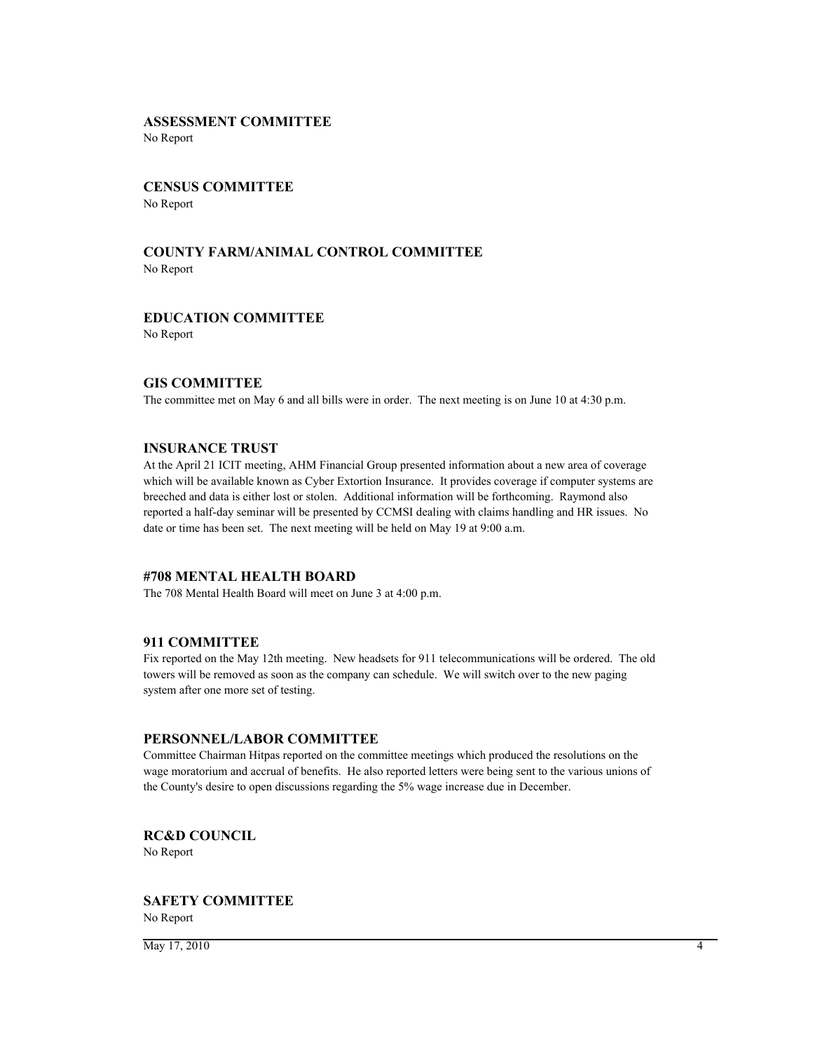## ASSESSMENT COMMITTEE

No Report

## CENSUS COMMITTEE

No Report

## COUNTY FARM/ANIMAL CONTROL COMMITTEE

No Report

## EDUCATION COMMITTEE

No Report

## GIS COMMITTEE

The committee met on May 6 and all bills were in order. The next meeting is on June 10 at 4:30 p.m.

## INSURANCE TRUST

At the April 21 ICIT meeting, AHM Financial Group presented information about a new area of coverage which will be available known as Cyber Extortion Insurance. It provides coverage if computer systems are breeched and data is either lost or stolen. Additional information will be forthcoming. Raymond also reported a half-day seminar will be presented by CCMSI dealing with claims handling and HR issues. No date or time has been set. The next meeting will be held on May 19 at 9:00 a.m.

## #708 MENTAL HEALTH BOARD

The 708 Mental Health Board will meet on June 3 at 4:00 p.m.

## 911 COMMITTEE

Fix reported on the May 12th meeting. New headsets for 911 telecommunications will be ordered. The old towers will be removed as soon as the company can schedule. We will switch over to the new paging system after one more set of testing.

## PERSONNEL/LABOR COMMITTEE

Committee Chairman Hitpas reported on the committee meetings which produced the resolutions on the wage moratorium and accrual of benefits. He also reported letters were being sent to the various unions of the County's desire to open discussions regarding the 5% wage increase due in December.

## RC&D COUNCIL

No Report

## SAFETY COMMITTEE

No Report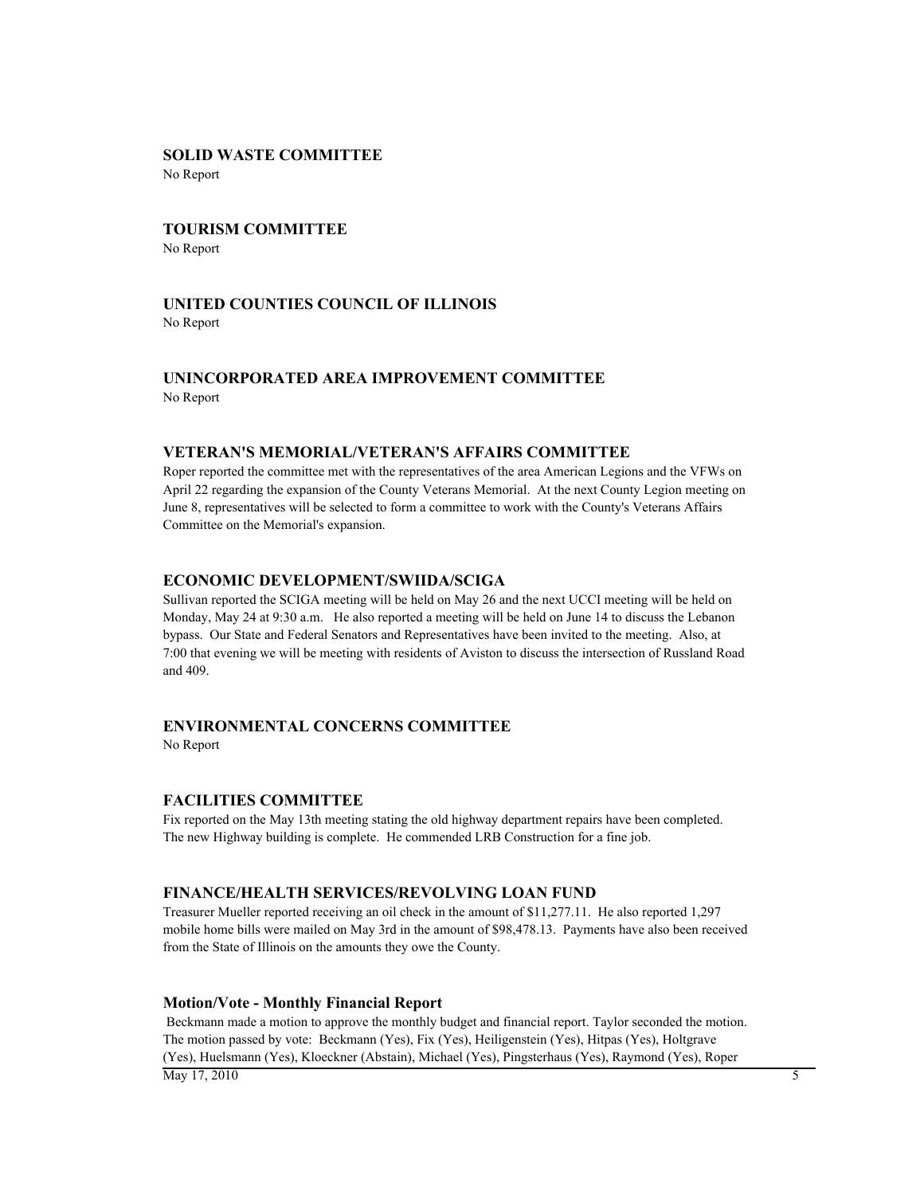## SOLID WASTE COMMITTEE

No Report

## TOURISM COMMITTEE

No Report

## UNITED COUNTIES COUNCIL OF ILLINOIS

No Report

## UNINCORPORATED AREA IMPROVEMENT COMMITTEE

No Report

## VETERAN'S MEMORIAL/VETERAN'S AFFAIRS COMMITTEE

Roper reported the committee met with the representatives of the area American Legions and the VFWs on April 22 regarding the expansion of the County Veterans Memorial. At the next County Legion meeting on June 8, representatives will be selected to form a committee to work with the County's Veterans Affairs Committee on the Memorial's expansion.

## ECONOMIC DEVELOPMENT/SWIIDA/SCIGA

Sullivan reported the SCIGA meeting will be held on May 26 and the next UCCI meeting will be held on Monday, May 24 at 9:30 a.m. He also reported a meeting will be held on June 14 to discuss the Lebanon bypass. Our State and Federal Senators and Representatives have been invited to the meeting. Also, at 7:00 that evening we will be meeting with residents of Aviston to discuss the intersection of Russland Road and 409.

## ENVIRONMENTAL CONCERNS COMMITTEE

No Report

## FACILITIES COMMITTEE

Fix reported on the May 13th meeting stating the old highway department repairs have been completed. The new Highway building is complete. He commended LRB Construction for a fine job.

## FINANCE/HEALTH SERVICES/REVOLVING LOAN FUND

Treasurer Mueller reported receiving an oil check in the amount of $11,277.11. He also reported 1,297 mobile home bills were mailed on May 3rd in the amount of $98,478.13. Payments have also been received from the State of Illinois on the amounts they owe the County.

### Motion/Vote - Monthly Financial Report

Beckmann made a motion to approve the monthly budget and financial report. Taylor seconded the motion. The motion passed by vote: Beckmann (Yes), Fix (Yes), Heiligenstein (Yes), Hitpas (Yes), Holtgrave (Yes), Huelsmann (Yes), Kloeckner (Abstain), Michael (Yes), Pingsterhaus (Yes), Raymond (Yes), Roper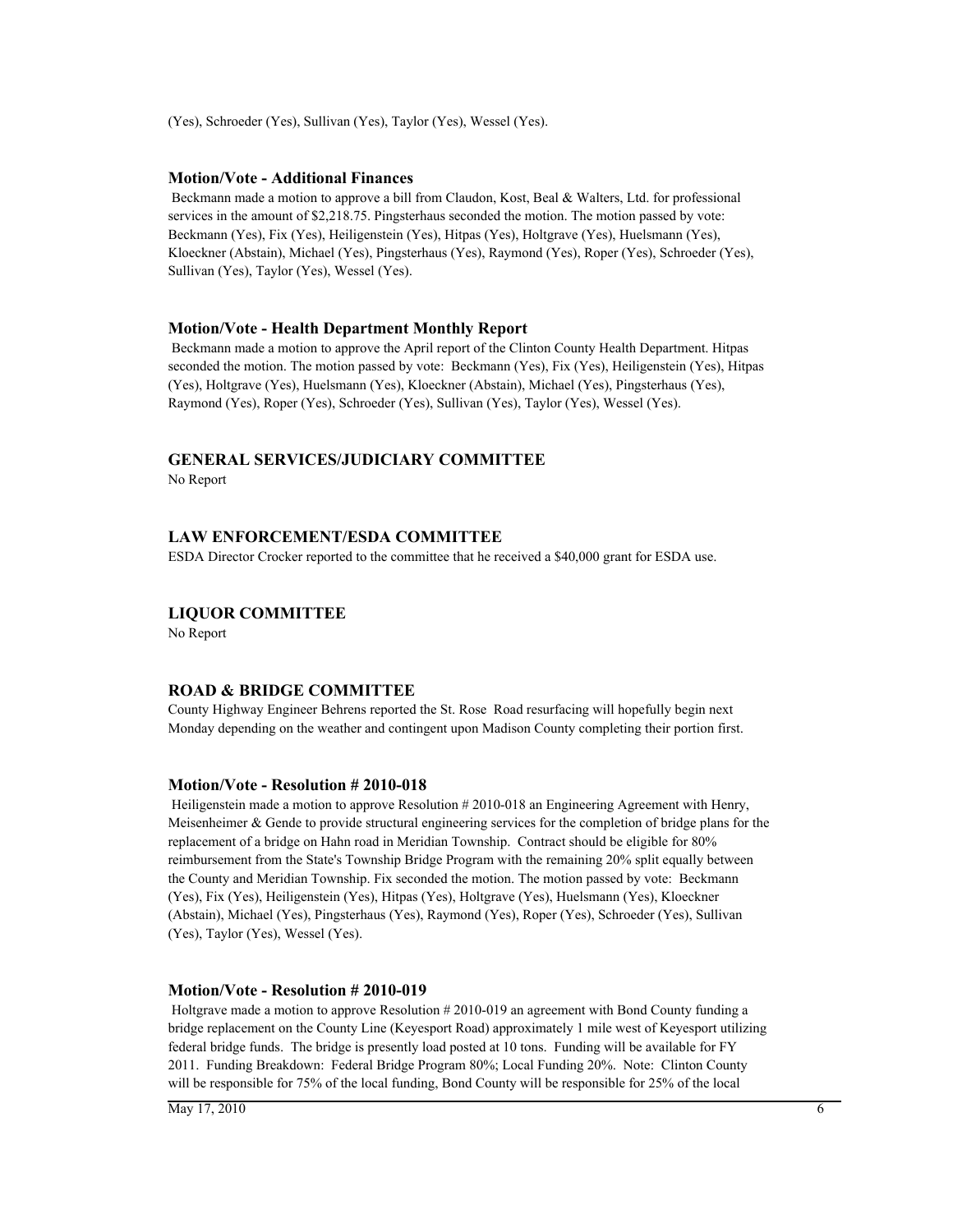(Yes), Schroeder (Yes), Sullivan (Yes), Taylor (Yes), Wessel (Yes).

### Motion/Vote - Additional Finances

Beckmann made a motion to approve a bill from Claudon, Kost, Beal & Walters, Ltd. for professional services in the amount of $2,218.75. Pingsterhaus seconded the motion. The motion passed by vote: Beckmann (Yes), Fix (Yes), Heiligenstein (Yes), Hitpas (Yes), Holtgrave (Yes), Huelsmann (Yes), Kloeckner (Abstain), Michael (Yes), Pingsterhaus (Yes), Raymond (Yes), Roper (Yes), Schroeder (Yes), Sullivan (Yes), Taylor (Yes), Wessel (Yes).

### Motion/Vote - Health Department Monthly Report

Beckmann made a motion to approve the April report of the Clinton County Health Department. Hitpas seconded the motion. The motion passed by vote: Beckmann (Yes), Fix (Yes), Heiligenstein (Yes), Hitpas (Yes), Holtgrave (Yes), Huelsmann (Yes), Kloeckner (Abstain), Michael (Yes), Pingsterhaus (Yes), Raymond (Yes), Roper (Yes), Schroeder (Yes), Sullivan (Yes), Taylor (Yes), Wessel (Yes).

## GENERAL SERVICES/JUDICIARY COMMITTEE

No Report

## LAW ENFORCEMENT/ESDA COMMITTEE

ESDA Director Crocker reported to the committee that he received a $40,000 grant for ESDA use.

## LIQUOR COMMITTEE

No Report

## ROAD & BRIDGE COMMITTEE

County Highway Engineer Behrens reported the St. Rose Road resurfacing will hopefully begin next Monday depending on the weather and contingent upon Madison County completing their portion first.

### Motion/Vote - Resolution # 2010-018

Heiligenstein made a motion to approve Resolution # 2010-018 an Engineering Agreement with Henry, Meisenheimer & Gende to provide structural engineering services for the completion of bridge plans for the replacement of a bridge on Hahn road in Meridian Township. Contract should be eligible for 80% reimbursement from the State's Township Bridge Program with the remaining 20% split equally between the County and Meridian Township. Fix seconded the motion. The motion passed by vote: Beckmann (Yes), Fix (Yes), Heiligenstein (Yes), Hitpas (Yes), Holtgrave (Yes), Huelsmann (Yes), Kloeckner (Abstain), Michael (Yes), Pingsterhaus (Yes), Raymond (Yes), Roper (Yes), Schroeder (Yes), Sullivan (Yes), Taylor (Yes), Wessel (Yes).

### Motion/Vote - Resolution # 2010-019

Holtgrave made a motion to approve Resolution # 2010-019 an agreement with Bond County funding a bridge replacement on the County Line (Keyesport Road) approximately 1 mile west of Keyesport utilizing federal bridge funds. The bridge is presently load posted at 10 tons. Funding will be available for FY 2011. Funding Breakdown: Federal Bridge Program 80%; Local Funding 20%. Note: Clinton County will be responsible for 75% of the local funding, Bond County will be responsible for 25% of the local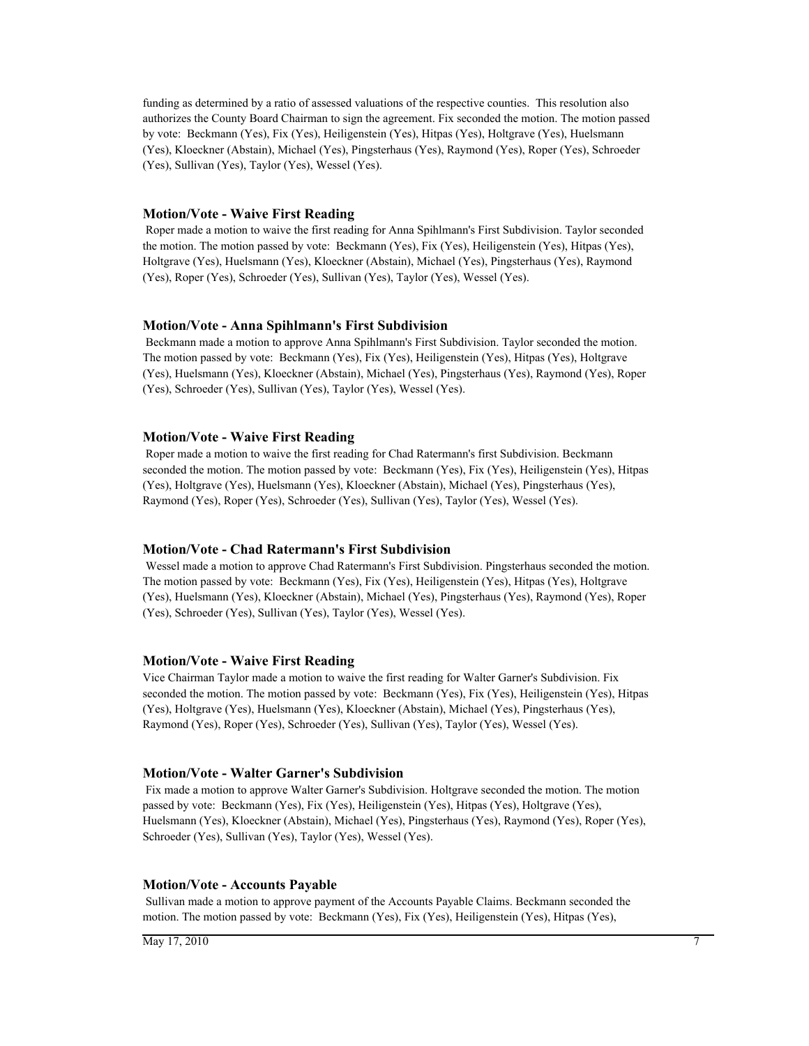funding as determined by a ratio of assessed valuations of the respective counties. This resolution also authorizes the County Board Chairman to sign the agreement. Fix seconded the motion. The motion passed by vote: Beckmann (Yes), Fix (Yes), Heiligenstein (Yes), Hitpas (Yes), Holtgrave (Yes), Huelsmann (Yes), Kloeckner (Abstain), Michael (Yes), Pingsterhaus (Yes), Raymond (Yes), Roper (Yes), Schroeder (Yes), Sullivan (Yes), Taylor (Yes), Wessel (Yes).

### Motion/Vote - Waive First Reading

Roper made a motion to waive the first reading for Anna Spihlmann's First Subdivision. Taylor seconded the motion. The motion passed by vote: Beckmann (Yes), Fix (Yes), Heiligenstein (Yes), Hitpas (Yes), Holtgrave (Yes), Huelsmann (Yes), Kloeckner (Abstain), Michael (Yes), Pingsterhaus (Yes), Raymond (Yes), Roper (Yes), Schroeder (Yes), Sullivan (Yes), Taylor (Yes), Wessel (Yes).

### Motion/Vote - Anna Spihlmann's First Subdivision

Beckmann made a motion to approve Anna Spihlmann's First Subdivision. Taylor seconded the motion. The motion passed by vote: Beckmann (Yes), Fix (Yes), Heiligenstein (Yes), Hitpas (Yes), Holtgrave (Yes), Huelsmann (Yes), Kloeckner (Abstain), Michael (Yes), Pingsterhaus (Yes), Raymond (Yes), Roper (Yes), Schroeder (Yes), Sullivan (Yes), Taylor (Yes), Wessel (Yes).

### Motion/Vote - Waive First Reading

Roper made a motion to waive the first reading for Chad Ratermann's first Subdivision. Beckmann seconded the motion. The motion passed by vote: Beckmann (Yes), Fix (Yes), Heiligenstein (Yes), Hitpas (Yes), Holtgrave (Yes), Huelsmann (Yes), Kloeckner (Abstain), Michael (Yes), Pingsterhaus (Yes), Raymond (Yes), Roper (Yes), Schroeder (Yes), Sullivan (Yes), Taylor (Yes), Wessel (Yes).

### Motion/Vote - Chad Ratermann's First Subdivision

Wessel made a motion to approve Chad Ratermann's First Subdivision. Pingsterhaus seconded the motion. The motion passed by vote: Beckmann (Yes), Fix (Yes), Heiligenstein (Yes), Hitpas (Yes), Holtgrave (Yes), Huelsmann (Yes), Kloeckner (Abstain), Michael (Yes), Pingsterhaus (Yes), Raymond (Yes), Roper (Yes), Schroeder (Yes), Sullivan (Yes), Taylor (Yes), Wessel (Yes).

### Motion/Vote - Waive First Reading

Vice Chairman Taylor made a motion to waive the first reading for Walter Garner's Subdivision. Fix seconded the motion. The motion passed by vote: Beckmann (Yes), Fix (Yes), Heiligenstein (Yes), Hitpas (Yes), Holtgrave (Yes), Huelsmann (Yes), Kloeckner (Abstain), Michael (Yes), Pingsterhaus (Yes), Raymond (Yes), Roper (Yes), Schroeder (Yes), Sullivan (Yes), Taylor (Yes), Wessel (Yes).

### Motion/Vote - Walter Garner's Subdivision

Fix made a motion to approve Walter Garner's Subdivision. Holtgrave seconded the motion. The motion passed by vote: Beckmann (Yes), Fix (Yes), Heiligenstein (Yes), Hitpas (Yes), Holtgrave (Yes), Huelsmann (Yes), Kloeckner (Abstain), Michael (Yes), Pingsterhaus (Yes), Raymond (Yes), Roper (Yes), Schroeder (Yes), Sullivan (Yes), Taylor (Yes), Wessel (Yes).

### Motion/Vote - Accounts Payable

Sullivan made a motion to approve payment of the Accounts Payable Claims. Beckmann seconded the motion. The motion passed by vote: Beckmann (Yes), Fix (Yes), Heiligenstein (Yes), Hitpas (Yes),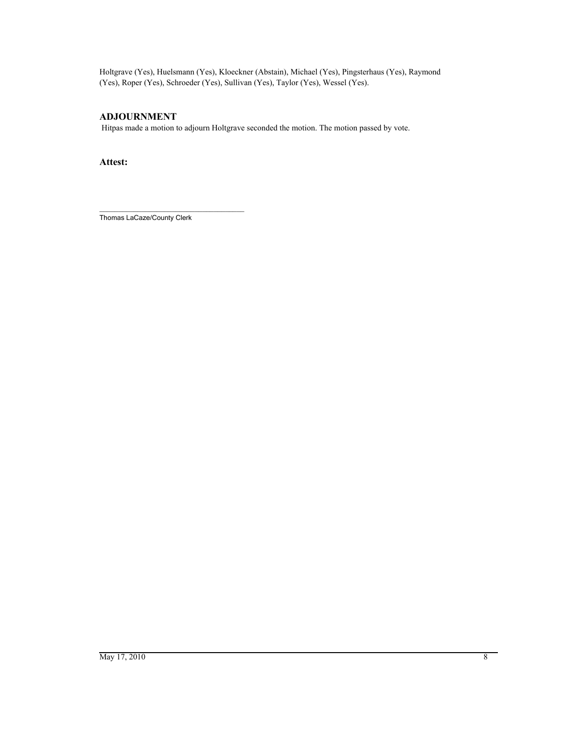Holtgrave (Yes), Huelsmann (Yes), Kloeckner (Abstain), Michael (Yes), Pingsterhaus (Yes), Raymond (Yes), Roper (Yes), Schroeder (Yes), Sullivan (Yes), Taylor (Yes), Wessel (Yes).

## ADJOURNMENT

Hitpas made a motion to adjourn Holtgrave seconded the motion. The motion passed by vote.

**Attest:**

\_\_\_\_\_\_\_\_\_\_\_\_\_\_\_\_\_\_\_\_\_\_\_\_\_\_\_\_\_\_\_\_\_\_\_\_

Thomas LaCaze/County Clerk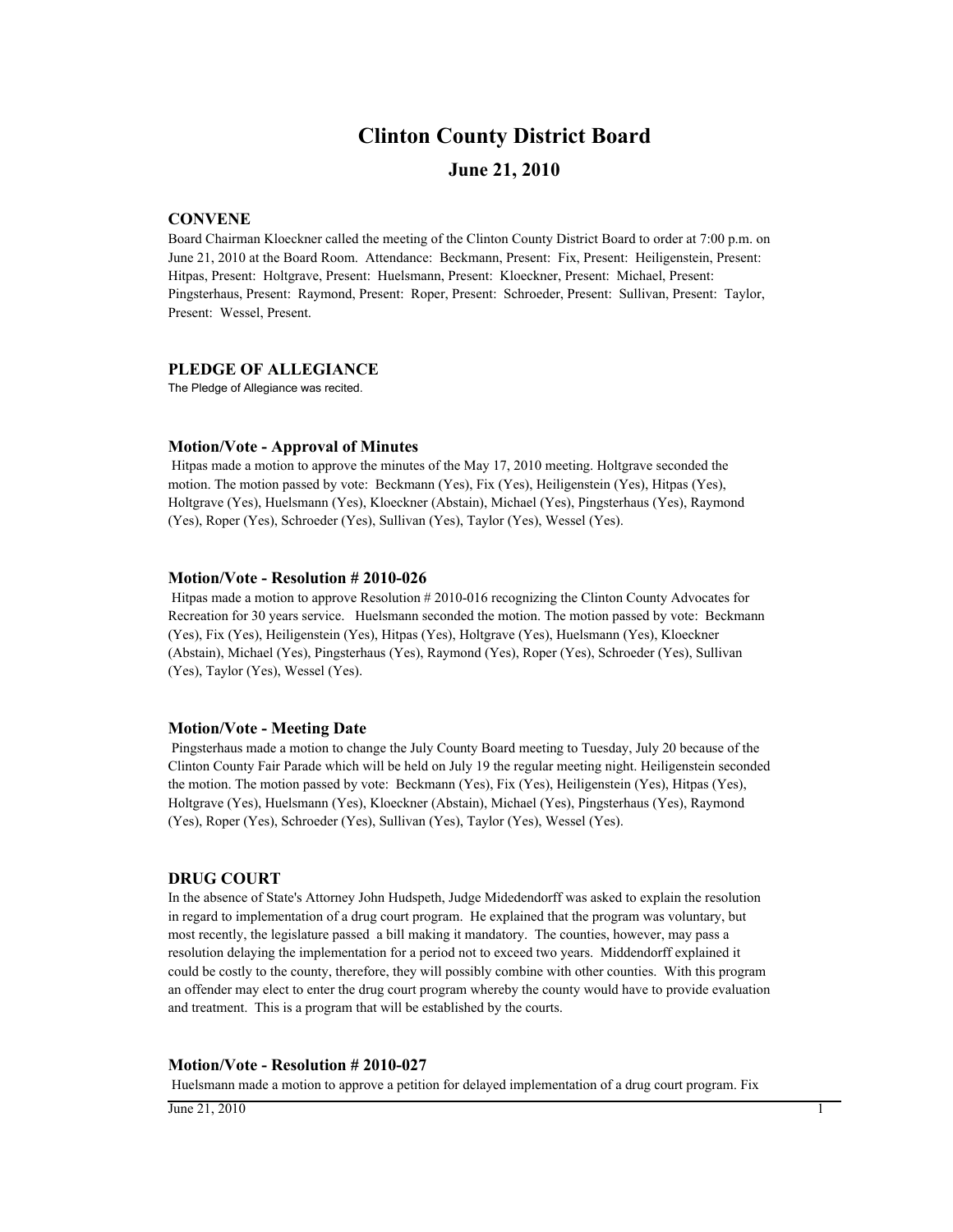# Clinton County District Board

## June 21, 2010

### CONVENE

Board Chairman Kloeckner called the meeting of the Clinton County District Board to order at 7:00 p.m. on June 21, 2010 at the Board Room. Attendance: Beckmann, Present: Fix, Present: Heiligenstein, Present: Hitpas, Present: Holtgrave, Present: Huelsmann, Present: Kloeckner, Present: Michael, Present: Pingsterhaus, Present: Raymond, Present: Roper, Present: Schroeder, Present: Sullivan, Present: Taylor, Present: Wessel, Present.

### PLEDGE OF ALLEGIANCE

The Pledge of Allegiance was recited.

### Motion/Vote - Approval of Minutes

Hitpas made a motion to approve the minutes of the May 17, 2010 meeting. Holtgrave seconded the motion. The motion passed by vote: Beckmann (Yes), Fix (Yes), Heiligenstein (Yes), Hitpas (Yes), Holtgrave (Yes), Huelsmann (Yes), Kloeckner (Abstain), Michael (Yes), Pingsterhaus (Yes), Raymond (Yes), Roper (Yes), Schroeder (Yes), Sullivan (Yes), Taylor (Yes), Wessel (Yes).

### Motion/Vote - Resolution # 2010-026

Hitpas made a motion to approve Resolution # 2010-016 recognizing the Clinton County Advocates for Recreation for 30 years service. Huelsmann seconded the motion. The motion passed by vote: Beckmann (Yes), Fix (Yes), Heiligenstein (Yes), Hitpas (Yes), Holtgrave (Yes), Huelsmann (Yes), Kloeckner (Abstain), Michael (Yes), Pingsterhaus (Yes), Raymond (Yes), Roper (Yes), Schroeder (Yes), Sullivan (Yes), Taylor (Yes), Wessel (Yes).

### Motion/Vote - Meeting Date

Pingsterhaus made a motion to change the July County Board meeting to Tuesday, July 20 because of the Clinton County Fair Parade which will be held on July 19 the regular meeting night. Heiligenstein seconded the motion. The motion passed by vote: Beckmann (Yes), Fix (Yes), Heiligenstein (Yes), Hitpas (Yes), Holtgrave (Yes), Huelsmann (Yes), Kloeckner (Abstain), Michael (Yes), Pingsterhaus (Yes), Raymond (Yes), Roper (Yes), Schroeder (Yes), Sullivan (Yes), Taylor (Yes), Wessel (Yes).

### DRUG COURT

In the absence of State's Attorney John Hudspeth, Judge Midedendorff was asked to explain the resolution in regard to implementation of a drug court program. He explained that the program was voluntary, but most recently, the legislature passed a bill making it mandatory. The counties, however, may pass a resolution delaying the implementation for a period not to exceed two years. Middendorff explained it could be costly to the county, therefore, they will possibly combine with other counties. With this program an offender may elect to enter the drug court program whereby the county would have to provide evaluation and treatment. This is a program that will be established by the courts.

### Motion/Vote - Resolution # 2010-027

Huelsmann made a motion to approve a petition for delayed implementation of a drug court program. Fix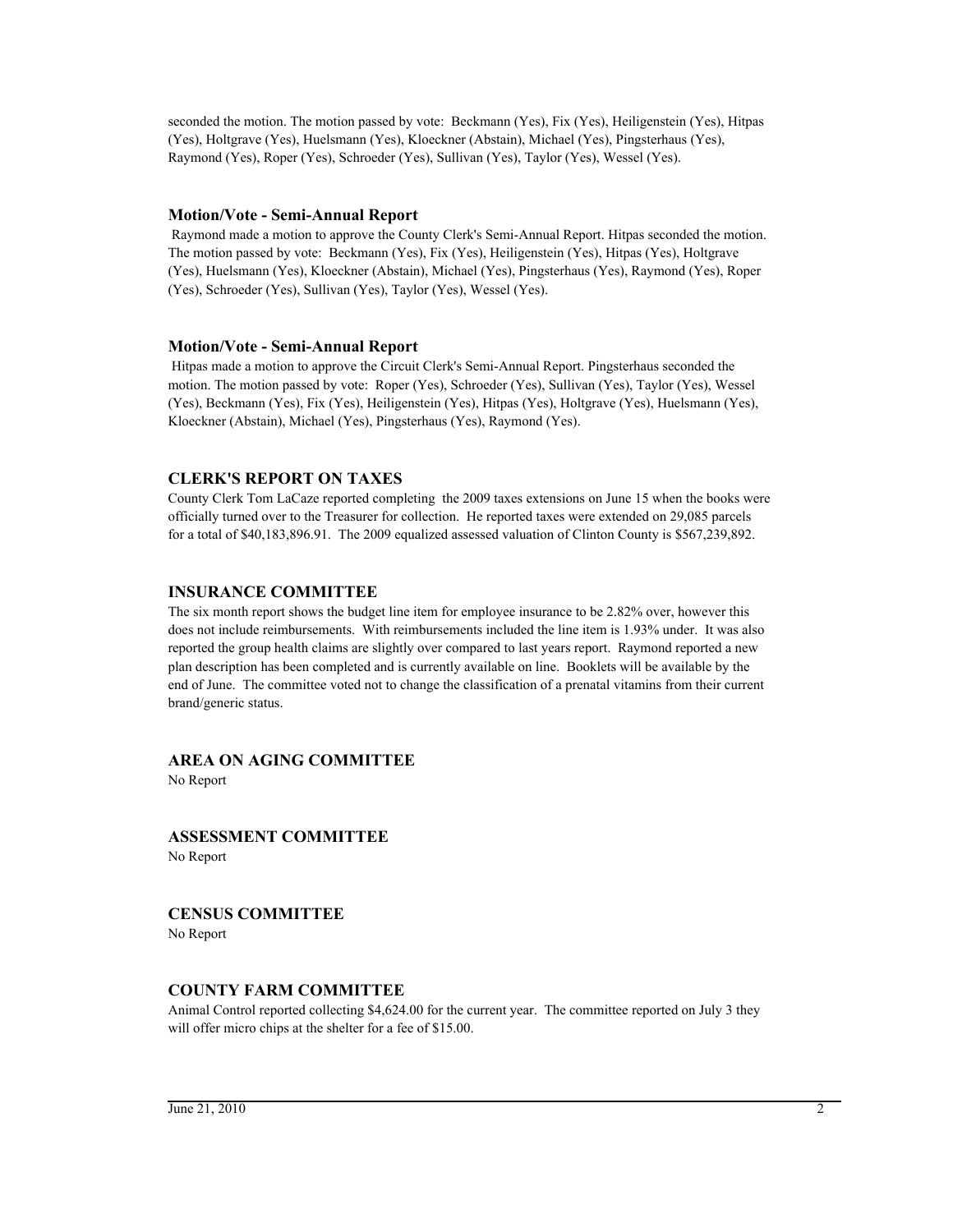seconded the motion. The motion passed by vote: Beckmann (Yes), Fix (Yes), Heiligenstein (Yes), Hitpas (Yes), Holtgrave (Yes), Huelsmann (Yes), Kloeckner (Abstain), Michael (Yes), Pingsterhaus (Yes), Raymond (Yes), Roper (Yes), Schroeder (Yes), Sullivan (Yes), Taylor (Yes), Wessel (Yes).

### Motion/Vote - Semi-Annual Report

Raymond made a motion to approve the County Clerk's Semi-Annual Report. Hitpas seconded the motion. The motion passed by vote: Beckmann (Yes), Fix (Yes), Heiligenstein (Yes), Hitpas (Yes), Holtgrave (Yes), Huelsmann (Yes), Kloeckner (Abstain), Michael (Yes), Pingsterhaus (Yes), Raymond (Yes), Roper (Yes), Schroeder (Yes), Sullivan (Yes), Taylor (Yes), Wessel (Yes).

### Motion/Vote - Semi-Annual Report

Hitpas made a motion to approve the Circuit Clerk's Semi-Annual Report. Pingsterhaus seconded the motion. The motion passed by vote: Roper (Yes), Schroeder (Yes), Sullivan (Yes), Taylor (Yes), Wessel (Yes), Beckmann (Yes), Fix (Yes), Heiligenstein (Yes), Hitpas (Yes), Holtgrave (Yes), Huelsmann (Yes), Kloeckner (Abstain), Michael (Yes), Pingsterhaus (Yes), Raymond (Yes).

## CLERK'S REPORT ON TAXES

County Clerk Tom LaCaze reported completing the 2009 taxes extensions on June 15 when the books were officially turned over to the Treasurer for collection. He reported taxes were extended on 29,085 parcels for a total of $40,183,896.91. The 2009 equalized assessed valuation of Clinton County is $567,239,892.

## INSURANCE COMMITTEE

The six month report shows the budget line item for employee insurance to be 2.82% over, however this does not include reimbursements. With reimbursements included the line item is 1.93% under. It was also reported the group health claims are slightly over compared to last years report. Raymond reported a new plan description has been completed and is currently available on line. Booklets will be available by the end of June. The committee voted not to change the classification of a prenatal vitamins from their current brand/generic status.

## AREA ON AGING COMMITTEE

No Report

## ASSESSMENT COMMITTEE

No Report

## CENSUS COMMITTEE

No Report

## COUNTY FARM COMMITTEE

Animal Control reported collecting $4,624.00 for the current year. The committee reported on July 3 they will offer micro chips at the shelter for a fee of $15.00.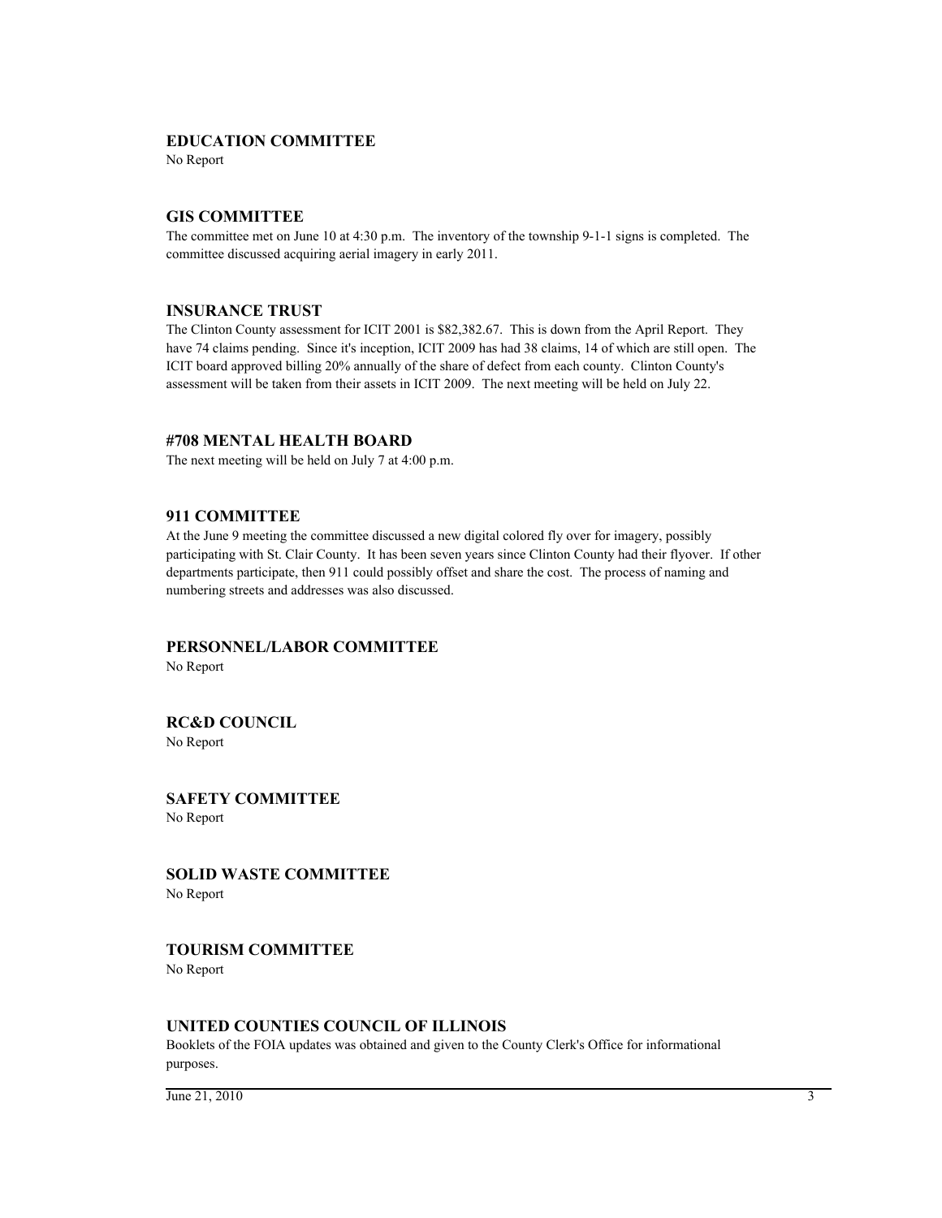### EDUCATION COMMITTEE

No Report

### GIS COMMITTEE

The committee met on June 10 at 4:30 p.m. The inventory of the township 9-1-1 signs is completed. The committee discussed acquiring aerial imagery in early 2011.

### INSURANCE TRUST

The Clinton County assessment for ICIT 2001 is $82,382.67. This is down from the April Report. They have 74 claims pending. Since it's inception, ICIT 2009 has had 38 claims, 14 of which are still open. The ICIT board approved billing 20% annually of the share of defect from each county. Clinton County's assessment will be taken from their assets in ICIT 2009. The next meeting will be held on July 22.

### #708 MENTAL HEALTH BOARD

The next meeting will be held on July 7 at 4:00 p.m.

### 911 COMMITTEE

At the June 9 meeting the committee discussed a new digital colored fly over for imagery, possibly participating with St. Clair County. It has been seven years since Clinton County had their flyover. If other departments participate, then 911 could possibly offset and share the cost. The process of naming and numbering streets and addresses was also discussed.

### PERSONNEL/LABOR COMMITTEE

No Report

### RC&D COUNCIL

No Report

### SAFETY COMMITTEE

No Report

### SOLID WASTE COMMITTEE

No Report

### TOURISM COMMITTEE

No Report

### UNITED COUNTIES COUNCIL OF ILLINOIS

Booklets of the FOIA updates was obtained and given to the County Clerk's Office for informational purposes.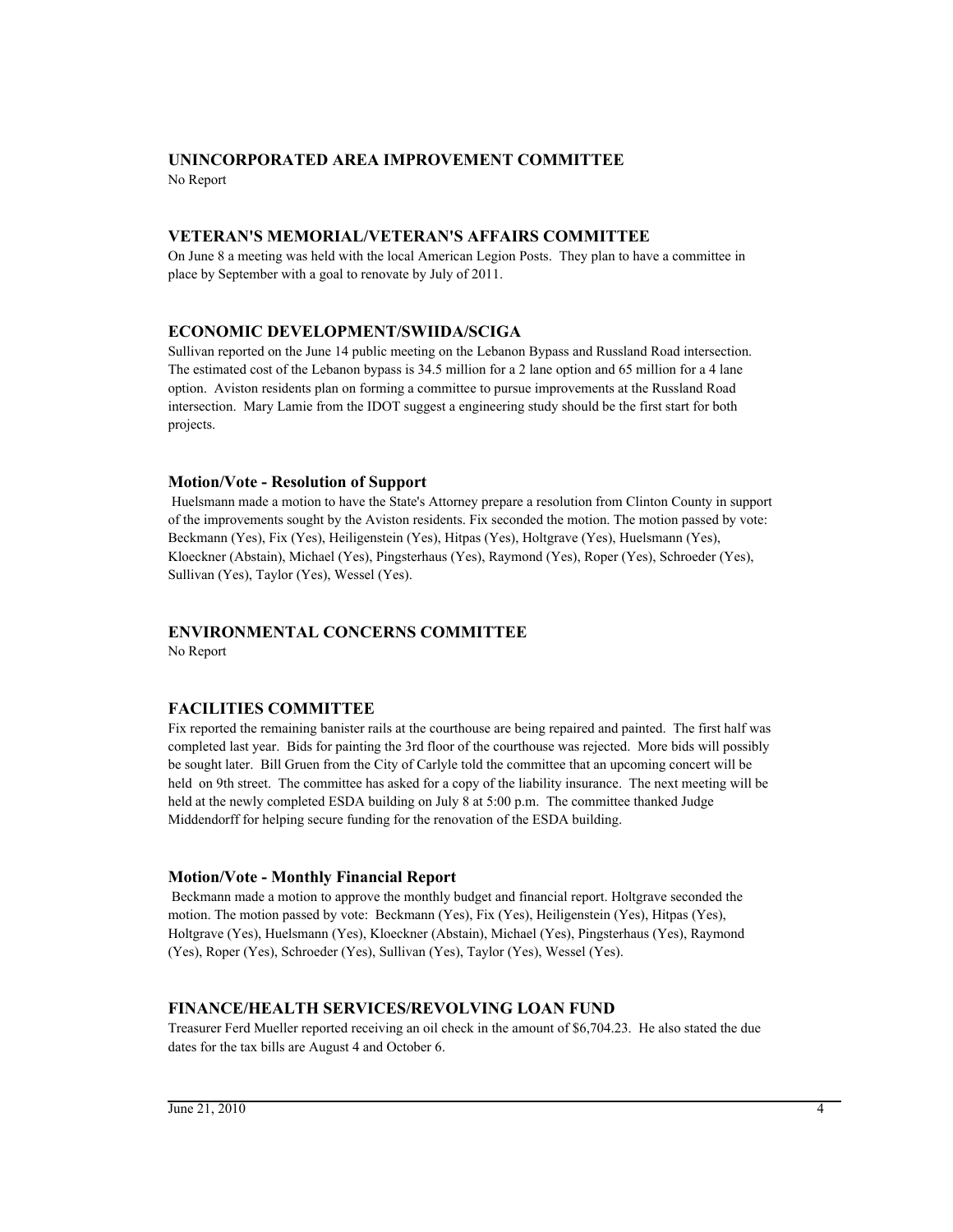## UNINCORPORATED AREA IMPROVEMENT COMMITTEE

No Report

## VETERAN'S MEMORIAL/VETERAN'S AFFAIRS COMMITTEE

On June 8 a meeting was held with the local American Legion Posts. They plan to have a committee in place by September with a goal to renovate by July of 2011.

## ECONOMIC DEVELOPMENT/SWIIDA/SCIGA

Sullivan reported on the June 14 public meeting on the Lebanon Bypass and Russland Road intersection. The estimated cost of the Lebanon bypass is 34.5 million for a 2 lane option and 65 million for a 4 lane option. Aviston residents plan on forming a committee to pursue improvements at the Russland Road intersection. Mary Lamie from the IDOT suggest a engineering study should be the first start for both projects.

### Motion/Vote - Resolution of Support

Huelsmann made a motion to have the State's Attorney prepare a resolution from Clinton County in support of the improvements sought by the Aviston residents. Fix seconded the motion. The motion passed by vote: Beckmann (Yes), Fix (Yes), Heiligenstein (Yes), Hitpas (Yes), Holtgrave (Yes), Huelsmann (Yes), Kloeckner (Abstain), Michael (Yes), Pingsterhaus (Yes), Raymond (Yes), Roper (Yes), Schroeder (Yes), Sullivan (Yes), Taylor (Yes), Wessel (Yes).

## ENVIRONMENTAL CONCERNS COMMITTEE

No Report

## FACILITIES COMMITTEE

Fix reported the remaining banister rails at the courthouse are being repaired and painted. The first half was completed last year. Bids for painting the 3rd floor of the courthouse was rejected. More bids will possibly be sought later. Bill Gruen from the City of Carlyle told the committee that an upcoming concert will be held on 9th street. The committee has asked for a copy of the liability insurance. The next meeting will be held at the newly completed ESDA building on July 8 at 5:00 p.m. The committee thanked Judge Middendorff for helping secure funding for the renovation of the ESDA building.

### Motion/Vote - Monthly Financial Report

Beckmann made a motion to approve the monthly budget and financial report. Holtgrave seconded the motion. The motion passed by vote: Beckmann (Yes), Fix (Yes), Heiligenstein (Yes), Hitpas (Yes), Holtgrave (Yes), Huelsmann (Yes), Kloeckner (Abstain), Michael (Yes), Pingsterhaus (Yes), Raymond (Yes), Roper (Yes), Schroeder (Yes), Sullivan (Yes), Taylor (Yes), Wessel (Yes).

## FINANCE/HEALTH SERVICES/REVOLVING LOAN FUND

Treasurer Ferd Mueller reported receiving an oil check in the amount of $6,704.23. He also stated the due dates for the tax bills are August 4 and October 6.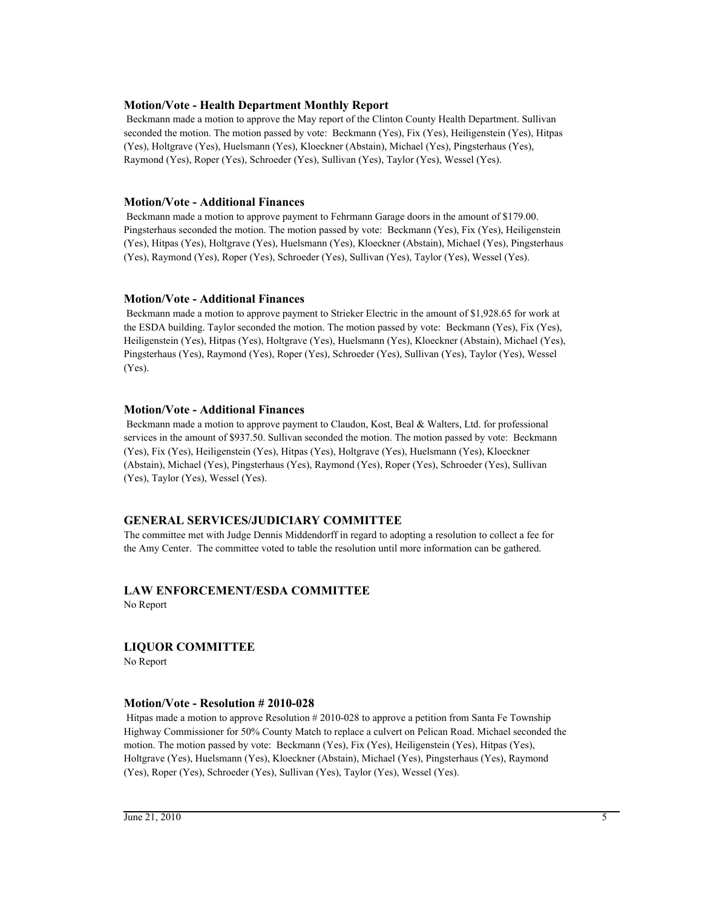### Motion/Vote - Health Department Monthly Report

Beckmann made a motion to approve the May report of the Clinton County Health Department. Sullivan seconded the motion. The motion passed by vote: Beckmann (Yes), Fix (Yes), Heiligenstein (Yes), Hitpas (Yes), Holtgrave (Yes), Huelsmann (Yes), Kloeckner (Abstain), Michael (Yes), Pingsterhaus (Yes), Raymond (Yes), Roper (Yes), Schroeder (Yes), Sullivan (Yes), Taylor (Yes), Wessel (Yes).

### Motion/Vote - Additional Finances

Beckmann made a motion to approve payment to Fehrmann Garage doors in the amount of $179.00. Pingsterhaus seconded the motion. The motion passed by vote: Beckmann (Yes), Fix (Yes), Heiligenstein (Yes), Hitpas (Yes), Holtgrave (Yes), Huelsmann (Yes), Kloeckner (Abstain), Michael (Yes), Pingsterhaus (Yes), Raymond (Yes), Roper (Yes), Schroeder (Yes), Sullivan (Yes), Taylor (Yes), Wessel (Yes).

### Motion/Vote - Additional Finances

Beckmann made a motion to approve payment to Strieker Electric in the amount of $1,928.65 for work at the ESDA building. Taylor seconded the motion. The motion passed by vote: Beckmann (Yes), Fix (Yes), Heiligenstein (Yes), Hitpas (Yes), Holtgrave (Yes), Huelsmann (Yes), Kloeckner (Abstain), Michael (Yes), Pingsterhaus (Yes), Raymond (Yes), Roper (Yes), Schroeder (Yes), Sullivan (Yes), Taylor (Yes), Wessel (Yes).

### Motion/Vote - Additional Finances

Beckmann made a motion to approve payment to Claudon, Kost, Beal & Walters, Ltd. for professional services in the amount of $937.50. Sullivan seconded the motion. The motion passed by vote: Beckmann (Yes), Fix (Yes), Heiligenstein (Yes), Hitpas (Yes), Holtgrave (Yes), Huelsmann (Yes), Kloeckner (Abstain), Michael (Yes), Pingsterhaus (Yes), Raymond (Yes), Roper (Yes), Schroeder (Yes), Sullivan (Yes), Taylor (Yes), Wessel (Yes).

## GENERAL SERVICES/JUDICIARY COMMITTEE

The committee met with Judge Dennis Middendorff in regard to adopting a resolution to collect a fee for the Amy Center. The committee voted to table the resolution until more information can be gathered.

## LAW ENFORCEMENT/ESDA COMMITTEE

No Report

## LIQUOR COMMITTEE

No Report

### Motion/Vote - Resolution # 2010-028

Hitpas made a motion to approve Resolution # 2010-028 to approve a petition from Santa Fe Township Highway Commissioner for 50% County Match to replace a culvert on Pelican Road. Michael seconded the motion. The motion passed by vote: Beckmann (Yes), Fix (Yes), Heiligenstein (Yes), Hitpas (Yes), Holtgrave (Yes), Huelsmann (Yes), Kloeckner (Abstain), Michael (Yes), Pingsterhaus (Yes), Raymond (Yes), Roper (Yes), Schroeder (Yes), Sullivan (Yes), Taylor (Yes), Wessel (Yes).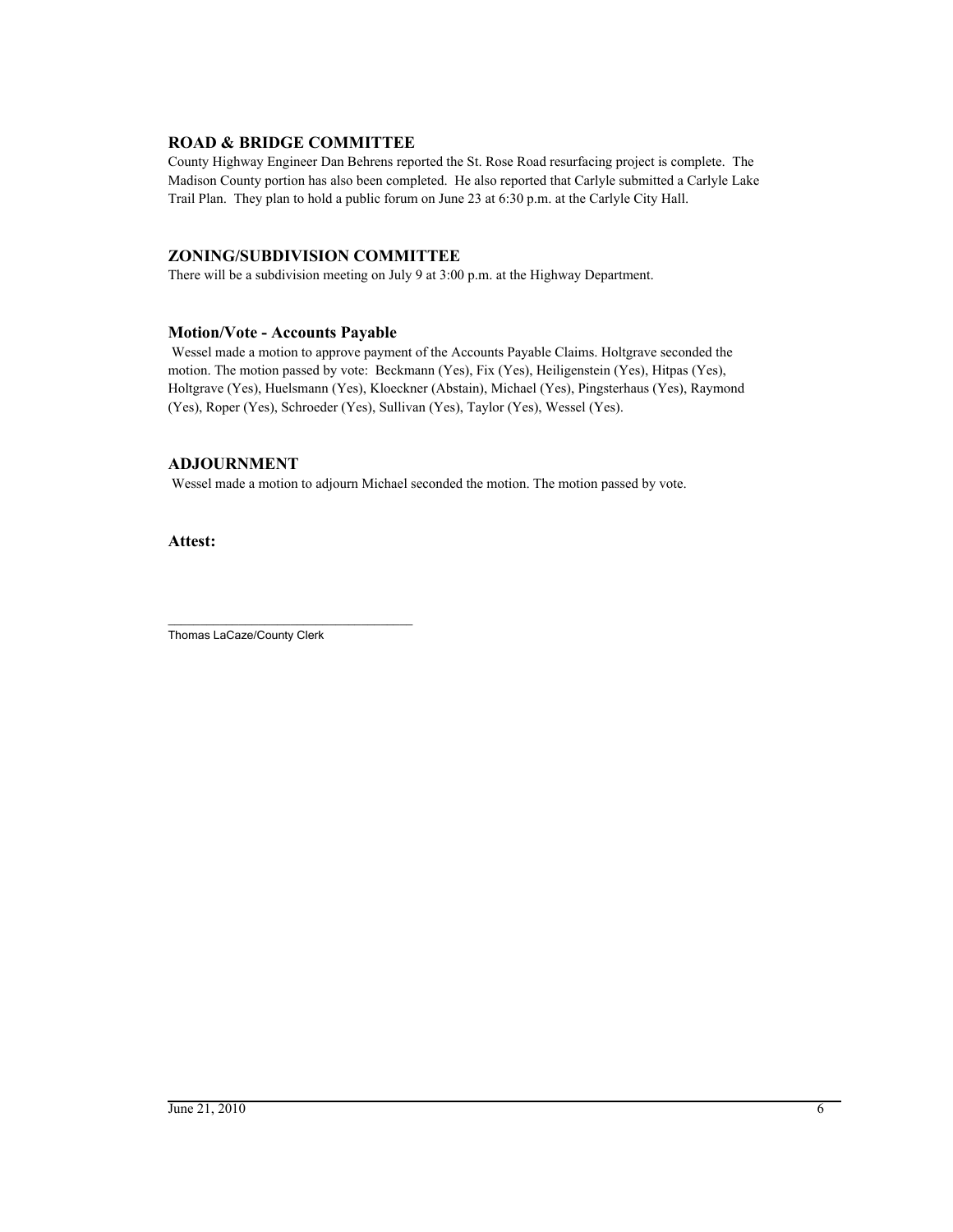## ROAD & BRIDGE COMMITTEE

County Highway Engineer Dan Behrens reported the St. Rose Road resurfacing project is complete. The Madison County portion has also been completed. He also reported that Carlyle submitted a Carlyle Lake Trail Plan. They plan to hold a public forum on June 23 at 6:30 p.m. at the Carlyle City Hall.

## ZONING/SUBDIVISION COMMITTEE

There will be a subdivision meeting on July 9 at 3:00 p.m. at the Highway Department.

### Motion/Vote - Accounts Payable

Wessel made a motion to approve payment of the Accounts Payable Claims. Holtgrave seconded the motion. The motion passed by vote: Beckmann (Yes), Fix (Yes), Heiligenstein (Yes), Hitpas (Yes), Holtgrave (Yes), Huelsmann (Yes), Kloeckner (Abstain), Michael (Yes), Pingsterhaus (Yes), Raymond (Yes), Roper (Yes), Schroeder (Yes), Sullivan (Yes), Taylor (Yes), Wessel (Yes).

## ADJOURNMENT

Wessel made a motion to adjourn Michael seconded the motion. The motion passed by vote.

**Attest:**

\_\_\_\_\_\_\_\_\_\_\_\_\_\_\_\_\_\_\_\_\_\_\_\_\_\_\_\_\_\_\_\_\_\_\_

Thomas LaCaze/County Clerk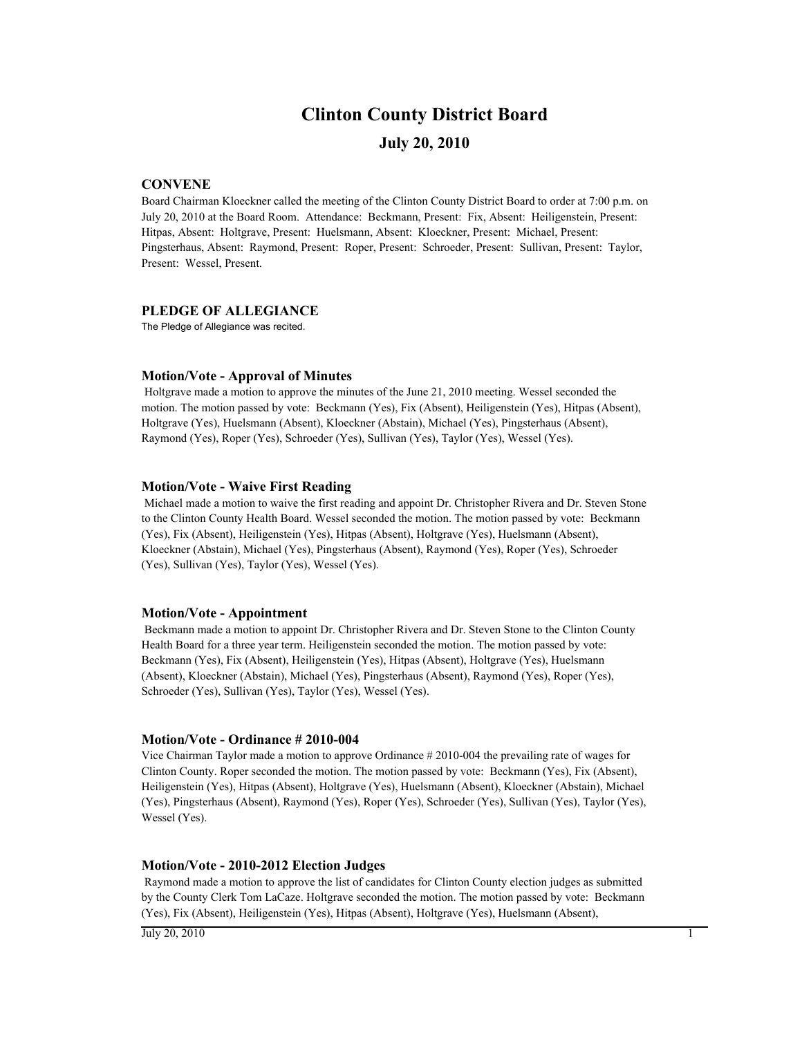# Clinton County District Board

## July 20, 2010

### CONVENE

Board Chairman Kloeckner called the meeting of the Clinton County District Board to order at 7:00 p.m. on July 20, 2010 at the Board Room. Attendance: Beckmann, Present: Fix, Absent: Heiligenstein, Present: Hitpas, Absent: Holtgrave, Present: Huelsmann, Absent: Kloeckner, Present: Michael, Present: Pingsterhaus, Absent: Raymond, Present: Roper, Present: Schroeder, Present: Sullivan, Present: Taylor, Present: Wessel, Present.

### PLEDGE OF ALLEGIANCE

The Pledge of Allegiance was recited.

#### Motion/Vote - Approval of Minutes

Holtgrave made a motion to approve the minutes of the June 21, 2010 meeting. Wessel seconded the motion. The motion passed by vote: Beckmann (Yes), Fix (Absent), Heiligenstein (Yes), Hitpas (Absent), Holtgrave (Yes), Huelsmann (Absent), Kloeckner (Abstain), Michael (Yes), Pingsterhaus (Absent), Raymond (Yes), Roper (Yes), Schroeder (Yes), Sullivan (Yes), Taylor (Yes), Wessel (Yes).

#### Motion/Vote - Waive First Reading

Michael made a motion to waive the first reading and appoint Dr. Christopher Rivera and Dr. Steven Stone to the Clinton County Health Board. Wessel seconded the motion. The motion passed by vote: Beckmann (Yes), Fix (Absent), Heiligenstein (Yes), Hitpas (Absent), Holtgrave (Yes), Huelsmann (Absent), Kloeckner (Abstain), Michael (Yes), Pingsterhaus (Absent), Raymond (Yes), Roper (Yes), Schroeder (Yes), Sullivan (Yes), Taylor (Yes), Wessel (Yes).

#### Motion/Vote - Appointment

Beckmann made a motion to appoint Dr. Christopher Rivera and Dr. Steven Stone to the Clinton County Health Board for a three year term. Heiligenstein seconded the motion. The motion passed by vote: Beckmann (Yes), Fix (Absent), Heiligenstein (Yes), Hitpas (Absent), Holtgrave (Yes), Huelsmann (Absent), Kloeckner (Abstain), Michael (Yes), Pingsterhaus (Absent), Raymond (Yes), Roper (Yes), Schroeder (Yes), Sullivan (Yes), Taylor (Yes), Wessel (Yes).

#### Motion/Vote - Ordinance # 2010-004

Vice Chairman Taylor made a motion to approve Ordinance # 2010-004 the prevailing rate of wages for Clinton County. Roper seconded the motion. The motion passed by vote: Beckmann (Yes), Fix (Absent), Heiligenstein (Yes), Hitpas (Absent), Holtgrave (Yes), Huelsmann (Absent), Kloeckner (Abstain), Michael (Yes), Pingsterhaus (Absent), Raymond (Yes), Roper (Yes), Schroeder (Yes), Sullivan (Yes), Taylor (Yes), Wessel (Yes).

#### Motion/Vote - 2010-2012 Election Judges

Raymond made a motion to approve the list of candidates for Clinton County election judges as submitted by the County Clerk Tom LaCaze. Holtgrave seconded the motion. The motion passed by vote: Beckmann (Yes), Fix (Absent), Heiligenstein (Yes), Hitpas (Absent), Holtgrave (Yes), Huelsmann (Absent),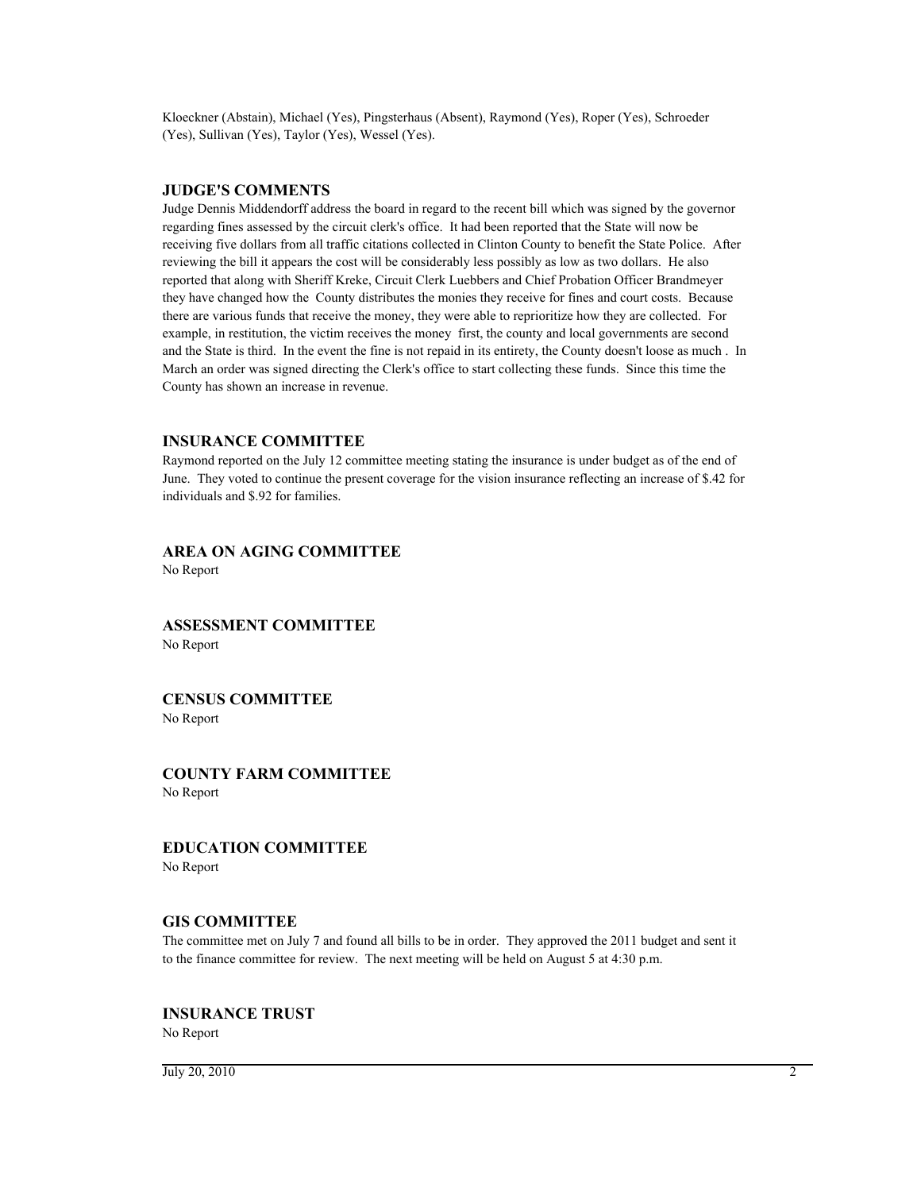Kloeckner (Abstain), Michael (Yes), Pingsterhaus (Absent), Raymond (Yes), Roper (Yes), Schroeder (Yes), Sullivan (Yes), Taylor (Yes), Wessel (Yes).

### JUDGE'S COMMENTS

Judge Dennis Middendorff address the board in regard to the recent bill which was signed by the governor regarding fines assessed by the circuit clerk's office. It had been reported that the State will now be receiving five dollars from all traffic citations collected in Clinton County to benefit the State Police. After reviewing the bill it appears the cost will be considerably less possibly as low as two dollars. He also reported that along with Sheriff Kreke, Circuit Clerk Luebbers and Chief Probation Officer Brandmeyer they have changed how the County distributes the monies they receive for fines and court costs. Because there are various funds that receive the money, they were able to reprioritize how they are collected. For example, in restitution, the victim receives the money first, the county and local governments are second and the State is third. In the event the fine is not repaid in its entirety, the County doesn't loose as much . In March an order was signed directing the Clerk's office to start collecting these funds. Since this time the County has shown an increase in revenue.

### INSURANCE COMMITTEE

Raymond reported on the July 12 committee meeting stating the insurance is under budget as of the end of June. They voted to continue the present coverage for the vision insurance reflecting an increase of $.42 for individuals and $.92 for families.

### AREA ON AGING COMMITTEE

No Report

### ASSESSMENT COMMITTEE

No Report

### CENSUS COMMITTEE

No Report

### COUNTY FARM COMMITTEE

No Report

### EDUCATION COMMITTEE

No Report

### GIS COMMITTEE

The committee met on July 7 and found all bills to be in order. They approved the 2011 budget and sent it to the finance committee for review. The next meeting will be held on August 5 at 4:30 p.m.

### INSURANCE TRUST

No Report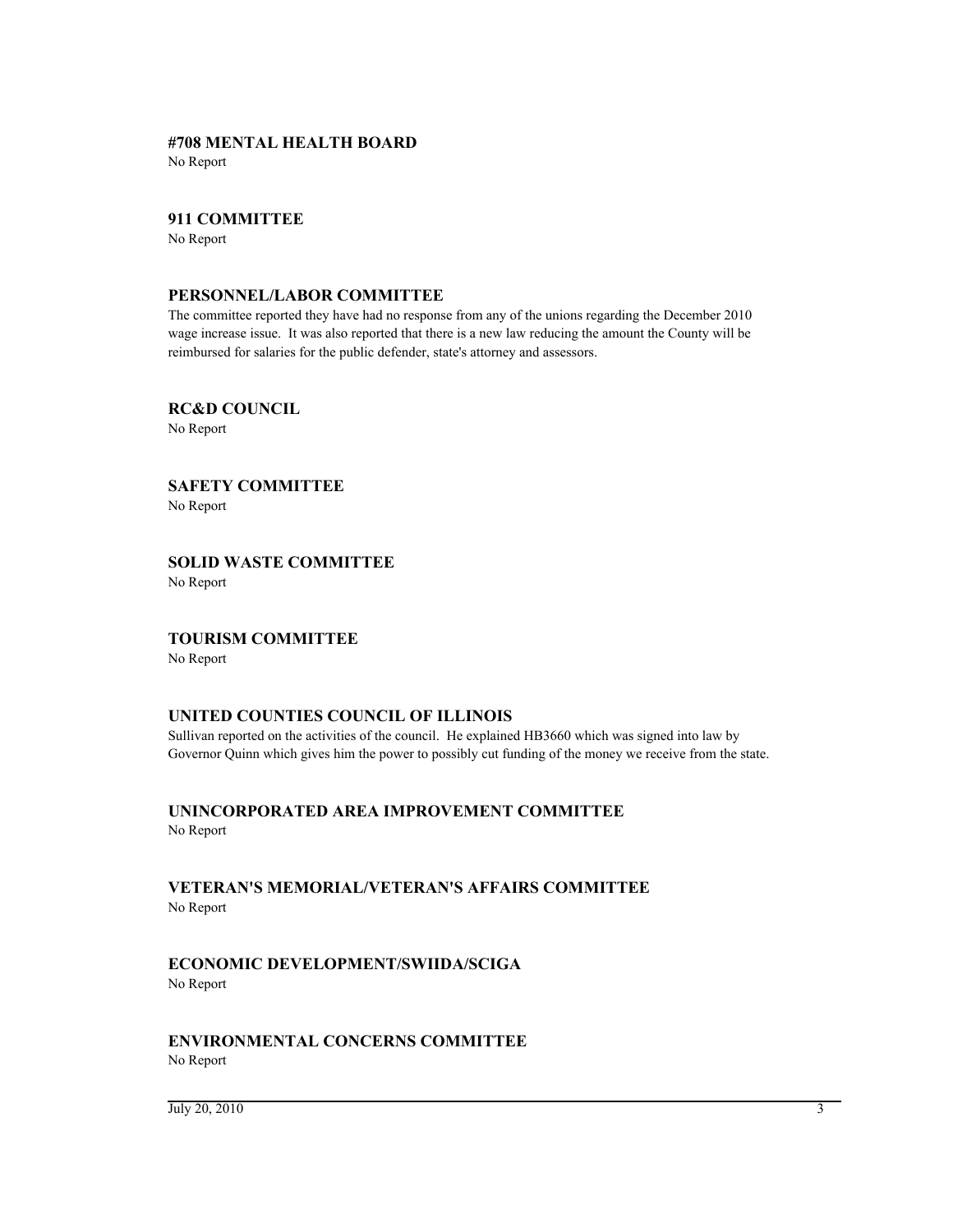## #708 MENTAL HEALTH BOARD

No Report

## 911 COMMITTEE

No Report

## PERSONNEL/LABOR COMMITTEE

The committee reported they have had no response from any of the unions regarding the December 2010 wage increase issue. It was also reported that there is a new law reducing the amount the County will be reimbursed for salaries for the public defender, state's attorney and assessors.

## RC&D COUNCIL

No Report

## SAFETY COMMITTEE

No Report

## SOLID WASTE COMMITTEE

No Report

## TOURISM COMMITTEE

No Report

## UNITED COUNTIES COUNCIL OF ILLINOIS

Sullivan reported on the activities of the council. He explained HB3660 which was signed into law by Governor Quinn which gives him the power to possibly cut funding of the money we receive from the state.

## UNINCORPORATED AREA IMPROVEMENT COMMITTEE

No Report

## VETERAN'S MEMORIAL/VETERAN'S AFFAIRS COMMITTEE

No Report

## ECONOMIC DEVELOPMENT/SWIIDA/SCIGA

No Report

## ENVIRONMENTAL CONCERNS COMMITTEE

No Report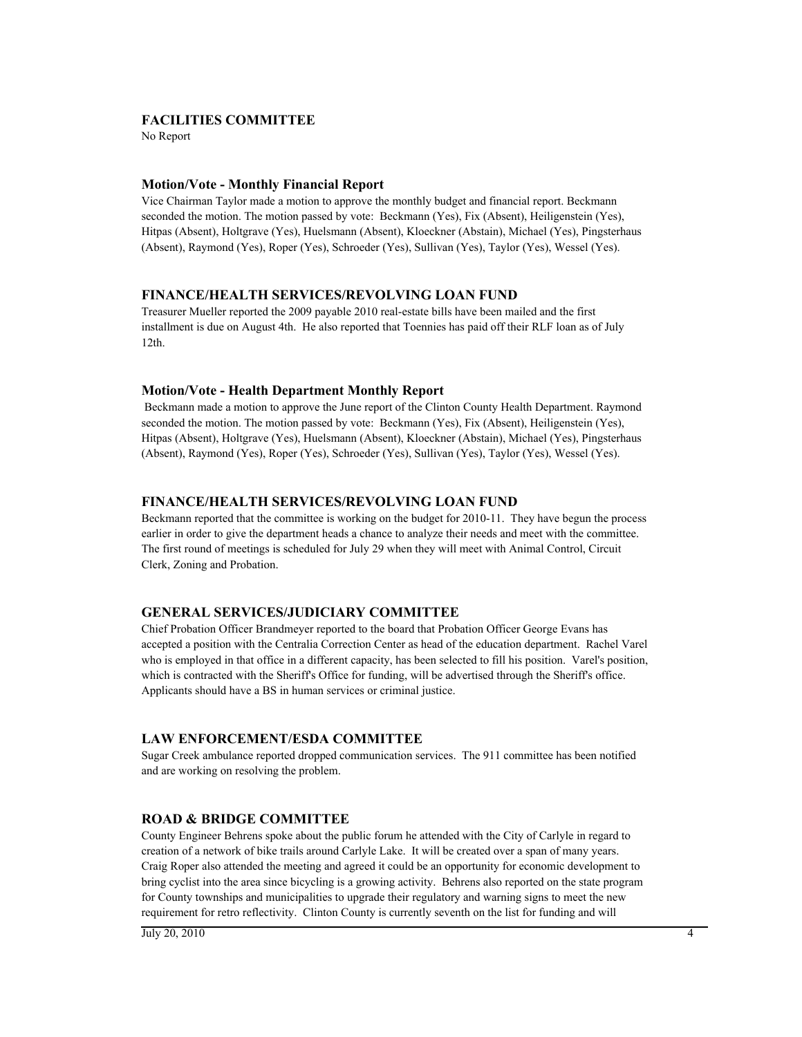**FACILITIES COMMITTEE**

No Report

**Motion/Vote - Monthly Financial Report**

Vice Chairman Taylor made a motion to approve the monthly budget and financial report. Beckmann seconded the motion. The motion passed by vote: Beckmann (Yes), Fix (Absent), Heiligenstein (Yes), Hitpas (Absent), Holtgrave (Yes), Huelsmann (Absent), Kloeckner (Abstain), Michael (Yes), Pingsterhaus (Absent), Raymond (Yes), Roper (Yes), Schroeder (Yes), Sullivan (Yes), Taylor (Yes), Wessel (Yes).

**FINANCE/HEALTH SERVICES/REVOLVING LOAN FUND**

Treasurer Mueller reported the 2009 payable 2010 real-estate bills have been mailed and the first installment is due on August 4th. He also reported that Toennies has paid off their RLF loan as of July 12th.

**Motion/Vote - Health Department Monthly Report**

Beckmann made a motion to approve the June report of the Clinton County Health Department. Raymond seconded the motion. The motion passed by vote: Beckmann (Yes), Fix (Absent), Heiligenstein (Yes), Hitpas (Absent), Holtgrave (Yes), Huelsmann (Absent), Kloeckner (Abstain), Michael (Yes), Pingsterhaus (Absent), Raymond (Yes), Roper (Yes), Schroeder (Yes), Sullivan (Yes), Taylor (Yes), Wessel (Yes).

**FINANCE/HEALTH SERVICES/REVOLVING LOAN FUND**

Beckmann reported that the committee is working on the budget for 2010-11. They have begun the process earlier in order to give the department heads a chance to analyze their needs and meet with the committee. The first round of meetings is scheduled for July 29 when they will meet with Animal Control, Circuit Clerk, Zoning and Probation.

**GENERAL SERVICES/JUDICIARY COMMITTEE**

Chief Probation Officer Brandmeyer reported to the board that Probation Officer George Evans has accepted a position with the Centralia Correction Center as head of the education department. Rachel Varel who is employed in that office in a different capacity, has been selected to fill his position. Varel's position, which is contracted with the Sheriff's Office for funding, will be advertised through the Sheriff's office. Applicants should have a BS in human services or criminal justice.

**LAW ENFORCEMENT/ESDA COMMITTEE**

Sugar Creek ambulance reported dropped communication services. The 911 committee has been notified and are working on resolving the problem.

**ROAD & BRIDGE COMMITTEE**

County Engineer Behrens spoke about the public forum he attended with the City of Carlyle in regard to creation of a network of bike trails around Carlyle Lake. It will be created over a span of many years. Craig Roper also attended the meeting and agreed it could be an opportunity for economic development to bring cyclist into the area since bicycling is a growing activity. Behrens also reported on the state program for County townships and municipalities to upgrade their regulatory and warning signs to meet the new requirement for retro reflectivity. Clinton County is currently seventh on the list for funding and will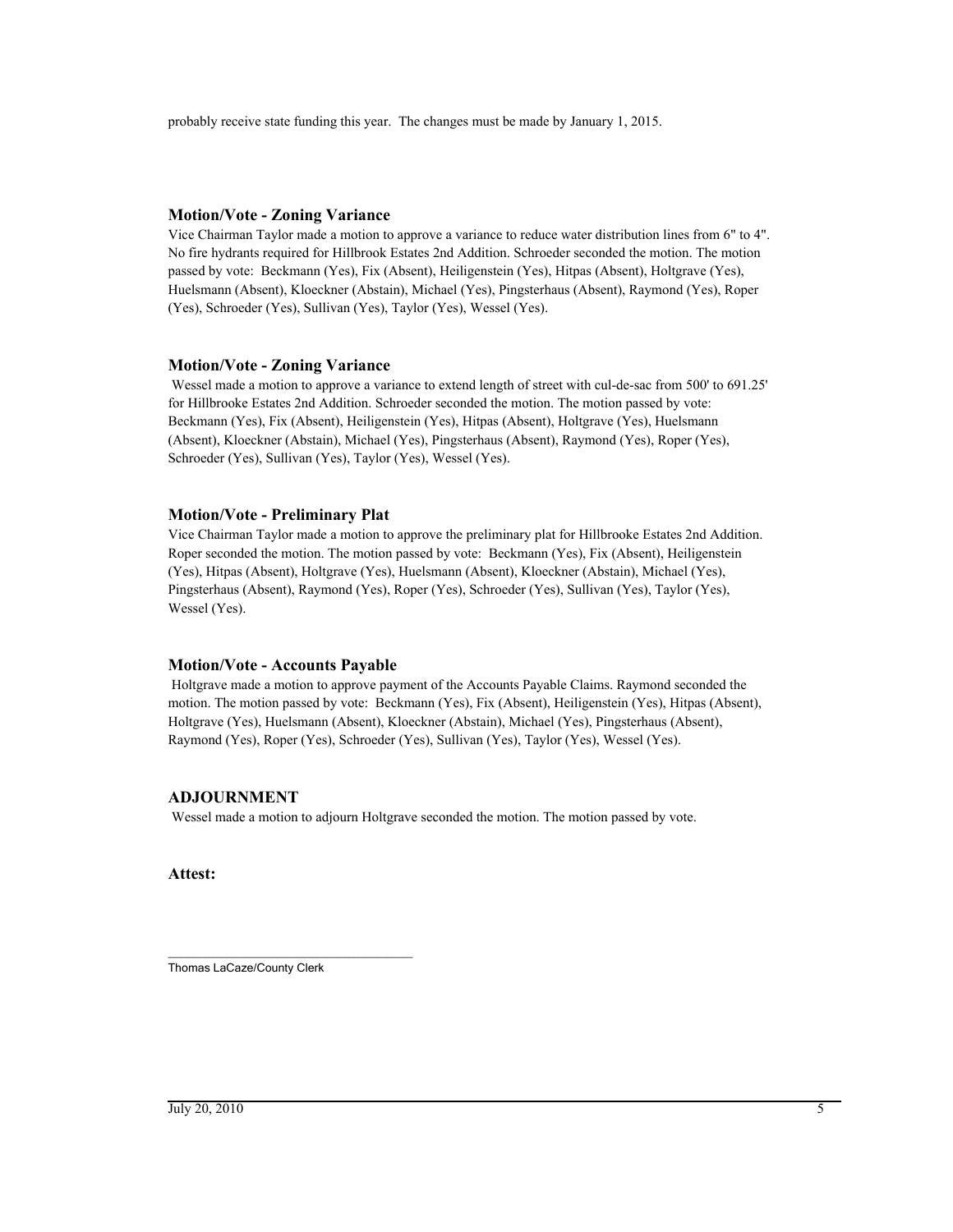probably receive state funding this year. The changes must be made by January 1, 2015.

### Motion/Vote - Zoning Variance

Vice Chairman Taylor made a motion to approve a variance to reduce water distribution lines from 6" to 4". No fire hydrants required for Hillbrook Estates 2nd Addition. Schroeder seconded the motion. The motion passed by vote: Beckmann (Yes), Fix (Absent), Heiligenstein (Yes), Hitpas (Absent), Holtgrave (Yes), Huelsmann (Absent), Kloeckner (Abstain), Michael (Yes), Pingsterhaus (Absent), Raymond (Yes), Roper (Yes), Schroeder (Yes), Sullivan (Yes), Taylor (Yes), Wessel (Yes).

### Motion/Vote - Zoning Variance

Wessel made a motion to approve a variance to extend length of street with cul-de-sac from 500' to 691.25' for Hillbrooke Estates 2nd Addition. Schroeder seconded the motion. The motion passed by vote: Beckmann (Yes), Fix (Absent), Heiligenstein (Yes), Hitpas (Absent), Holtgrave (Yes), Huelsmann (Absent), Kloeckner (Abstain), Michael (Yes), Pingsterhaus (Absent), Raymond (Yes), Roper (Yes), Schroeder (Yes), Sullivan (Yes), Taylor (Yes), Wessel (Yes).

### Motion/Vote - Preliminary Plat

Vice Chairman Taylor made a motion to approve the preliminary plat for Hillbrooke Estates 2nd Addition. Roper seconded the motion. The motion passed by vote: Beckmann (Yes), Fix (Absent), Heiligenstein (Yes), Hitpas (Absent), Holtgrave (Yes), Huelsmann (Absent), Kloeckner (Abstain), Michael (Yes), Pingsterhaus (Absent), Raymond (Yes), Roper (Yes), Schroeder (Yes), Sullivan (Yes), Taylor (Yes), Wessel (Yes).

### Motion/Vote - Accounts Payable

Holtgrave made a motion to approve payment of the Accounts Payable Claims. Raymond seconded the motion. The motion passed by vote: Beckmann (Yes), Fix (Absent), Heiligenstein (Yes), Hitpas (Absent), Holtgrave (Yes), Huelsmann (Absent), Kloeckner (Abstain), Michael (Yes), Pingsterhaus (Absent), Raymond (Yes), Roper (Yes), Schroeder (Yes), Sullivan (Yes), Taylor (Yes), Wessel (Yes).

### ADJOURNMENT

Wessel made a motion to adjourn Holtgrave seconded the motion. The motion passed by vote.

**Attest:**

\_\_\_\_\_\_\_\_\_\_\_\_\_\_\_\_\_\_\_\_\_\_\_\_\_\_\_\_\_\_\_\_\_\_\_\_

Thomas LaCaze/County Clerk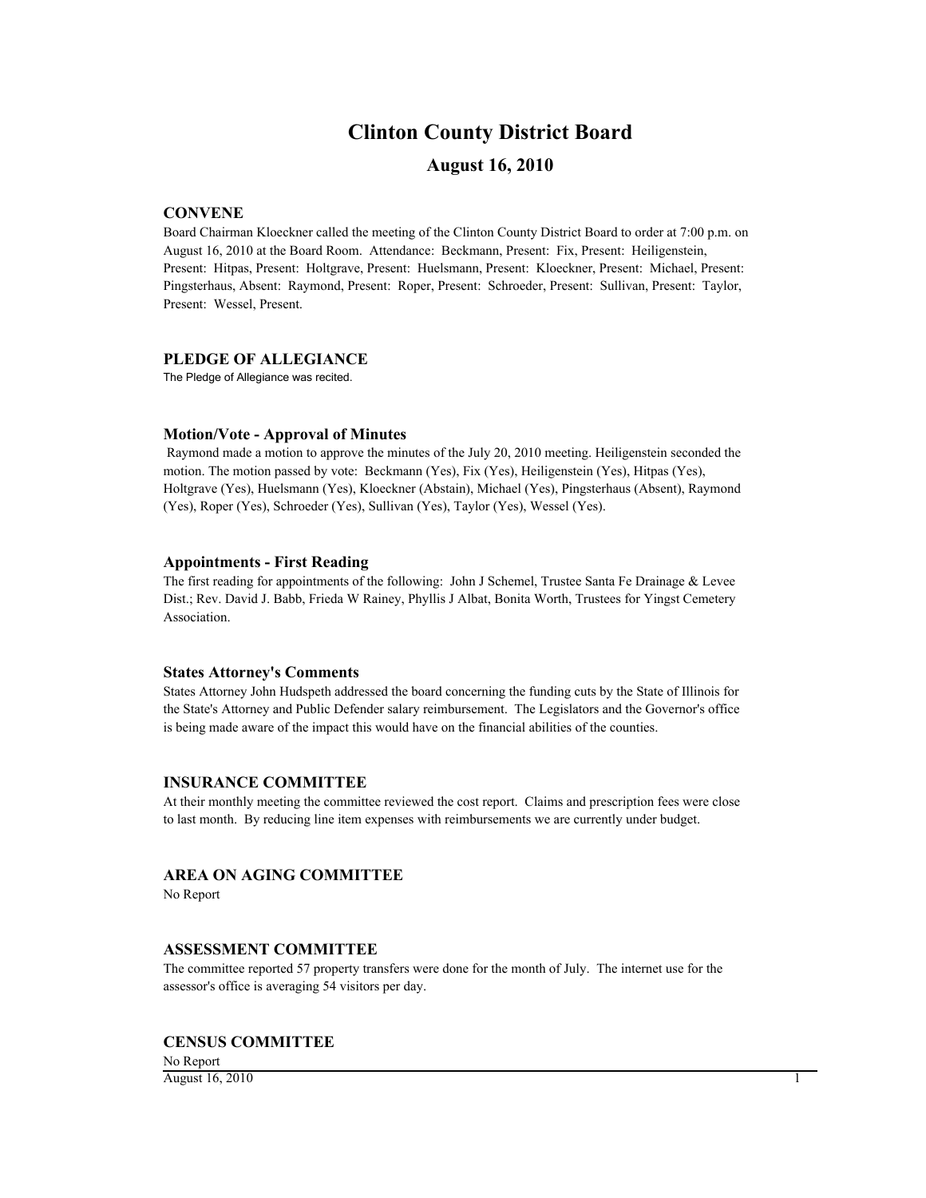# Clinton County District Board

## August 16, 2010

### CONVENE

Board Chairman Kloeckner called the meeting of the Clinton County District Board to order at 7:00 p.m. on August 16, 2010 at the Board Room. Attendance: Beckmann, Present: Fix, Present: Heiligenstein, Present: Hitpas, Present: Holtgrave, Present: Huelsmann, Present: Kloeckner, Present: Michael, Present: Pingsterhaus, Absent: Raymond, Present: Roper, Present: Schroeder, Present: Sullivan, Present: Taylor, Present: Wessel, Present.

### PLEDGE OF ALLEGIANCE

The Pledge of Allegiance was recited.

### Motion/Vote - Approval of Minutes

Raymond made a motion to approve the minutes of the July 20, 2010 meeting. Heiligenstein seconded the motion. The motion passed by vote: Beckmann (Yes), Fix (Yes), Heiligenstein (Yes), Hitpas (Yes), Holtgrave (Yes), Huelsmann (Yes), Kloeckner (Abstain), Michael (Yes), Pingsterhaus (Absent), Raymond (Yes), Roper (Yes), Schroeder (Yes), Sullivan (Yes), Taylor (Yes), Wessel (Yes).

### Appointments - First Reading

The first reading for appointments of the following: John J Schemel, Trustee Santa Fe Drainage & Levee Dist.; Rev. David J. Babb, Frieda W Rainey, Phyllis J Albat, Bonita Worth, Trustees for Yingst Cemetery Association.

### States Attorney's Comments

States Attorney John Hudspeth addressed the board concerning the funding cuts by the State of Illinois for the State's Attorney and Public Defender salary reimbursement. The Legislators and the Governor's office is being made aware of the impact this would have on the financial abilities of the counties.

### INSURANCE COMMITTEE

At their monthly meeting the committee reviewed the cost report. Claims and prescription fees were close to last month. By reducing line item expenses with reimbursements we are currently under budget.

### AREA ON AGING COMMITTEE

No Report

### ASSESSMENT COMMITTEE

The committee reported 57 property transfers were done for the month of July. The internet use for the assessor's office is averaging 54 visitors per day.

### CENSUS COMMITTEE

No Report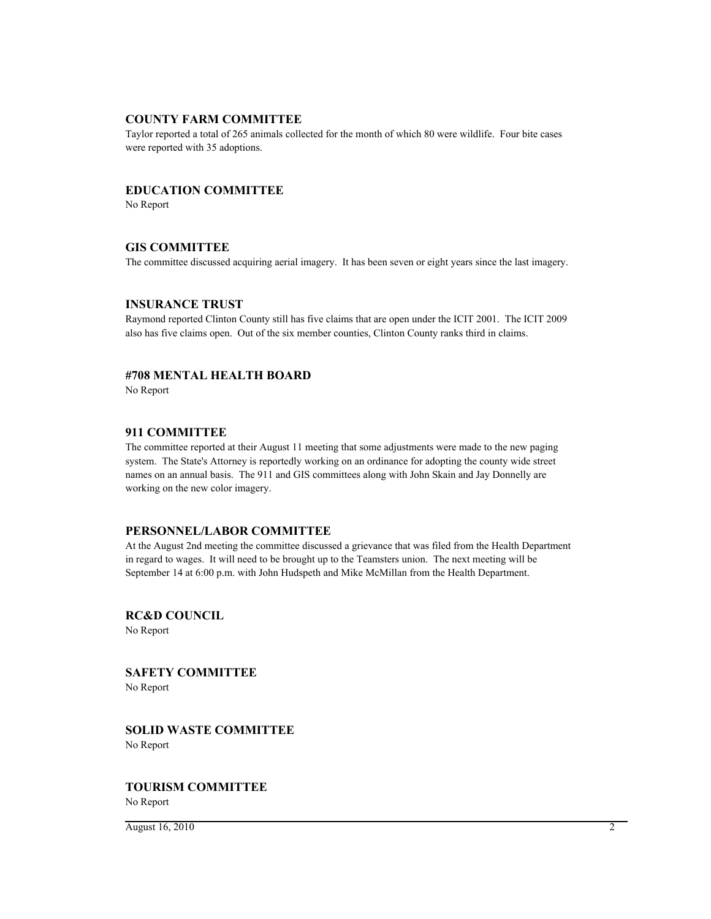## COUNTY FARM COMMITTEE

Taylor reported a total of 265 animals collected for the month of which 80 were wildlife. Four bite cases were reported with 35 adoptions.

## EDUCATION COMMITTEE

No Report

## GIS COMMITTEE

The committee discussed acquiring aerial imagery. It has been seven or eight years since the last imagery.

## INSURANCE TRUST

Raymond reported Clinton County still has five claims that are open under the ICIT 2001. The ICIT 2009 also has five claims open. Out of the six member counties, Clinton County ranks third in claims.

## #708 MENTAL HEALTH BOARD

No Report

## 911 COMMITTEE

The committee reported at their August 11 meeting that some adjustments were made to the new paging system. The State's Attorney is reportedly working on an ordinance for adopting the county wide street names on an annual basis. The 911 and GIS committees along with John Skain and Jay Donnelly are working on the new color imagery.

## PERSONNEL/LABOR COMMITTEE

At the August 2nd meeting the committee discussed a grievance that was filed from the Health Department in regard to wages. It will need to be brought up to the Teamsters union. The next meeting will be September 14 at 6:00 p.m. with John Hudspeth and Mike McMillan from the Health Department.

## RC&D COUNCIL

No Report

## SAFETY COMMITTEE

No Report

## SOLID WASTE COMMITTEE

No Report

## TOURISM COMMITTEE

No Report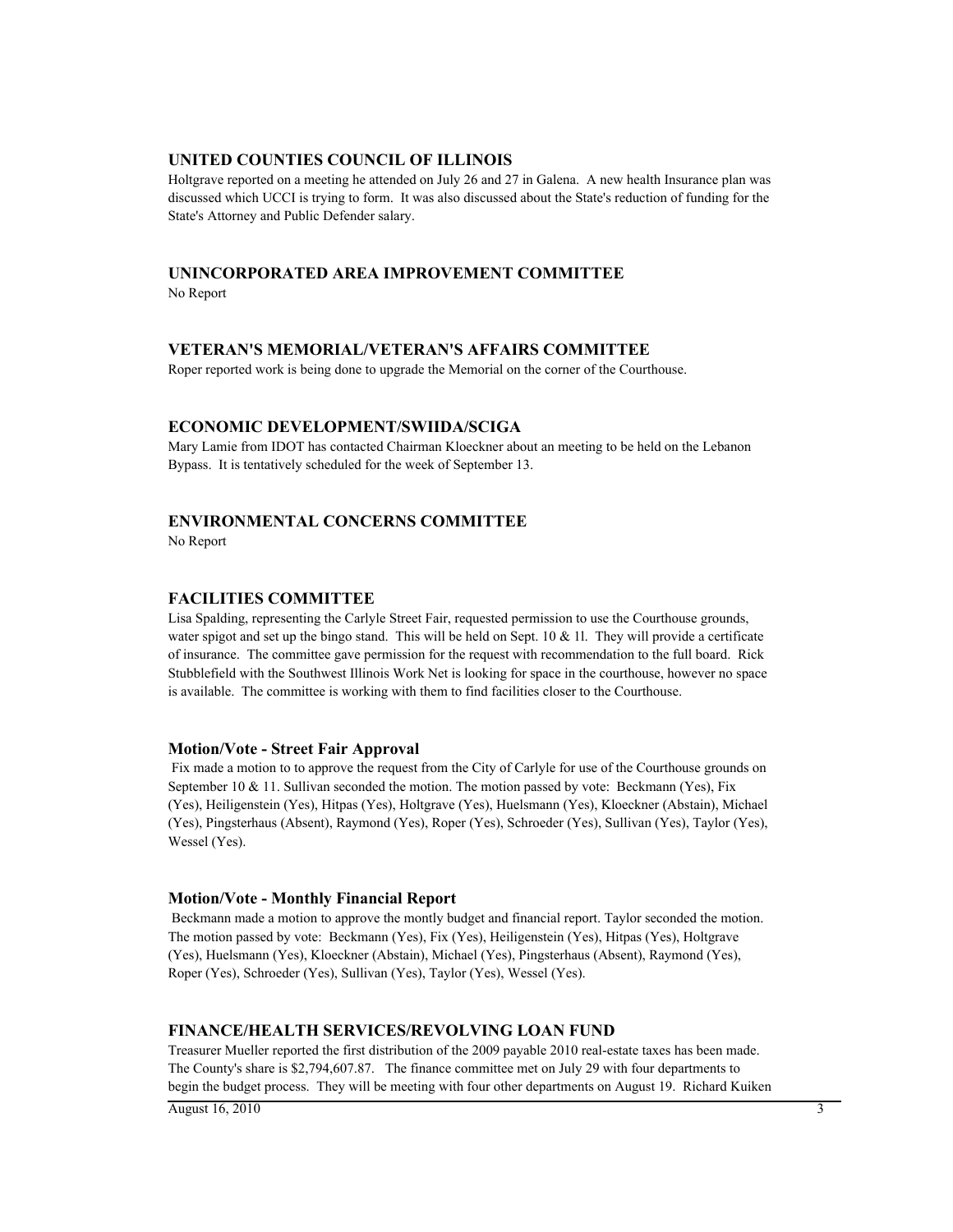## UNITED COUNTIES COUNCIL OF ILLINOIS

Holtgrave reported on a meeting he attended on July 26 and 27 in Galena. A new health Insurance plan was discussed which UCCI is trying to form. It was also discussed about the State's reduction of funding for the State's Attorney and Public Defender salary.

## UNINCORPORATED AREA IMPROVEMENT COMMITTEE

No Report

## VETERAN'S MEMORIAL/VETERAN'S AFFAIRS COMMITTEE

Roper reported work is being done to upgrade the Memorial on the corner of the Courthouse.

## ECONOMIC DEVELOPMENT/SWIIDA/SCIGA

Mary Lamie from IDOT has contacted Chairman Kloeckner about an meeting to be held on the Lebanon Bypass. It is tentatively scheduled for the week of September 13.

## ENVIRONMENTAL CONCERNS COMMITTEE

No Report

## FACILITIES COMMITTEE

Lisa Spalding, representing the Carlyle Street Fair, requested permission to use the Courthouse grounds, water spigot and set up the bingo stand. This will be held on Sept. 10 & 1l. They will provide a certificate of insurance. The committee gave permission for the request with recommendation to the full board. Rick Stubblefield with the Southwest Illinois Work Net is looking for space in the courthouse, however no space is available. The committee is working with them to find facilities closer to the Courthouse.

### Motion/Vote - Street Fair Approval

Fix made a motion to to approve the request from the City of Carlyle for use of the Courthouse grounds on September 10 & 11. Sullivan seconded the motion. The motion passed by vote: Beckmann (Yes), Fix (Yes), Heiligenstein (Yes), Hitpas (Yes), Holtgrave (Yes), Huelsmann (Yes), Kloeckner (Abstain), Michael (Yes), Pingsterhaus (Absent), Raymond (Yes), Roper (Yes), Schroeder (Yes), Sullivan (Yes), Taylor (Yes), Wessel (Yes).

### Motion/Vote - Monthly Financial Report

Beckmann made a motion to approve the montly budget and financial report. Taylor seconded the motion. The motion passed by vote: Beckmann (Yes), Fix (Yes), Heiligenstein (Yes), Hitpas (Yes), Holtgrave (Yes), Huelsmann (Yes), Kloeckner (Abstain), Michael (Yes), Pingsterhaus (Absent), Raymond (Yes), Roper (Yes), Schroeder (Yes), Sullivan (Yes), Taylor (Yes), Wessel (Yes).

## FINANCE/HEALTH SERVICES/REVOLVING LOAN FUND

Treasurer Mueller reported the first distribution of the 2009 payable 2010 real-estate taxes has been made. The County's share is $2,794,607.87. The finance committee met on July 29 with four departments to begin the budget process. They will be meeting with four other departments on August 19. Richard Kuiken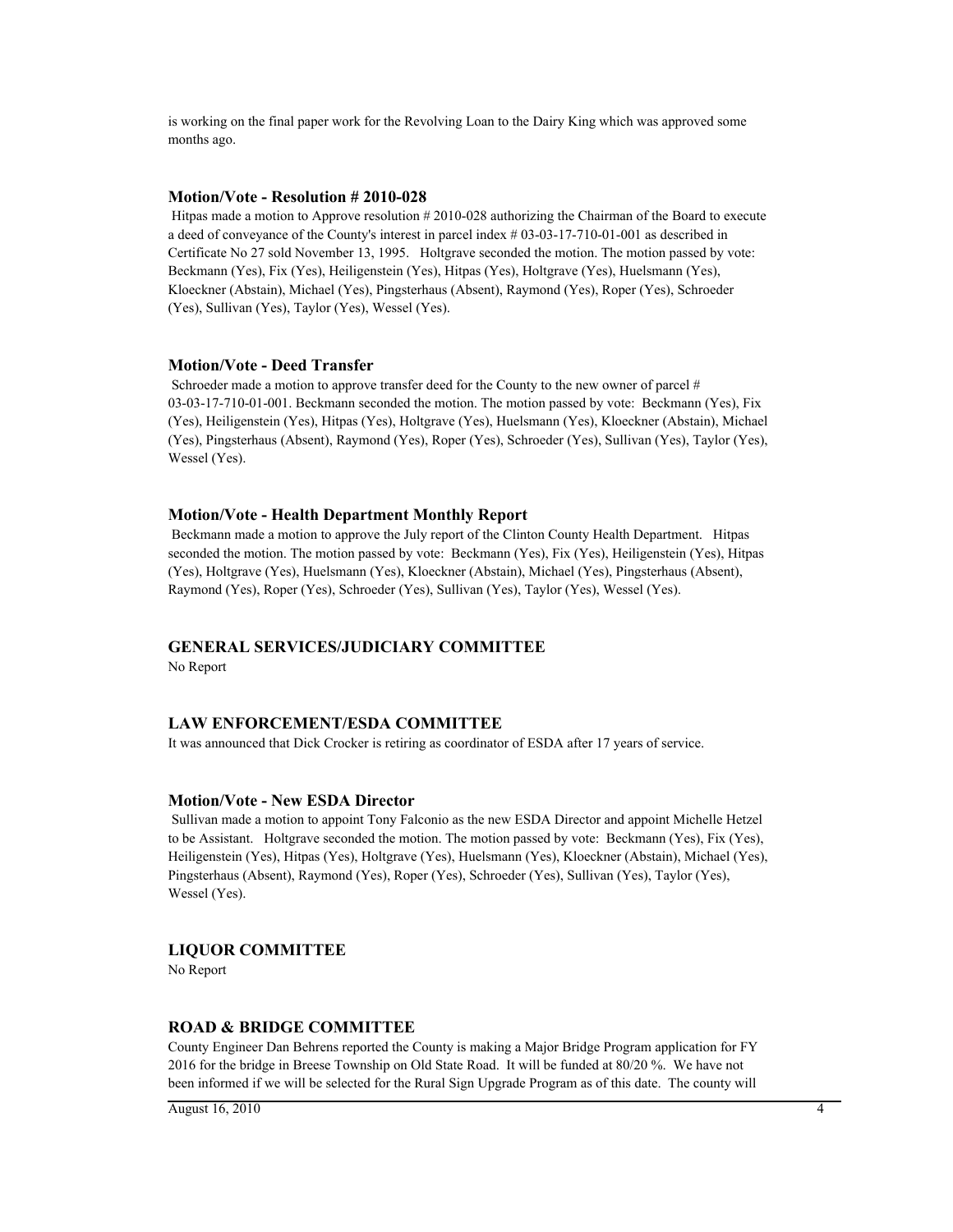is working on the final paper work for the Revolving Loan to the Dairy King which was approved some months ago.

### Motion/Vote - Resolution # 2010-028

Hitpas made a motion to Approve resolution # 2010-028 authorizing the Chairman of the Board to execute a deed of conveyance of the County's interest in parcel index # 03-03-17-710-01-001 as described in Certificate No 27 sold November 13, 1995. Holtgrave seconded the motion. The motion passed by vote: Beckmann (Yes), Fix (Yes), Heiligenstein (Yes), Hitpas (Yes), Holtgrave (Yes), Huelsmann (Yes), Kloeckner (Abstain), Michael (Yes), Pingsterhaus (Absent), Raymond (Yes), Roper (Yes), Schroeder (Yes), Sullivan (Yes), Taylor (Yes), Wessel (Yes).

### Motion/Vote - Deed Transfer

Schroeder made a motion to approve transfer deed for the County to the new owner of parcel # 03-03-17-710-01-001. Beckmann seconded the motion. The motion passed by vote: Beckmann (Yes), Fix (Yes), Heiligenstein (Yes), Hitpas (Yes), Holtgrave (Yes), Huelsmann (Yes), Kloeckner (Abstain), Michael (Yes), Pingsterhaus (Absent), Raymond (Yes), Roper (Yes), Schroeder (Yes), Sullivan (Yes), Taylor (Yes), Wessel (Yes).

### Motion/Vote - Health Department Monthly Report

Beckmann made a motion to approve the July report of the Clinton County Health Department. Hitpas seconded the motion. The motion passed by vote: Beckmann (Yes), Fix (Yes), Heiligenstein (Yes), Hitpas (Yes), Holtgrave (Yes), Huelsmann (Yes), Kloeckner (Abstain), Michael (Yes), Pingsterhaus (Absent), Raymond (Yes), Roper (Yes), Schroeder (Yes), Sullivan (Yes), Taylor (Yes), Wessel (Yes).

## GENERAL SERVICES/JUDICIARY COMMITTEE

No Report

## LAW ENFORCEMENT/ESDA COMMITTEE

It was announced that Dick Crocker is retiring as coordinator of ESDA after 17 years of service.

### Motion/Vote - New ESDA Director

Sullivan made a motion to appoint Tony Falconio as the new ESDA Director and appoint Michelle Hetzel to be Assistant. Holtgrave seconded the motion. The motion passed by vote: Beckmann (Yes), Fix (Yes), Heiligenstein (Yes), Hitpas (Yes), Holtgrave (Yes), Huelsmann (Yes), Kloeckner (Abstain), Michael (Yes), Pingsterhaus (Absent), Raymond (Yes), Roper (Yes), Schroeder (Yes), Sullivan (Yes), Taylor (Yes), Wessel (Yes).

## LIQUOR COMMITTEE

No Report

## ROAD & BRIDGE COMMITTEE

County Engineer Dan Behrens reported the County is making a Major Bridge Program application for FY 2016 for the bridge in Breese Township on Old State Road. It will be funded at 80/20 %. We have not been informed if we will be selected for the Rural Sign Upgrade Program as of this date. The county will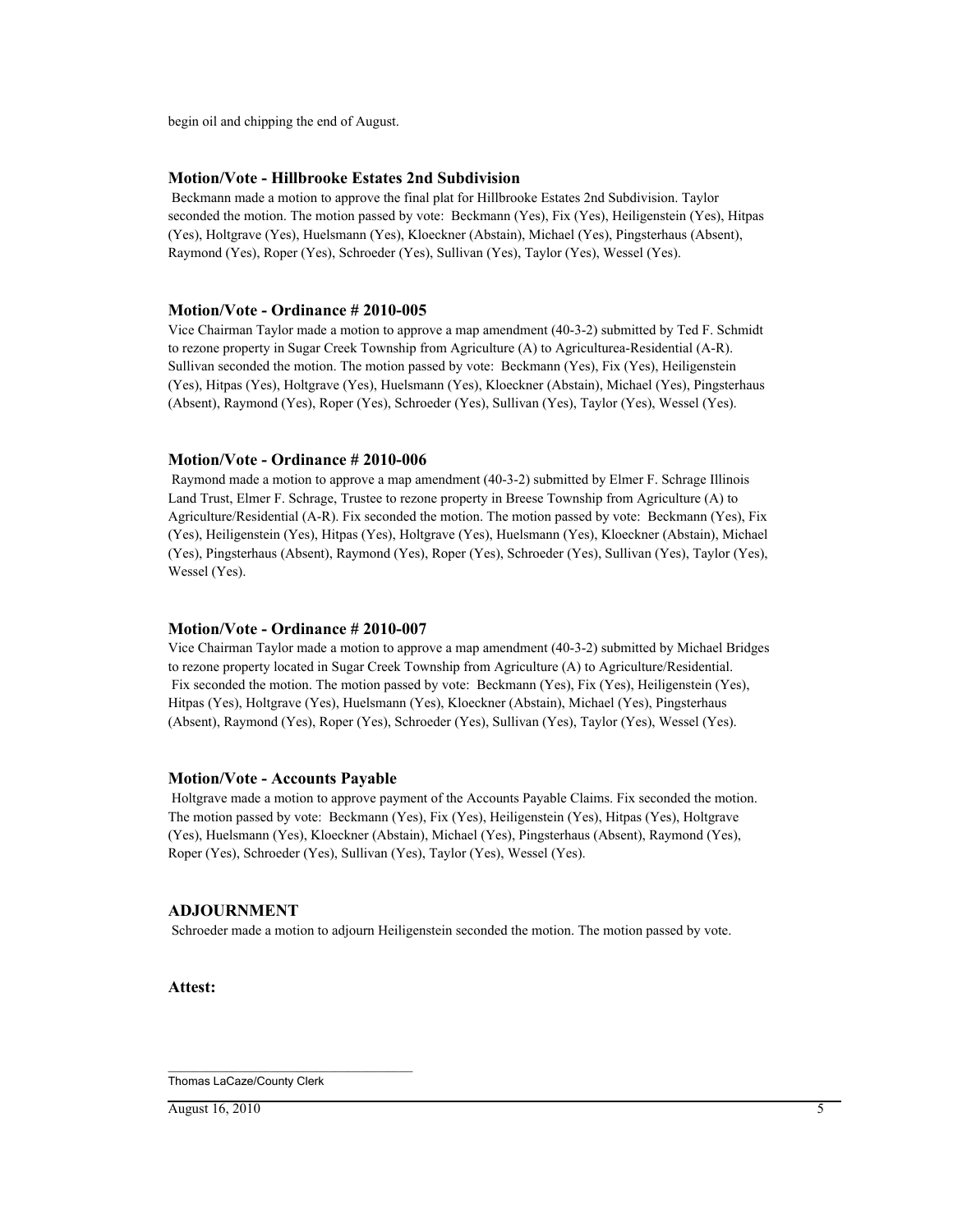begin oil and chipping the end of August.

### Motion/Vote - Hillbrooke Estates 2nd Subdivision

Beckmann made a motion to approve the final plat for Hillbrooke Estates 2nd Subdivision. Taylor seconded the motion. The motion passed by vote: Beckmann (Yes), Fix (Yes), Heiligenstein (Yes), Hitpas (Yes), Holtgrave (Yes), Huelsmann (Yes), Kloeckner (Abstain), Michael (Yes), Pingsterhaus (Absent), Raymond (Yes), Roper (Yes), Schroeder (Yes), Sullivan (Yes), Taylor (Yes), Wessel (Yes).

### Motion/Vote - Ordinance # 2010-005

Vice Chairman Taylor made a motion to approve a map amendment (40-3-2) submitted by Ted F. Schmidt to rezone property in Sugar Creek Township from Agriculture (A) to Agriculturea-Residential (A-R). Sullivan seconded the motion. The motion passed by vote: Beckmann (Yes), Fix (Yes), Heiligenstein (Yes), Hitpas (Yes), Holtgrave (Yes), Huelsmann (Yes), Kloeckner (Abstain), Michael (Yes), Pingsterhaus (Absent), Raymond (Yes), Roper (Yes), Schroeder (Yes), Sullivan (Yes), Taylor (Yes), Wessel (Yes).

### Motion/Vote - Ordinance # 2010-006

Raymond made a motion to approve a map amendment (40-3-2) submitted by Elmer F. Schrage Illinois Land Trust, Elmer F. Schrage, Trustee to rezone property in Breese Township from Agriculture (A) to Agriculture/Residential (A-R). Fix seconded the motion. The motion passed by vote: Beckmann (Yes), Fix (Yes), Heiligenstein (Yes), Hitpas (Yes), Holtgrave (Yes), Huelsmann (Yes), Kloeckner (Abstain), Michael (Yes), Pingsterhaus (Absent), Raymond (Yes), Roper (Yes), Schroeder (Yes), Sullivan (Yes), Taylor (Yes), Wessel (Yes).

### Motion/Vote - Ordinance # 2010-007

Vice Chairman Taylor made a motion to approve a map amendment (40-3-2) submitted by Michael Bridges to rezone property located in Sugar Creek Township from Agriculture (A) to Agriculture/Residential. Fix seconded the motion. The motion passed by vote: Beckmann (Yes), Fix (Yes), Heiligenstein (Yes), Hitpas (Yes), Holtgrave (Yes), Huelsmann (Yes), Kloeckner (Abstain), Michael (Yes), Pingsterhaus (Absent), Raymond (Yes), Roper (Yes), Schroeder (Yes), Sullivan (Yes), Taylor (Yes), Wessel (Yes).

### Motion/Vote - Accounts Payable

Holtgrave made a motion to approve payment of the Accounts Payable Claims. Fix seconded the motion. The motion passed by vote: Beckmann (Yes), Fix (Yes), Heiligenstein (Yes), Hitpas (Yes), Holtgrave (Yes), Huelsmann (Yes), Kloeckner (Abstain), Michael (Yes), Pingsterhaus (Absent), Raymond (Yes), Roper (Yes), Schroeder (Yes), Sullivan (Yes), Taylor (Yes), Wessel (Yes).

### ADJOURNMENT

Schroeder made a motion to adjourn Heiligenstein seconded the motion. The motion passed by vote.

**Attest:**

\_\_\_\_\_\_\_\_\_\_\_\_\_\_\_\_\_\_\_\_\_\_\_\_\_\_\_\_\_\_\_\_\_\_\_\_

Thomas LaCaze/County Clerk

August 16, 2010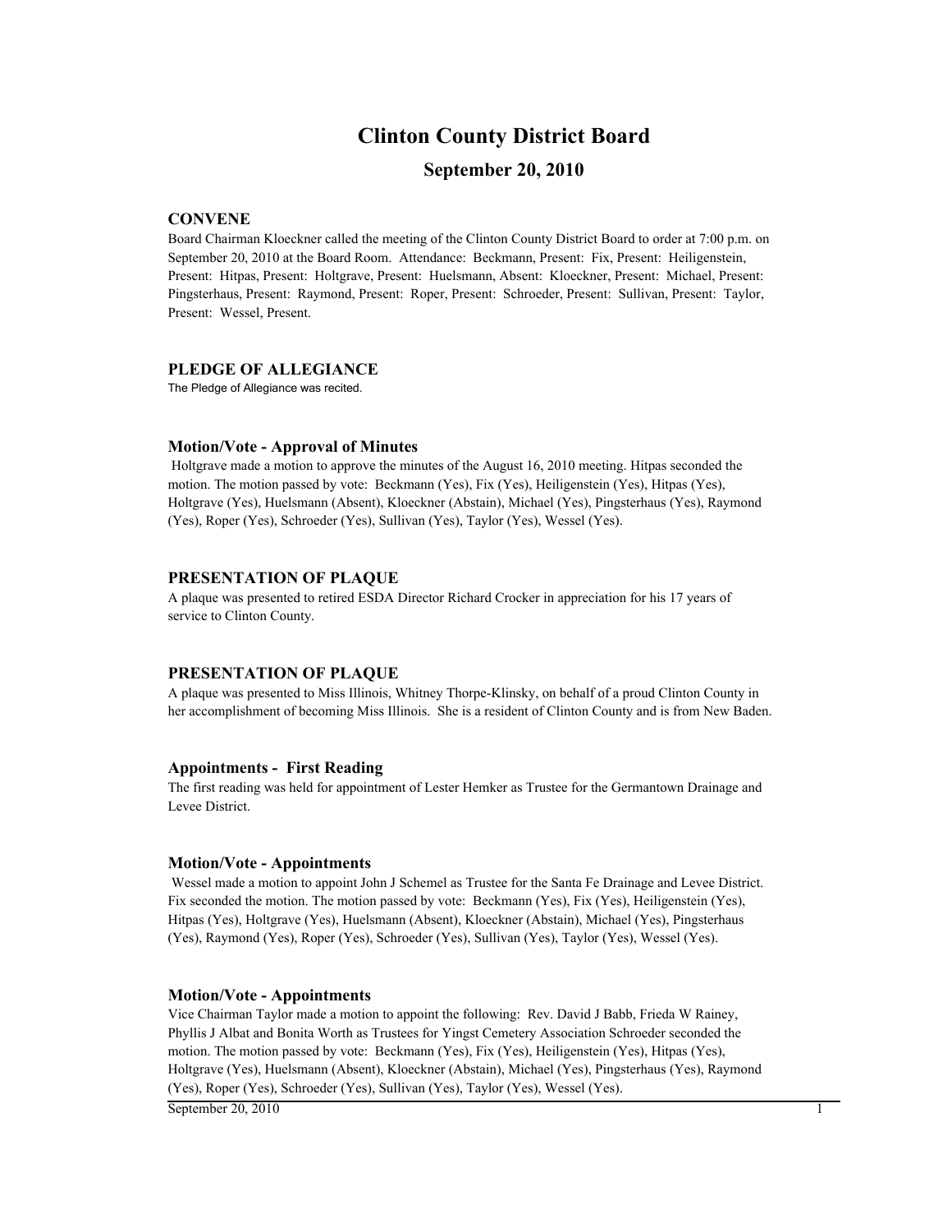# Clinton County District Board

## September 20, 2010

### CONVENE

Board Chairman Kloeckner called the meeting of the Clinton County District Board to order at 7:00 p.m. on September 20, 2010 at the Board Room. Attendance: Beckmann, Present: Fix, Present: Heiligenstein, Present: Hitpas, Present: Holtgrave, Present: Huelsmann, Absent: Kloeckner, Present: Michael, Present: Pingsterhaus, Present: Raymond, Present: Roper, Present: Schroeder, Present: Sullivan, Present: Taylor, Present: Wessel, Present.

### PLEDGE OF ALLEGIANCE

The Pledge of Allegiance was recited.

### Motion/Vote - Approval of Minutes

Holtgrave made a motion to approve the minutes of the August 16, 2010 meeting. Hitpas seconded the motion. The motion passed by vote: Beckmann (Yes), Fix (Yes), Heiligenstein (Yes), Hitpas (Yes), Holtgrave (Yes), Huelsmann (Absent), Kloeckner (Abstain), Michael (Yes), Pingsterhaus (Yes), Raymond (Yes), Roper (Yes), Schroeder (Yes), Sullivan (Yes), Taylor (Yes), Wessel (Yes).

### PRESENTATION OF PLAQUE

A plaque was presented to retired ESDA Director Richard Crocker in appreciation for his 17 years of service to Clinton County.

### PRESENTATION OF PLAQUE

A plaque was presented to Miss Illinois, Whitney Thorpe-Klinsky, on behalf of a proud Clinton County in her accomplishment of becoming Miss Illinois. She is a resident of Clinton County and is from New Baden.

### Appointments - First Reading

The first reading was held for appointment of Lester Hemker as Trustee for the Germantown Drainage and Levee District.

### Motion/Vote - Appointments

Wessel made a motion to appoint John J Schemel as Trustee for the Santa Fe Drainage and Levee District. Fix seconded the motion. The motion passed by vote: Beckmann (Yes), Fix (Yes), Heiligenstein (Yes), Hitpas (Yes), Holtgrave (Yes), Huelsmann (Absent), Kloeckner (Abstain), Michael (Yes), Pingsterhaus (Yes), Raymond (Yes), Roper (Yes), Schroeder (Yes), Sullivan (Yes), Taylor (Yes), Wessel (Yes).

### Motion/Vote - Appointments

Vice Chairman Taylor made a motion to appoint the following: Rev. David J Babb, Frieda W Rainey, Phyllis J Albat and Bonita Worth as Trustees for Yingst Cemetery Association Schroeder seconded the motion. The motion passed by vote: Beckmann (Yes), Fix (Yes), Heiligenstein (Yes), Hitpas (Yes), Holtgrave (Yes), Huelsmann (Absent), Kloeckner (Abstain), Michael (Yes), Pingsterhaus (Yes), Raymond (Yes), Roper (Yes), Schroeder (Yes), Sullivan (Yes), Taylor (Yes), Wessel (Yes).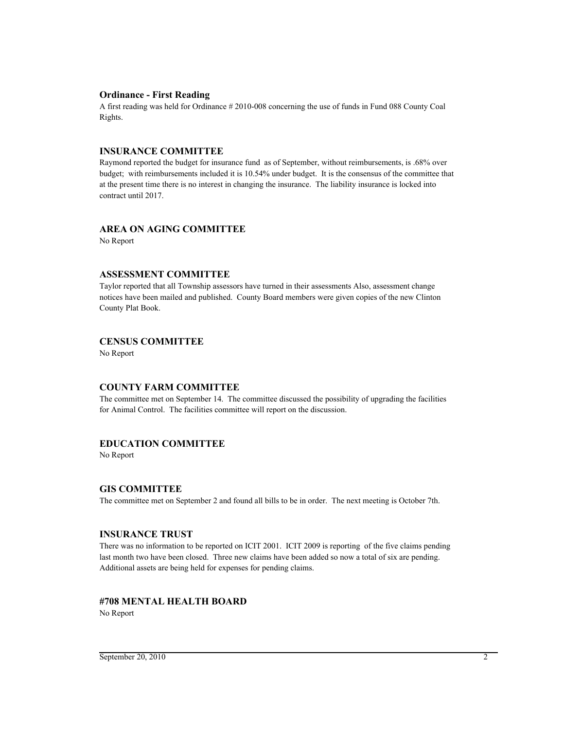### Ordinance - First Reading

A first reading was held for Ordinance # 2010-008 concerning the use of funds in Fund 088 County Coal Rights.

### INSURANCE COMMITTEE

Raymond reported the budget for insurance fund as of September, without reimbursements, is .68% over budget; with reimbursements included it is 10.54% under budget. It is the consensus of the committee that at the present time there is no interest in changing the insurance. The liability insurance is locked into contract until 2017.

### AREA ON AGING COMMITTEE

No Report

### ASSESSMENT COMMITTEE

Taylor reported that all Township assessors have turned in their assessments Also, assessment change notices have been mailed and published. County Board members were given copies of the new Clinton County Plat Book.

### CENSUS COMMITTEE

No Report

### COUNTY FARM COMMITTEE

The committee met on September 14. The committee discussed the possibility of upgrading the facilities for Animal Control. The facilities committee will report on the discussion.

### EDUCATION COMMITTEE

No Report

### GIS COMMITTEE

The committee met on September 2 and found all bills to be in order. The next meeting is October 7th.

### INSURANCE TRUST

There was no information to be reported on ICIT 2001. ICIT 2009 is reporting of the five claims pending last month two have been closed. Three new claims have been added so now a total of six are pending. Additional assets are being held for expenses for pending claims.

### #708 MENTAL HEALTH BOARD

No Report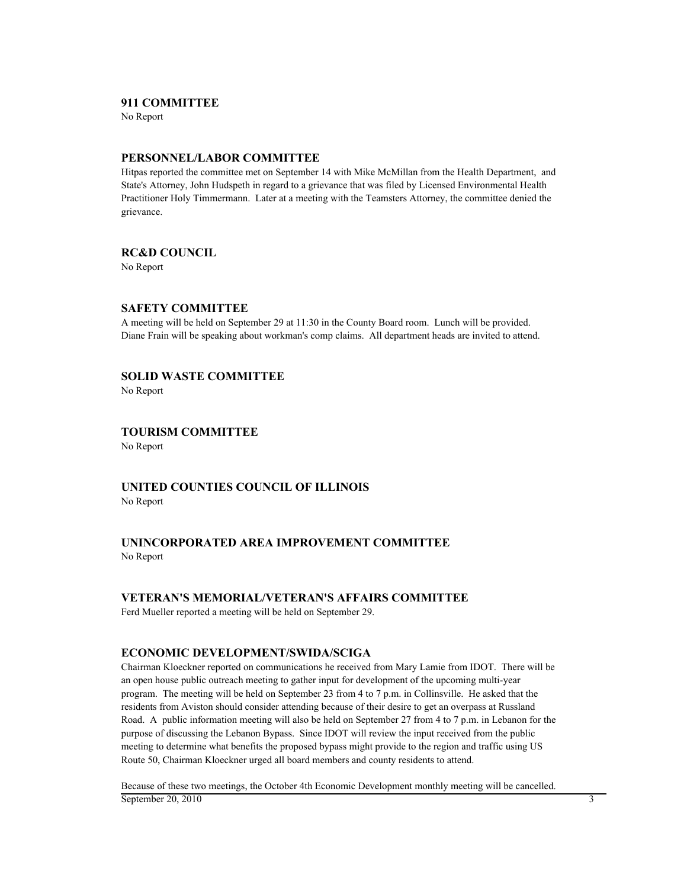### 911 COMMITTEE

No Report

### PERSONNEL/LABOR COMMITTEE

Hitpas reported the committee met on September 14 with Mike McMillan from the Health Department, and State's Attorney, John Hudspeth in regard to a grievance that was filed by Licensed Environmental Health Practitioner Holy Timmermann. Later at a meeting with the Teamsters Attorney, the committee denied the grievance.

### RC&D COUNCIL

No Report

### SAFETY COMMITTEE

A meeting will be held on September 29 at 11:30 in the County Board room. Lunch will be provided. Diane Frain will be speaking about workman's comp claims. All department heads are invited to attend.

### SOLID WASTE COMMITTEE

No Report

### TOURISM COMMITTEE

No Report

### UNITED COUNTIES COUNCIL OF ILLINOIS

No Report

### UNINCORPORATED AREA IMPROVEMENT COMMITTEE

No Report

### VETERAN'S MEMORIAL/VETERAN'S AFFAIRS COMMITTEE

Ferd Mueller reported a meeting will be held on September 29.

### ECONOMIC DEVELOPMENT/SWIDA/SCIGA

Chairman Kloeckner reported on communications he received from Mary Lamie from IDOT. There will be an open house public outreach meeting to gather input for development of the upcoming multi-year program. The meeting will be held on September 23 from 4 to 7 p.m. in Collinsville. He asked that the residents from Aviston should consider attending because of their desire to get an overpass at Russland Road. A public information meeting will also be held on September 27 from 4 to 7 p.m. in Lebanon for the purpose of discussing the Lebanon Bypass. Since IDOT will review the input received from the public meeting to determine what benefits the proposed bypass might provide to the region and traffic using US Route 50, Chairman Kloeckner urged all board members and county residents to attend.

Because of these two meetings, the October 4th Economic Development monthly meeting will be cancelled.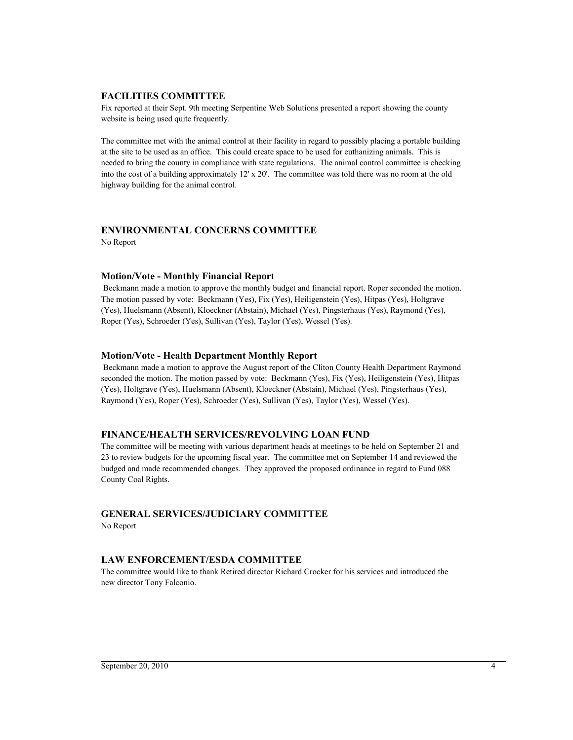## FACILITIES COMMITTEE

Fix reported at their Sept. 9th meeting Serpentine Web Solutions presented a report showing the county website is being used quite frequently.

The committee met with the animal control at their facility in regard to possibly placing a portable building at the site to be used as an office. This could create space to be used for euthanizing animals. This is needed to bring the county in compliance with state regulations. The animal control committee is checking into the cost of a building approximately 12' x 20'. The committee was told there was no room at the old highway building for the animal control.

## ENVIRONMENTAL CONCERNS COMMITTEE

No Report

### Motion/Vote - Monthly Financial Report

Beckmann made a motion to approve the monthly budget and financial report. Roper seconded the motion. The motion passed by vote: Beckmann (Yes), Fix (Yes), Heiligenstein (Yes), Hitpas (Yes), Holtgrave (Yes), Huelsmann (Absent), Kloeckner (Abstain), Michael (Yes), Pingsterhaus (Yes), Raymond (Yes), Roper (Yes), Schroeder (Yes), Sullivan (Yes), Taylor (Yes), Wessel (Yes).

### Motion/Vote - Health Department Monthly Report

Beckmann made a motion to approve the August report of the Cliton County Health Department Raymond seconded the motion. The motion passed by vote: Beckmann (Yes), Fix (Yes), Heiligenstein (Yes), Hitpas (Yes), Holtgrave (Yes), Huelsmann (Absent), Kloeckner (Abstain), Michael (Yes), Pingsterhaus (Yes), Raymond (Yes), Roper (Yes), Schroeder (Yes), Sullivan (Yes), Taylor (Yes), Wessel (Yes).

## FINANCE/HEALTH SERVICES/REVOLVING LOAN FUND

The committee will be meeting with various department heads at meetings to be held on September 21 and 23 to review budgets for the upcoming fiscal year. The committee met on September 14 and reviewed the budged and made recommended changes. They approved the proposed ordinance in regard to Fund 088 County Coal Rights.

## GENERAL SERVICES/JUDICIARY COMMITTEE

No Report

## LAW ENFORCEMENT/ESDA COMMITTEE

The committee would like to thank Retired director Richard Crocker for his services and introduced the new director Tony Falconio.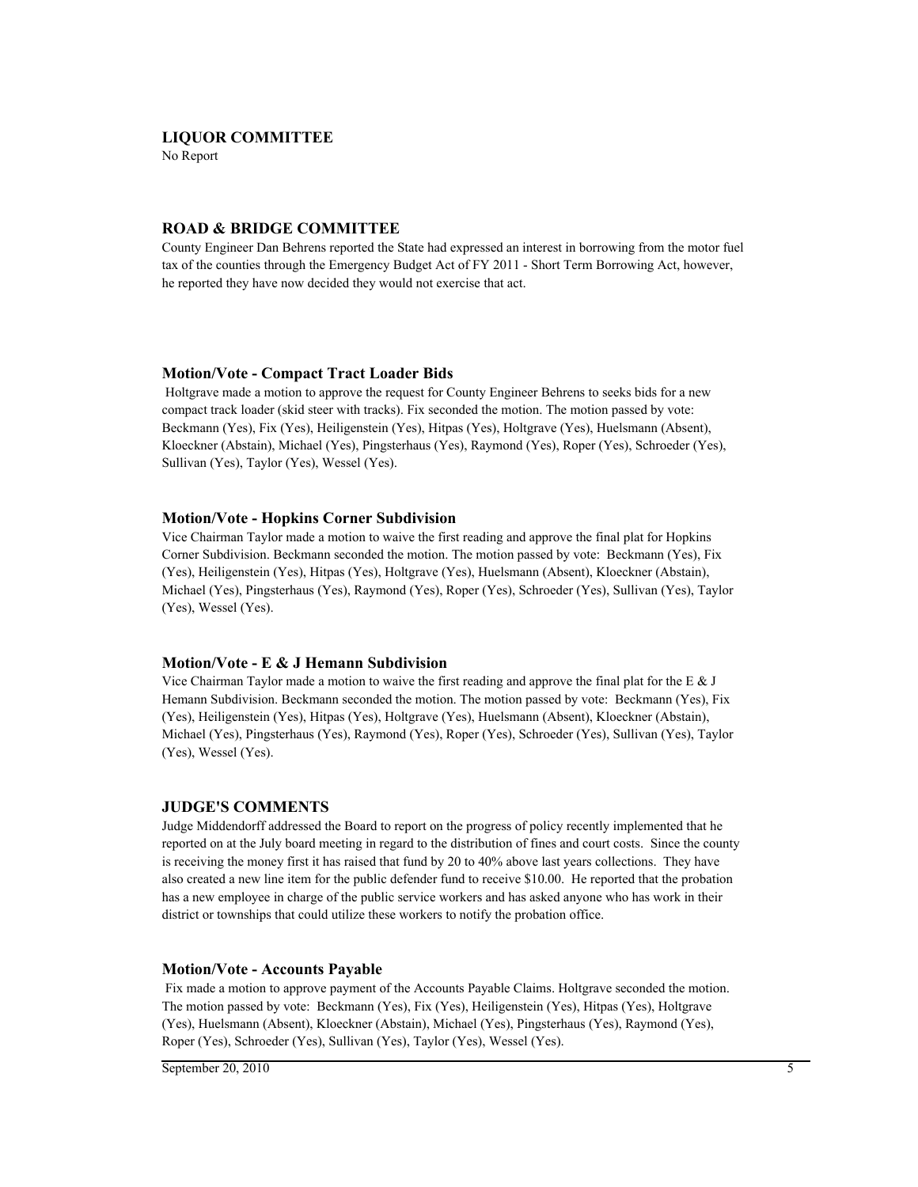### LIQUOR COMMITTEE

No Report

### ROAD & BRIDGE COMMITTEE

County Engineer Dan Behrens reported the State had expressed an interest in borrowing from the motor fuel tax of the counties through the Emergency Budget Act of FY 2011 - Short Term Borrowing Act, however, he reported they have now decided they would not exercise that act.

#### Motion/Vote - Compact Tract Loader Bids

Holtgrave made a motion to approve the request for County Engineer Behrens to seeks bids for a new compact track loader (skid steer with tracks). Fix seconded the motion. The motion passed by vote: Beckmann (Yes), Fix (Yes), Heiligenstein (Yes), Hitpas (Yes), Holtgrave (Yes), Huelsmann (Absent), Kloeckner (Abstain), Michael (Yes), Pingsterhaus (Yes), Raymond (Yes), Roper (Yes), Schroeder (Yes), Sullivan (Yes), Taylor (Yes), Wessel (Yes).

#### Motion/Vote - Hopkins Corner Subdivision

Vice Chairman Taylor made a motion to waive the first reading and approve the final plat for Hopkins Corner Subdivision. Beckmann seconded the motion. The motion passed by vote: Beckmann (Yes), Fix (Yes), Heiligenstein (Yes), Hitpas (Yes), Holtgrave (Yes), Huelsmann (Absent), Kloeckner (Abstain), Michael (Yes), Pingsterhaus (Yes), Raymond (Yes), Roper (Yes), Schroeder (Yes), Sullivan (Yes), Taylor (Yes), Wessel (Yes).

#### Motion/Vote - E & J Hemann Subdivision

Vice Chairman Taylor made a motion to waive the first reading and approve the final plat for the E & J Hemann Subdivision. Beckmann seconded the motion. The motion passed by vote: Beckmann (Yes), Fix (Yes), Heiligenstein (Yes), Hitpas (Yes), Holtgrave (Yes), Huelsmann (Absent), Kloeckner (Abstain), Michael (Yes), Pingsterhaus (Yes), Raymond (Yes), Roper (Yes), Schroeder (Yes), Sullivan (Yes), Taylor (Yes), Wessel (Yes).

### JUDGE'S COMMENTS

Judge Middendorff addressed the Board to report on the progress of policy recently implemented that he reported on at the July board meeting in regard to the distribution of fines and court costs. Since the county is receiving the money first it has raised that fund by 20 to 40% above last years collections. They have also created a new line item for the public defender fund to receive $10.00. He reported that the probation has a new employee in charge of the public service workers and has asked anyone who has work in their district or townships that could utilize these workers to notify the probation office.

#### Motion/Vote - Accounts Payable

Fix made a motion to approve payment of the Accounts Payable Claims. Holtgrave seconded the motion. The motion passed by vote: Beckmann (Yes), Fix (Yes), Heiligenstein (Yes), Hitpas (Yes), Holtgrave (Yes), Huelsmann (Absent), Kloeckner (Abstain), Michael (Yes), Pingsterhaus (Yes), Raymond (Yes), Roper (Yes), Schroeder (Yes), Sullivan (Yes), Taylor (Yes), Wessel (Yes).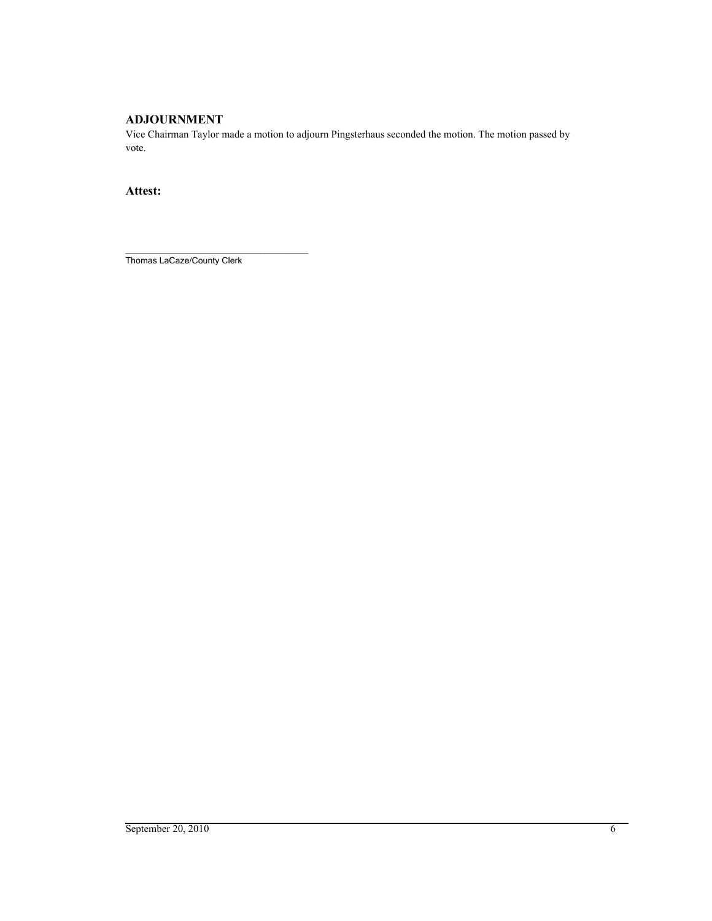## ADJOURNMENT

Vice Chairman Taylor made a motion to adjourn Pingsterhaus seconded the motion. The motion passed by vote.

**Attest:**

\_\_\_\_\_\_\_\_\_\_\_\_\_\_\_\_\_\_\_\_\_\_\_\_\_\_\_\_\_\_\_\_\_\_\_\_

Thomas LaCaze/County Clerk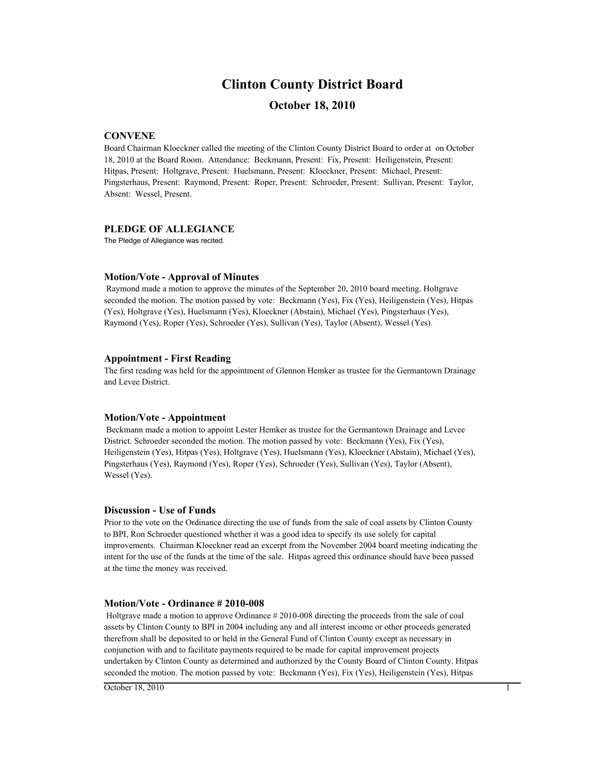# Clinton County District Board

## October 18, 2010

### CONVENE

Board Chairman Kloeckner called the meeting of the Clinton County District Board to order at on October 18, 2010 at the Board Room. Attendance: Beckmann, Present: Fix, Present: Heiligenstein, Present: Hitpas, Present: Holtgrave, Present: Huelsmann, Present: Kloeckner, Present: Michael, Present: Pingsterhaus, Present: Raymond, Present: Roper, Present: Schroeder, Present: Sullivan, Present: Taylor, Absent: Wessel, Present.

### PLEDGE OF ALLEGIANCE

The Pledge of Allegiance was recited.

### Motion/Vote - Approval of Minutes

Raymond made a motion to approve the minutes of the September 20, 2010 board meeting. Holtgrave seconded the motion. The motion passed by vote: Beckmann (Yes), Fix (Yes), Heiligenstein (Yes), Hitpas (Yes), Holtgrave (Yes), Huelsmann (Yes), Kloeckner (Abstain), Michael (Yes), Pingsterhaus (Yes), Raymond (Yes), Roper (Yes), Schroeder (Yes), Sullivan (Yes), Taylor (Absent), Wessel (Yes).

### Appointment - First Reading

The first reading was held for the appointment of Glennon Hemker as trustee for the Germantown Drainage and Levee District.

### Motion/Vote - Appointment

Beckmann made a motion to appoint Lester Hemker as trustee for the Germantown Drainage and Levee District. Schroeder seconded the motion. The motion passed by vote: Beckmann (Yes), Fix (Yes), Heiligenstein (Yes), Hitpas (Yes), Holtgrave (Yes), Huelsmann (Yes), Kloeckner (Abstain), Michael (Yes), Pingsterhaus (Yes), Raymond (Yes), Roper (Yes), Schroeder (Yes), Sullivan (Yes), Taylor (Absent), Wessel (Yes).

### Discussion - Use of Funds

Prior to the vote on the Ordinance directing the use of funds from the sale of coal assets by Clinton County to BPI, Ron Schroeder questioned whether it was a good idea to specify its use solely for capital improvements. Chairman Kloeckner read an excerpt from the November 2004 board meeting indicating the intent for the use of the funds at the time of the sale. Hitpas agreed this ordinance should have been passed at the time the money was received.

### Motion/Vote - Ordinance # 2010-008

Holtgrave made a motion to approve Ordinance # 2010-008 directing the proceeds from the sale of coal assets by Clinton County to BPI in 2004 including any and all interest income or other proceeds generated therefrom shall be deposited to or held in the General Fund of Clinton County except as necessary in conjunction with and to facilitate payments required to be made for capital improvement projects undertaken by Clinton County as determined and authorized by the County Board of Clinton County. Hitpas seconded the motion. The motion passed by vote: Beckmann (Yes), Fix (Yes), Heiligenstein (Yes), Hitpas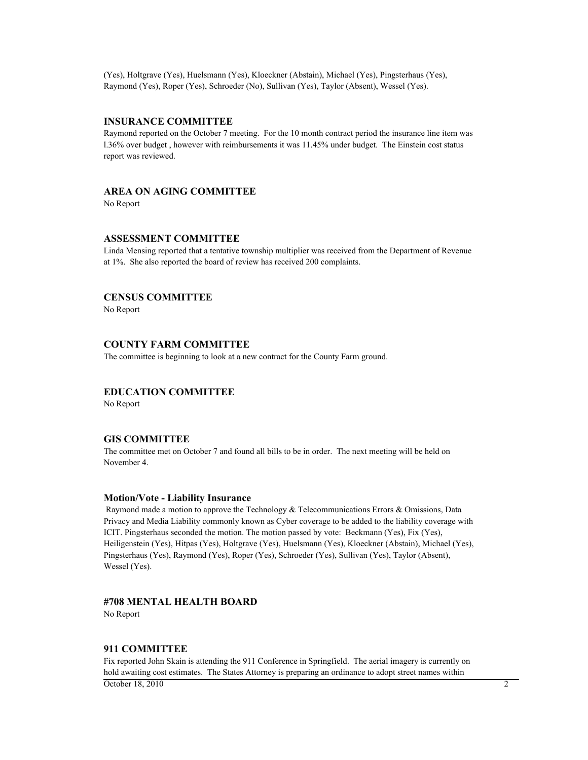(Yes), Holtgrave (Yes), Huelsmann (Yes), Kloeckner (Abstain), Michael (Yes), Pingsterhaus (Yes), Raymond (Yes), Roper (Yes), Schroeder (No), Sullivan (Yes), Taylor (Absent), Wessel (Yes).

### INSURANCE COMMITTEE

Raymond reported on the October 7 meeting. For the 10 month contract period the insurance line item was l.36% over budget , however with reimbursements it was 11.45% under budget. The Einstein cost status report was reviewed.

### AREA ON AGING COMMITTEE

No Report

### ASSESSMENT COMMITTEE

Linda Mensing reported that a tentative township multiplier was received from the Department of Revenue at 1%. She also reported the board of review has received 200 complaints.

### CENSUS COMMITTEE

No Report

### COUNTY FARM COMMITTEE

The committee is beginning to look at a new contract for the County Farm ground.

### EDUCATION COMMITTEE

No Report

### GIS COMMITTEE

The committee met on October 7 and found all bills to be in order. The next meeting will be held on November 4.

#### Motion/Vote - Liability Insurance

Raymond made a motion to approve the Technology & Telecommunications Errors & Omissions, Data Privacy and Media Liability commonly known as Cyber coverage to be added to the liability coverage with ICIT. Pingsterhaus seconded the motion. The motion passed by vote: Beckmann (Yes), Fix (Yes), Heiligenstein (Yes), Hitpas (Yes), Holtgrave (Yes), Huelsmann (Yes), Kloeckner (Abstain), Michael (Yes), Pingsterhaus (Yes), Raymond (Yes), Roper (Yes), Schroeder (Yes), Sullivan (Yes), Taylor (Absent), Wessel (Yes).

### #708 MENTAL HEALTH BOARD

No Report

### 911 COMMITTEE

Fix reported John Skain is attending the 911 Conference in Springfield. The aerial imagery is currently on hold awaiting cost estimates. The States Attorney is preparing an ordinance to adopt street names within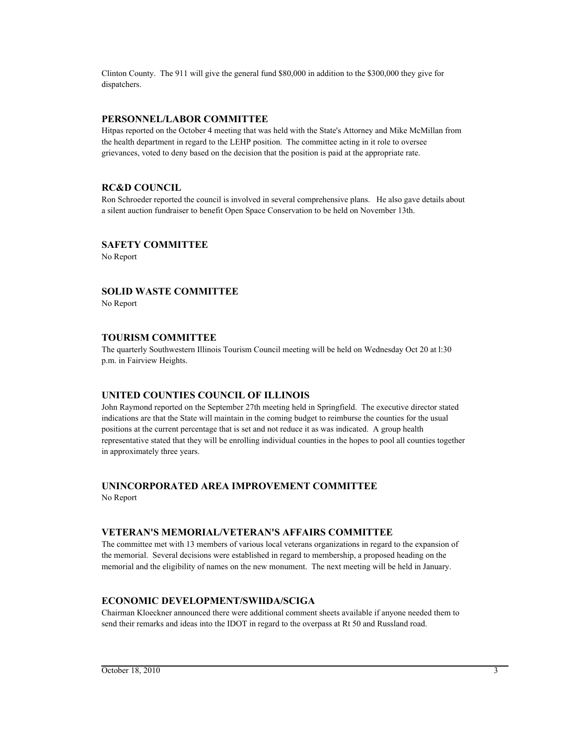Clinton County. The 911 will give the general fund $80,000 in addition to the $300,000 they give for dispatchers.

### PERSONNEL/LABOR COMMITTEE

Hitpas reported on the October 4 meeting that was held with the State's Attorney and Mike McMillan from the health department in regard to the LEHP position. The committee acting in it role to oversee grievances, voted to deny based on the decision that the position is paid at the appropriate rate.

### RC&D COUNCIL

Ron Schroeder reported the council is involved in several comprehensive plans. He also gave details about a silent auction fundraiser to benefit Open Space Conservation to be held on November 13th.

### SAFETY COMMITTEE

No Report

### SOLID WASTE COMMITTEE

No Report

### TOURISM COMMITTEE

The quarterly Southwestern Illinois Tourism Council meeting will be held on Wednesday Oct 20 at l:30 p.m. in Fairview Heights.

### UNITED COUNTIES COUNCIL OF ILLINOIS

John Raymond reported on the September 27th meeting held in Springfield. The executive director stated indications are that the State will maintain in the coming budget to reimburse the counties for the usual positions at the current percentage that is set and not reduce it as was indicated. A group health representative stated that they will be enrolling individual counties in the hopes to pool all counties together in approximately three years.

### UNINCORPORATED AREA IMPROVEMENT COMMITTEE

No Report

### VETERAN'S MEMORIAL/VETERAN'S AFFAIRS COMMITTEE

The committee met with 13 members of various local veterans organizations in regard to the expansion of the memorial. Several decisions were established in regard to membership, a proposed heading on the memorial and the eligibility of names on the new monument. The next meeting will be held in January.

### ECONOMIC DEVELOPMENT/SWIIDA/SCIGA

Chairman Kloeckner announced there were additional comment sheets available if anyone needed them to send their remarks and ideas into the IDOT in regard to the overpass at Rt 50 and Russland road.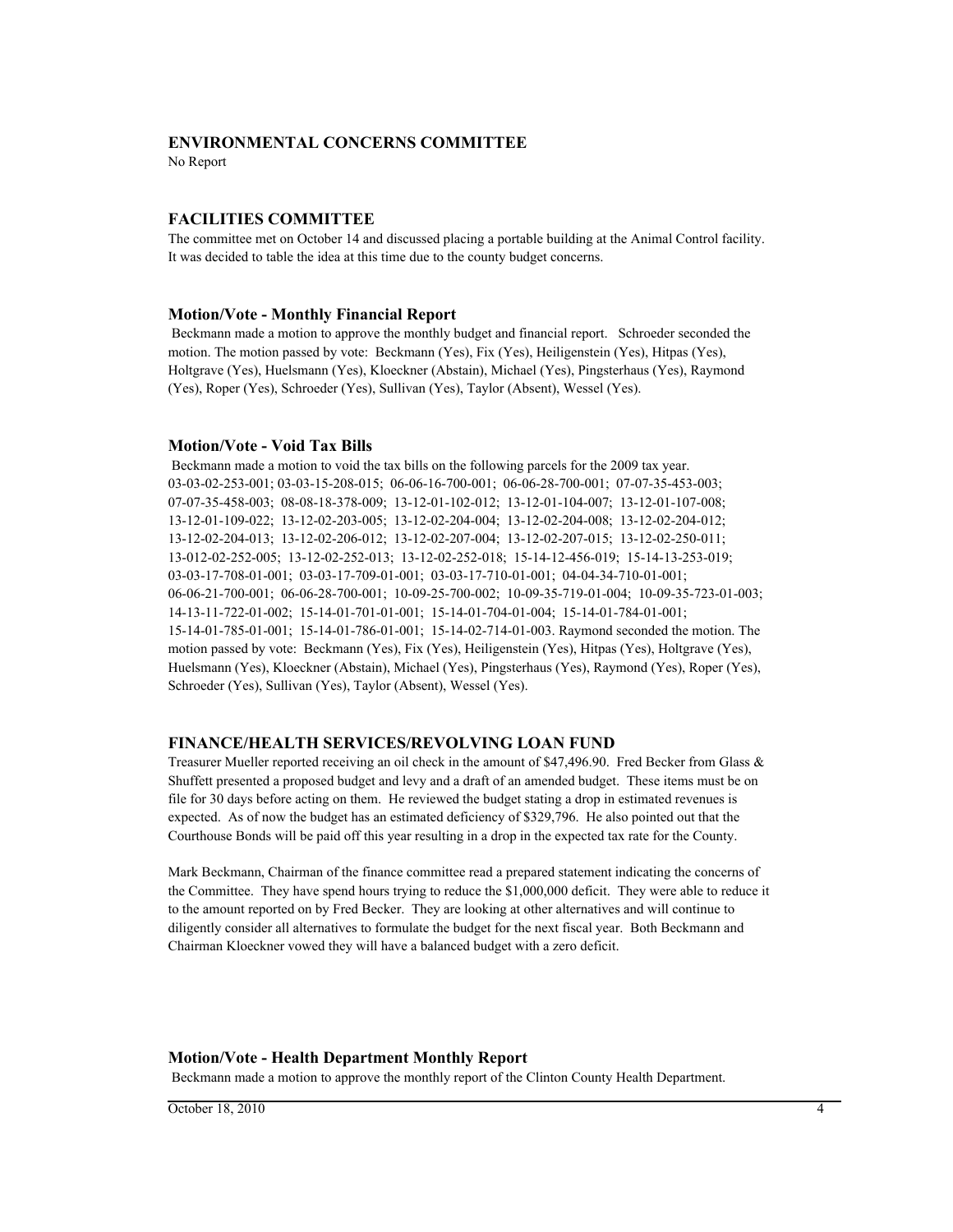### ENVIRONMENTAL CONCERNS COMMITTEE

No Report

### FACILITIES COMMITTEE

The committee met on October 14 and discussed placing a portable building at the Animal Control facility. It was decided to table the idea at this time due to the county budget concerns.

#### Motion/Vote - Monthly Financial Report

Beckmann made a motion to approve the monthly budget and financial report. Schroeder seconded the motion. The motion passed by vote: Beckmann (Yes), Fix (Yes), Heiligenstein (Yes), Hitpas (Yes), Holtgrave (Yes), Huelsmann (Yes), Kloeckner (Abstain), Michael (Yes), Pingsterhaus (Yes), Raymond (Yes), Roper (Yes), Schroeder (Yes), Sullivan (Yes), Taylor (Absent), Wessel (Yes).

#### Motion/Vote - Void Tax Bills

Beckmann made a motion to void the tax bills on the following parcels for the 2009 tax year. 03-03-02-253-001; 03-03-15-208-015; 06-06-16-700-001; 06-06-28-700-001; 07-07-35-453-003; 07-07-35-458-003; 08-08-18-378-009; 13-12-01-102-012; 13-12-01-104-007; 13-12-01-107-008; 13-12-01-109-022; 13-12-02-203-005; 13-12-02-204-004; 13-12-02-204-008; 13-12-02-204-012; 13-12-02-204-013; 13-12-02-206-012; 13-12-02-207-004; 13-12-02-207-015; 13-12-02-250-011; 13-012-02-252-005; 13-12-02-252-013; 13-12-02-252-018; 15-14-12-456-019; 15-14-13-253-019; 03-03-17-708-01-001; 03-03-17-709-01-001; 03-03-17-710-01-001; 04-04-34-710-01-001; 06-06-21-700-001; 06-06-28-700-001; 10-09-25-700-002; 10-09-35-719-01-004; 10-09-35-723-01-003; 14-13-11-722-01-002; 15-14-01-701-01-001; 15-14-01-704-01-004; 15-14-01-784-01-001; 15-14-01-785-01-001; 15-14-01-786-01-001; 15-14-02-714-01-003. Raymond seconded the motion. The motion passed by vote: Beckmann (Yes), Fix (Yes), Heiligenstein (Yes), Hitpas (Yes), Holtgrave (Yes), Huelsmann (Yes), Kloeckner (Abstain), Michael (Yes), Pingsterhaus (Yes), Raymond (Yes), Roper (Yes), Schroeder (Yes), Sullivan (Yes), Taylor (Absent), Wessel (Yes).

### FINANCE/HEALTH SERVICES/REVOLVING LOAN FUND

Treasurer Mueller reported receiving an oil check in the amount of $47,496.90. Fred Becker from Glass & Shuffett presented a proposed budget and levy and a draft of an amended budget. These items must be on file for 30 days before acting on them. He reviewed the budget stating a drop in estimated revenues is expected. As of now the budget has an estimated deficiency of $329,796. He also pointed out that the Courthouse Bonds will be paid off this year resulting in a drop in the expected tax rate for the County.

Mark Beckmann, Chairman of the finance committee read a prepared statement indicating the concerns of the Committee. They have spend hours trying to reduce the $1,000,000 deficit. They were able to reduce it to the amount reported on by Fred Becker. They are looking at other alternatives and will continue to diligently consider all alternatives to formulate the budget for the next fiscal year. Both Beckmann and Chairman Kloeckner vowed they will have a balanced budget with a zero deficit.

#### Motion/Vote - Health Department Monthly Report

Beckmann made a motion to approve the monthly report of the Clinton County Health Department.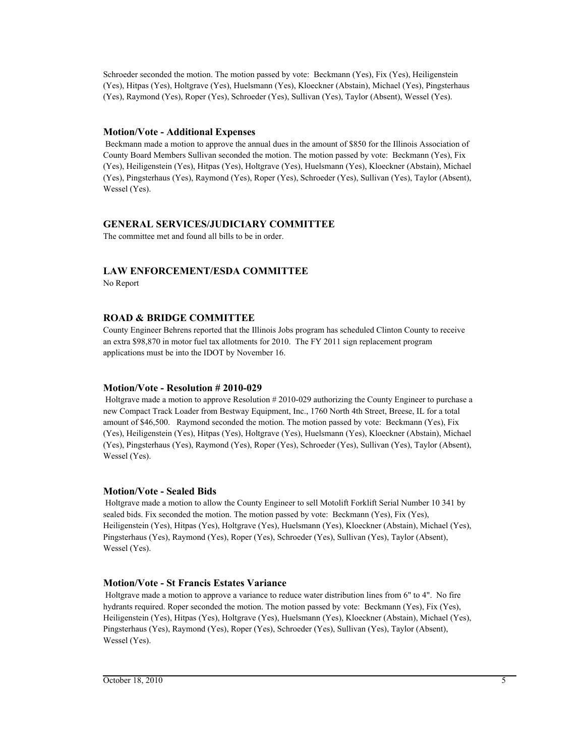Schroeder seconded the motion. The motion passed by vote: Beckmann (Yes), Fix (Yes), Heiligenstein (Yes), Hitpas (Yes), Holtgrave (Yes), Huelsmann (Yes), Kloeckner (Abstain), Michael (Yes), Pingsterhaus (Yes), Raymond (Yes), Roper (Yes), Schroeder (Yes), Sullivan (Yes), Taylor (Absent), Wessel (Yes).

### Motion/Vote - Additional Expenses

Beckmann made a motion to approve the annual dues in the amount of $850 for the Illinois Association of County Board Members Sullivan seconded the motion. The motion passed by vote: Beckmann (Yes), Fix (Yes), Heiligenstein (Yes), Hitpas (Yes), Holtgrave (Yes), Huelsmann (Yes), Kloeckner (Abstain), Michael (Yes), Pingsterhaus (Yes), Raymond (Yes), Roper (Yes), Schroeder (Yes), Sullivan (Yes), Taylor (Absent), Wessel (Yes).

## GENERAL SERVICES/JUDICIARY COMMITTEE

The committee met and found all bills to be in order.

## LAW ENFORCEMENT/ESDA COMMITTEE

No Report

## ROAD & BRIDGE COMMITTEE

County Engineer Behrens reported that the Illinois Jobs program has scheduled Clinton County to receive an extra $98,870 in motor fuel tax allotments for 2010. The FY 2011 sign replacement program applications must be into the IDOT by November 16.

### Motion/Vote - Resolution # 2010-029

Holtgrave made a motion to approve Resolution # 2010-029 authorizing the County Engineer to purchase a new Compact Track Loader from Bestway Equipment, Inc., 1760 North 4th Street, Breese, IL for a total amount of $46,500. Raymond seconded the motion. The motion passed by vote: Beckmann (Yes), Fix (Yes), Heiligenstein (Yes), Hitpas (Yes), Holtgrave (Yes), Huelsmann (Yes), Kloeckner (Abstain), Michael (Yes), Pingsterhaus (Yes), Raymond (Yes), Roper (Yes), Schroeder (Yes), Sullivan (Yes), Taylor (Absent), Wessel (Yes).

### Motion/Vote - Sealed Bids

Holtgrave made a motion to allow the County Engineer to sell Motolift Forklift Serial Number 10 341 by sealed bids. Fix seconded the motion. The motion passed by vote: Beckmann (Yes), Fix (Yes), Heiligenstein (Yes), Hitpas (Yes), Holtgrave (Yes), Huelsmann (Yes), Kloeckner (Abstain), Michael (Yes), Pingsterhaus (Yes), Raymond (Yes), Roper (Yes), Schroeder (Yes), Sullivan (Yes), Taylor (Absent), Wessel (Yes).

### Motion/Vote - St Francis Estates Variance

Holtgrave made a motion to approve a variance to reduce water distribution lines from 6" to 4". No fire hydrants required. Roper seconded the motion. The motion passed by vote: Beckmann (Yes), Fix (Yes), Heiligenstein (Yes), Hitpas (Yes), Holtgrave (Yes), Huelsmann (Yes), Kloeckner (Abstain), Michael (Yes), Pingsterhaus (Yes), Raymond (Yes), Roper (Yes), Schroeder (Yes), Sullivan (Yes), Taylor (Absent), Wessel (Yes).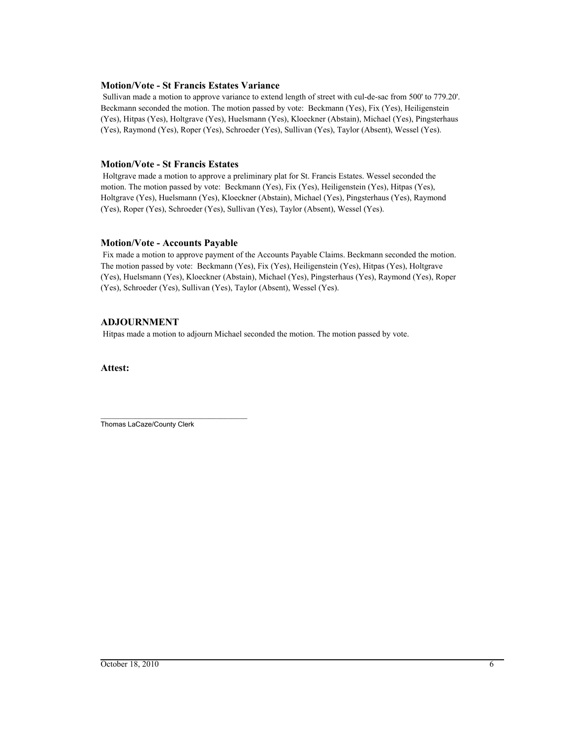### Motion/Vote - St Francis Estates Variance

Sullivan made a motion to approve variance to extend length of street with cul-de-sac from 500' to 779.20'. Beckmann seconded the motion. The motion passed by vote: Beckmann (Yes), Fix (Yes), Heiligenstein (Yes), Hitpas (Yes), Holtgrave (Yes), Huelsmann (Yes), Kloeckner (Abstain), Michael (Yes), Pingsterhaus (Yes), Raymond (Yes), Roper (Yes), Schroeder (Yes), Sullivan (Yes), Taylor (Absent), Wessel (Yes).

### Motion/Vote - St Francis Estates

Holtgrave made a motion to approve a preliminary plat for St. Francis Estates. Wessel seconded the motion. The motion passed by vote: Beckmann (Yes), Fix (Yes), Heiligenstein (Yes), Hitpas (Yes), Holtgrave (Yes), Huelsmann (Yes), Kloeckner (Abstain), Michael (Yes), Pingsterhaus (Yes), Raymond (Yes), Roper (Yes), Schroeder (Yes), Sullivan (Yes), Taylor (Absent), Wessel (Yes).

### Motion/Vote - Accounts Payable

Fix made a motion to approve payment of the Accounts Payable Claims. Beckmann seconded the motion. The motion passed by vote: Beckmann (Yes), Fix (Yes), Heiligenstein (Yes), Hitpas (Yes), Holtgrave (Yes), Huelsmann (Yes), Kloeckner (Abstain), Michael (Yes), Pingsterhaus (Yes), Raymond (Yes), Roper (Yes), Schroeder (Yes), Sullivan (Yes), Taylor (Absent), Wessel (Yes).

### ADJOURNMENT

Hitpas made a motion to adjourn Michael seconded the motion. The motion passed by vote.

**Attest:**

\_\_\_\_\_\_\_\_\_\_\_\_\_\_\_\_\_\_\_\_\_\_\_\_\_\_\_\_\_\_\_\_\_\_\_\_

Thomas LaCaze/County Clerk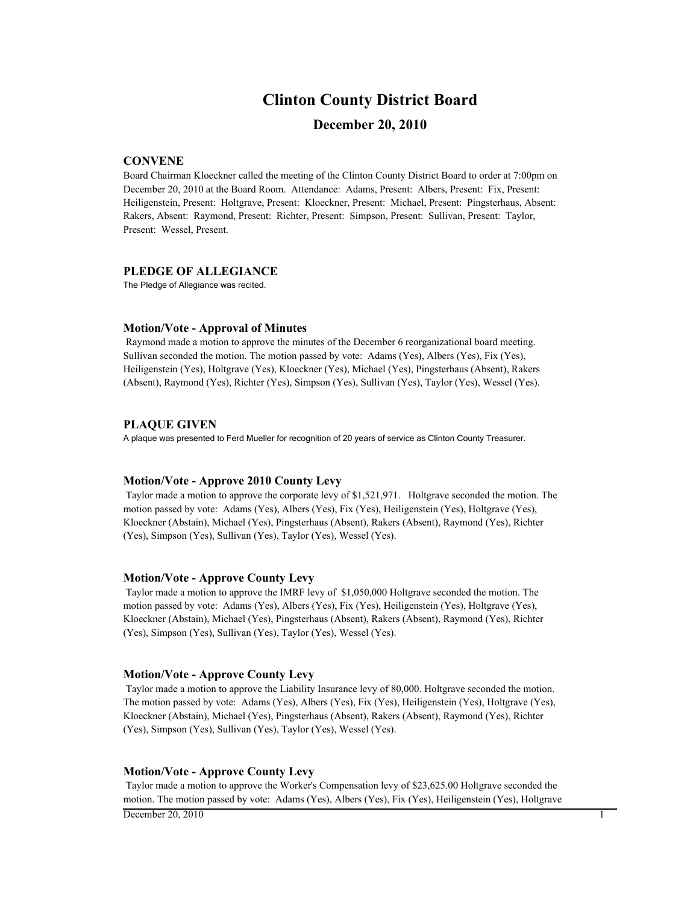# Clinton County District Board

## December 20, 2010

### CONVENE

Board Chairman Kloeckner called the meeting of the Clinton County District Board to order at 7:00pm on December 20, 2010 at the Board Room. Attendance: Adams, Present: Albers, Present: Fix, Present: Heiligenstein, Present: Holtgrave, Present: Kloeckner, Present: Michael, Present: Pingsterhaus, Absent: Rakers, Absent: Raymond, Present: Richter, Present: Simpson, Present: Sullivan, Present: Taylor, Present: Wessel, Present.

### PLEDGE OF ALLEGIANCE

The Pledge of Allegiance was recited.

### Motion/Vote - Approval of Minutes

Raymond made a motion to approve the minutes of the December 6 reorganizational board meeting. Sullivan seconded the motion. The motion passed by vote: Adams (Yes), Albers (Yes), Fix (Yes), Heiligenstein (Yes), Holtgrave (Yes), Kloeckner (Yes), Michael (Yes), Pingsterhaus (Absent), Rakers (Absent), Raymond (Yes), Richter (Yes), Simpson (Yes), Sullivan (Yes), Taylor (Yes), Wessel (Yes).

### PLAQUE GIVEN

A plaque was presented to Ferd Mueller for recognition of 20 years of service as Clinton County Treasurer.

### Motion/Vote - Approve 2010 County Levy

Taylor made a motion to approve the corporate levy of $1,521,971. Holtgrave seconded the motion. The motion passed by vote: Adams (Yes), Albers (Yes), Fix (Yes), Heiligenstein (Yes), Holtgrave (Yes), Kloeckner (Abstain), Michael (Yes), Pingsterhaus (Absent), Rakers (Absent), Raymond (Yes), Richter (Yes), Simpson (Yes), Sullivan (Yes), Taylor (Yes), Wessel (Yes).

### Motion/Vote - Approve County Levy

Taylor made a motion to approve the IMRF levy of $1,050,000 Holtgrave seconded the motion. The motion passed by vote: Adams (Yes), Albers (Yes), Fix (Yes), Heiligenstein (Yes), Holtgrave (Yes), Kloeckner (Abstain), Michael (Yes), Pingsterhaus (Absent), Rakers (Absent), Raymond (Yes), Richter (Yes), Simpson (Yes), Sullivan (Yes), Taylor (Yes), Wessel (Yes).

### Motion/Vote - Approve County Levy

Taylor made a motion to approve the Liability Insurance levy of 80,000. Holtgrave seconded the motion. The motion passed by vote: Adams (Yes), Albers (Yes), Fix (Yes), Heiligenstein (Yes), Holtgrave (Yes), Kloeckner (Abstain), Michael (Yes), Pingsterhaus (Absent), Rakers (Absent), Raymond (Yes), Richter (Yes), Simpson (Yes), Sullivan (Yes), Taylor (Yes), Wessel (Yes).

### Motion/Vote - Approve County Levy

Taylor made a motion to approve the Worker's Compensation levy of $23,625.00 Holtgrave seconded the motion. The motion passed by vote: Adams (Yes), Albers (Yes), Fix (Yes), Heiligenstein (Yes), Holtgrave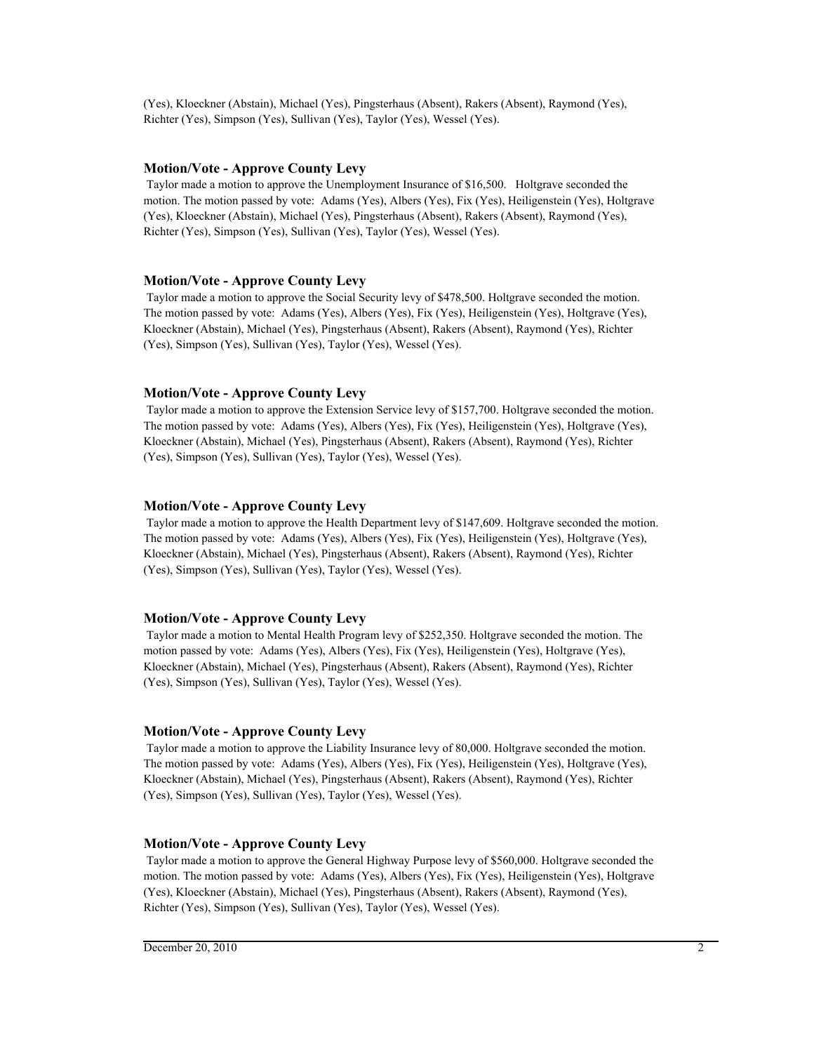(Yes), Kloeckner (Abstain), Michael (Yes), Pingsterhaus (Absent), Rakers (Absent), Raymond (Yes), Richter (Yes), Simpson (Yes), Sullivan (Yes), Taylor (Yes), Wessel (Yes).

### Motion/Vote - Approve County Levy

Taylor made a motion to approve the Unemployment Insurance of $16,500. Holtgrave seconded the motion. The motion passed by vote: Adams (Yes), Albers (Yes), Fix (Yes), Heiligenstein (Yes), Holtgrave (Yes), Kloeckner (Abstain), Michael (Yes), Pingsterhaus (Absent), Rakers (Absent), Raymond (Yes), Richter (Yes), Simpson (Yes), Sullivan (Yes), Taylor (Yes), Wessel (Yes).

### Motion/Vote - Approve County Levy

Taylor made a motion to approve the Social Security levy of $478,500. Holtgrave seconded the motion. The motion passed by vote: Adams (Yes), Albers (Yes), Fix (Yes), Heiligenstein (Yes), Holtgrave (Yes), Kloeckner (Abstain), Michael (Yes), Pingsterhaus (Absent), Rakers (Absent), Raymond (Yes), Richter (Yes), Simpson (Yes), Sullivan (Yes), Taylor (Yes), Wessel (Yes).

### Motion/Vote - Approve County Levy

Taylor made a motion to approve the Extension Service levy of $157,700. Holtgrave seconded the motion. The motion passed by vote: Adams (Yes), Albers (Yes), Fix (Yes), Heiligenstein (Yes), Holtgrave (Yes), Kloeckner (Abstain), Michael (Yes), Pingsterhaus (Absent), Rakers (Absent), Raymond (Yes), Richter (Yes), Simpson (Yes), Sullivan (Yes), Taylor (Yes), Wessel (Yes).

### Motion/Vote - Approve County Levy

Taylor made a motion to approve the Health Department levy of $147,609. Holtgrave seconded the motion. The motion passed by vote: Adams (Yes), Albers (Yes), Fix (Yes), Heiligenstein (Yes), Holtgrave (Yes), Kloeckner (Abstain), Michael (Yes), Pingsterhaus (Absent), Rakers (Absent), Raymond (Yes), Richter (Yes), Simpson (Yes), Sullivan (Yes), Taylor (Yes), Wessel (Yes).

### Motion/Vote - Approve County Levy

Taylor made a motion to Mental Health Program levy of $252,350. Holtgrave seconded the motion. The motion passed by vote: Adams (Yes), Albers (Yes), Fix (Yes), Heiligenstein (Yes), Holtgrave (Yes), Kloeckner (Abstain), Michael (Yes), Pingsterhaus (Absent), Rakers (Absent), Raymond (Yes), Richter (Yes), Simpson (Yes), Sullivan (Yes), Taylor (Yes), Wessel (Yes).

### Motion/Vote - Approve County Levy

Taylor made a motion to approve the Liability Insurance levy of 80,000. Holtgrave seconded the motion. The motion passed by vote: Adams (Yes), Albers (Yes), Fix (Yes), Heiligenstein (Yes), Holtgrave (Yes), Kloeckner (Abstain), Michael (Yes), Pingsterhaus (Absent), Rakers (Absent), Raymond (Yes), Richter (Yes), Simpson (Yes), Sullivan (Yes), Taylor (Yes), Wessel (Yes).

### Motion/Vote - Approve County Levy

Taylor made a motion to approve the General Highway Purpose levy of $560,000. Holtgrave seconded the motion. The motion passed by vote: Adams (Yes), Albers (Yes), Fix (Yes), Heiligenstein (Yes), Holtgrave (Yes), Kloeckner (Abstain), Michael (Yes), Pingsterhaus (Absent), Rakers (Absent), Raymond (Yes), Richter (Yes), Simpson (Yes), Sullivan (Yes), Taylor (Yes), Wessel (Yes).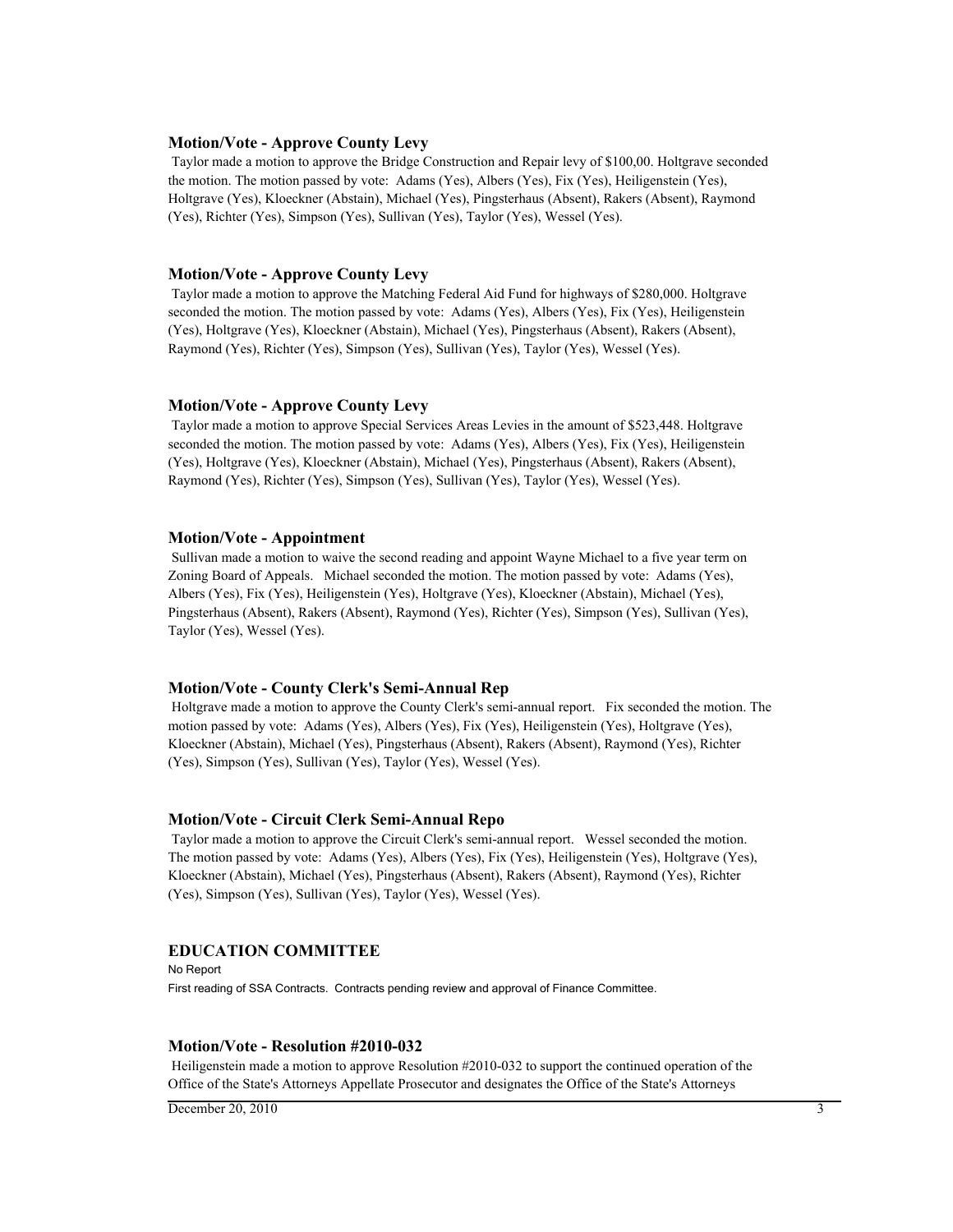### Motion/Vote - Approve County Levy

Taylor made a motion to approve the Bridge Construction and Repair levy of $100,00. Holtgrave seconded the motion. The motion passed by vote: Adams (Yes), Albers (Yes), Fix (Yes), Heiligenstein (Yes), Holtgrave (Yes), Kloeckner (Abstain), Michael (Yes), Pingsterhaus (Absent), Rakers (Absent), Raymond (Yes), Richter (Yes), Simpson (Yes), Sullivan (Yes), Taylor (Yes), Wessel (Yes).

### Motion/Vote - Approve County Levy

Taylor made a motion to approve the Matching Federal Aid Fund for highways of $280,000. Holtgrave seconded the motion. The motion passed by vote: Adams (Yes), Albers (Yes), Fix (Yes), Heiligenstein (Yes), Holtgrave (Yes), Kloeckner (Abstain), Michael (Yes), Pingsterhaus (Absent), Rakers (Absent), Raymond (Yes), Richter (Yes), Simpson (Yes), Sullivan (Yes), Taylor (Yes), Wessel (Yes).

### Motion/Vote - Approve County Levy

Taylor made a motion to approve Special Services Areas Levies in the amount of $523,448. Holtgrave seconded the motion. The motion passed by vote: Adams (Yes), Albers (Yes), Fix (Yes), Heiligenstein (Yes), Holtgrave (Yes), Kloeckner (Abstain), Michael (Yes), Pingsterhaus (Absent), Rakers (Absent), Raymond (Yes), Richter (Yes), Simpson (Yes), Sullivan (Yes), Taylor (Yes), Wessel (Yes).

### Motion/Vote - Appointment

Sullivan made a motion to waive the second reading and appoint Wayne Michael to a five year term on Zoning Board of Appeals. Michael seconded the motion. The motion passed by vote: Adams (Yes), Albers (Yes), Fix (Yes), Heiligenstein (Yes), Holtgrave (Yes), Kloeckner (Abstain), Michael (Yes), Pingsterhaus (Absent), Rakers (Absent), Raymond (Yes), Richter (Yes), Simpson (Yes), Sullivan (Yes), Taylor (Yes), Wessel (Yes).

### Motion/Vote - County Clerk's Semi-Annual Rep

Holtgrave made a motion to approve the County Clerk's semi-annual report. Fix seconded the motion. The motion passed by vote: Adams (Yes), Albers (Yes), Fix (Yes), Heiligenstein (Yes), Holtgrave (Yes), Kloeckner (Abstain), Michael (Yes), Pingsterhaus (Absent), Rakers (Absent), Raymond (Yes), Richter (Yes), Simpson (Yes), Sullivan (Yes), Taylor (Yes), Wessel (Yes).

### Motion/Vote - Circuit Clerk Semi-Annual Repo

Taylor made a motion to approve the Circuit Clerk's semi-annual report. Wessel seconded the motion. The motion passed by vote: Adams (Yes), Albers (Yes), Fix (Yes), Heiligenstein (Yes), Holtgrave (Yes), Kloeckner (Abstain), Michael (Yes), Pingsterhaus (Absent), Rakers (Absent), Raymond (Yes), Richter (Yes), Simpson (Yes), Sullivan (Yes), Taylor (Yes), Wessel (Yes).

## EDUCATION COMMITTEE

No Report

First reading of SSA Contracts. Contracts pending review and approval of Finance Committee.

### Motion/Vote - Resolution #2010-032

Heiligenstein made a motion to approve Resolution #2010-032 to support the continued operation of the Office of the State's Attorneys Appellate Prosecutor and designates the Office of the State's Attorneys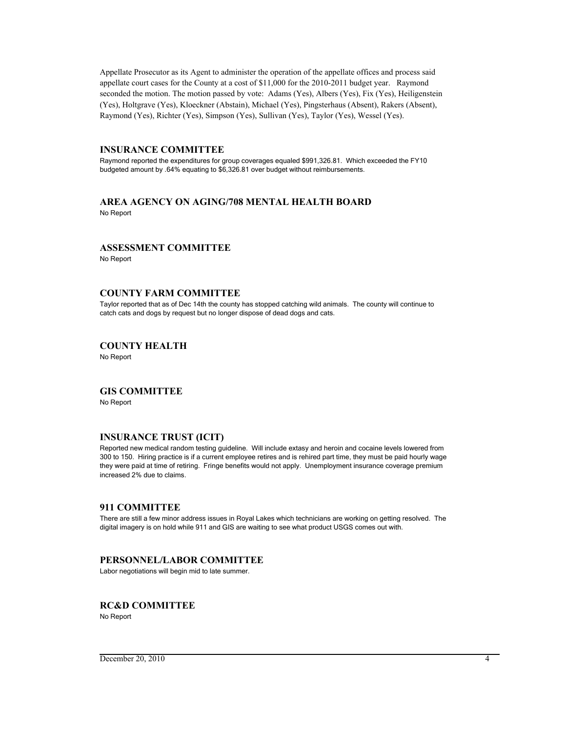Appellate Prosecutor as its Agent to administer the operation of the appellate offices and process said appellate court cases for the County at a cost of $11,000 for the 2010-2011 budget year. Raymond seconded the motion. The motion passed by vote: Adams (Yes), Albers (Yes), Fix (Yes), Heiligenstein (Yes), Holtgrave (Yes), Kloeckner (Abstain), Michael (Yes), Pingsterhaus (Absent), Rakers (Absent), Raymond (Yes), Richter (Yes), Simpson (Yes), Sullivan (Yes), Taylor (Yes), Wessel (Yes).

## INSURANCE COMMITTEE

Raymond reported the expenditures for group coverages equaled $991,326.81. Which exceeded the FY10 budgeted amount by .64% equating to $6,326.81 over budget without reimbursements.

## AREA AGENCY ON AGING/708 MENTAL HEALTH BOARD

No Report

## ASSESSMENT COMMITTEE

No Report

## COUNTY FARM COMMITTEE

Taylor reported that as of Dec 14th the county has stopped catching wild animals. The county will continue to catch cats and dogs by request but no longer dispose of dead dogs and cats.

## COUNTY HEALTH

No Report

## GIS COMMITTEE

No Report

## INSURANCE TRUST (ICIT)

Reported new medical random testing guideline. Will include extasy and heroin and cocaine levels lowered from 300 to 150. Hiring practice is if a current employee retires and is rehired part time, they must be paid hourly wage they were paid at time of retiring. Fringe benefits would not apply. Unemployment insurance coverage premium increased 2% due to claims.

## 911 COMMITTEE

There are still a few minor address issues in Royal Lakes which technicians are working on getting resolved. The digital imagery is on hold while 911 and GIS are waiting to see what product USGS comes out with.

## PERSONNEL/LABOR COMMITTEE

Labor negotiations will begin mid to late summer.

## RC&D COMMITTEE

No Report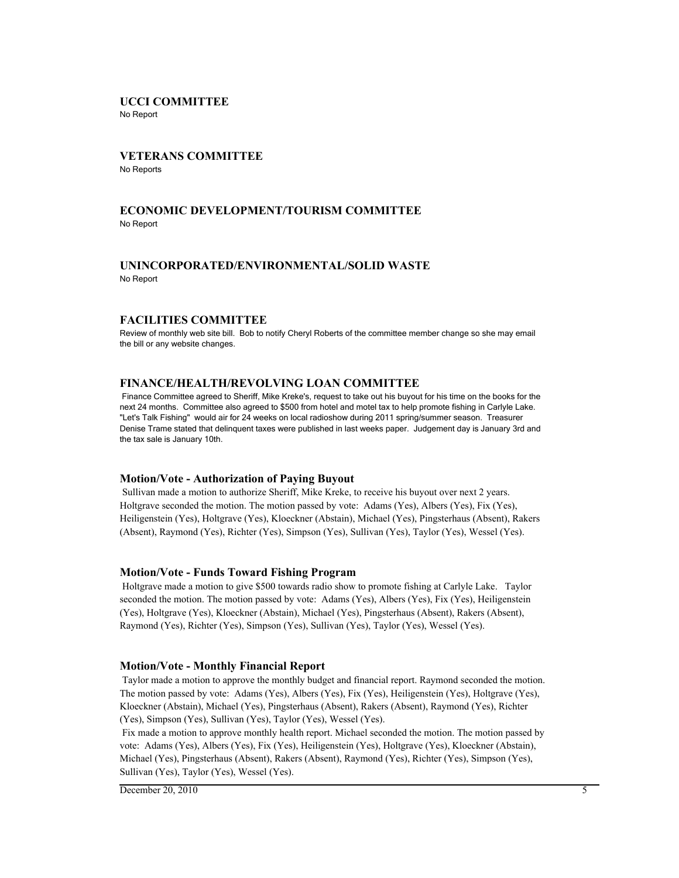## UCCI COMMITTEE

No Report

## VETERANS COMMITTEE

No Reports

## ECONOMIC DEVELOPMENT/TOURISM COMMITTEE

No Report

## UNINCORPORATED/ENVIRONMENTAL/SOLID WASTE

No Report

## FACILITIES COMMITTEE

Review of monthly web site bill. Bob to notify Cheryl Roberts of the committee member change so she may email the bill or any website changes.

## FINANCE/HEALTH/REVOLVING LOAN COMMITTEE

Finance Committee agreed to Sheriff, Mike Kreke's, request to take out his buyout for his time on the books for the next 24 months. Committee also agreed to $500 from hotel and motel tax to help promote fishing in Carlyle Lake. "Let's Talk Fishing" would air for 24 weeks on local radioshow during 2011 spring/summer season. Treasurer Denise Trame stated that delinquent taxes were published in last weeks paper. Judgement day is January 3rd and the tax sale is January 10th.

### Motion/Vote - Authorization of Paying Buyout

Sullivan made a motion to authorize Sheriff, Mike Kreke, to receive his buyout over next 2 years. Holtgrave seconded the motion. The motion passed by vote: Adams (Yes), Albers (Yes), Fix (Yes), Heiligenstein (Yes), Holtgrave (Yes), Kloeckner (Abstain), Michael (Yes), Pingsterhaus (Absent), Rakers (Absent), Raymond (Yes), Richter (Yes), Simpson (Yes), Sullivan (Yes), Taylor (Yes), Wessel (Yes).

### Motion/Vote - Funds Toward Fishing Program

Holtgrave made a motion to give $500 towards radio show to promote fishing at Carlyle Lake. Taylor seconded the motion. The motion passed by vote: Adams (Yes), Albers (Yes), Fix (Yes), Heiligenstein (Yes), Holtgrave (Yes), Kloeckner (Abstain), Michael (Yes), Pingsterhaus (Absent), Rakers (Absent), Raymond (Yes), Richter (Yes), Simpson (Yes), Sullivan (Yes), Taylor (Yes), Wessel (Yes).

### Motion/Vote - Monthly Financial Report

Taylor made a motion to approve the monthly budget and financial report. Raymond seconded the motion. The motion passed by vote: Adams (Yes), Albers (Yes), Fix (Yes), Heiligenstein (Yes), Holtgrave (Yes), Kloeckner (Abstain), Michael (Yes), Pingsterhaus (Absent), Rakers (Absent), Raymond (Yes), Richter (Yes), Simpson (Yes), Sullivan (Yes), Taylor (Yes), Wessel (Yes).

Fix made a motion to approve monthly health report. Michael seconded the motion. The motion passed by vote: Adams (Yes), Albers (Yes), Fix (Yes), Heiligenstein (Yes), Holtgrave (Yes), Kloeckner (Abstain), Michael (Yes), Pingsterhaus (Absent), Rakers (Absent), Raymond (Yes), Richter (Yes), Simpson (Yes), Sullivan (Yes), Taylor (Yes), Wessel (Yes).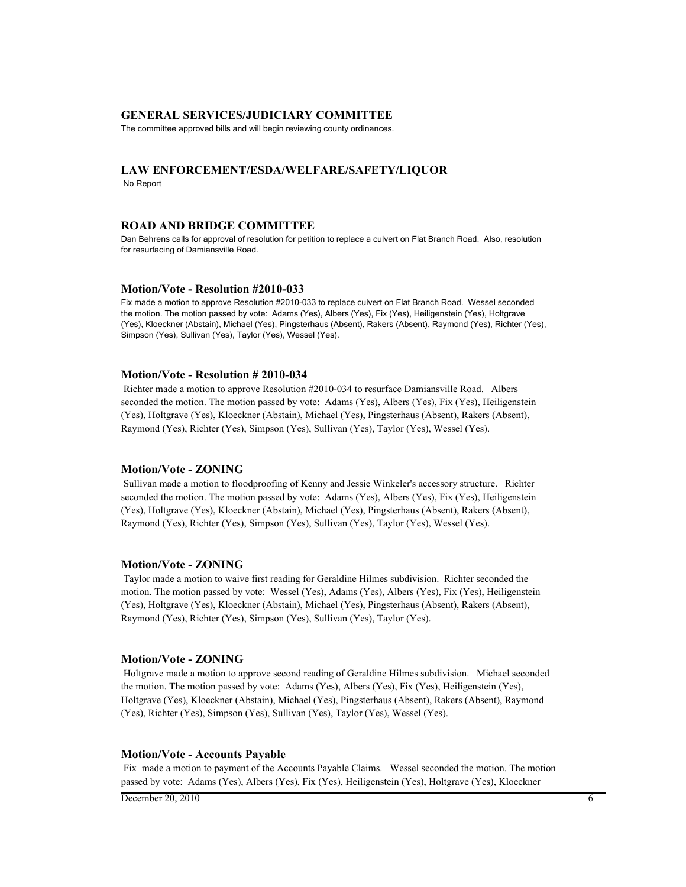## GENERAL SERVICES/JUDICIARY COMMITTEE

The committee approved bills and will begin reviewing county ordinances.

## LAW ENFORCEMENT/ESDA/WELFARE/SAFETY/LIQUOR

No Report

## ROAD AND BRIDGE COMMITTEE

Dan Behrens calls for approval of resolution for petition to replace a culvert on Flat Branch Road. Also, resolution for resurfacing of Damiansville Road.

### Motion/Vote - Resolution #2010-033

Fix made a motion to approve Resolution #2010-033 to replace culvert on Flat Branch Road. Wessel seconded the motion. The motion passed by vote: Adams (Yes), Albers (Yes), Fix (Yes), Heiligenstein (Yes), Holtgrave (Yes), Kloeckner (Abstain), Michael (Yes), Pingsterhaus (Absent), Rakers (Absent), Raymond (Yes), Richter (Yes), Simpson (Yes), Sullivan (Yes), Taylor (Yes), Wessel (Yes).

### Motion/Vote - Resolution # 2010-034

Richter made a motion to approve Resolution #2010-034 to resurface Damiansville Road. Albers seconded the motion. The motion passed by vote: Adams (Yes), Albers (Yes), Fix (Yes), Heiligenstein (Yes), Holtgrave (Yes), Kloeckner (Abstain), Michael (Yes), Pingsterhaus (Absent), Rakers (Absent), Raymond (Yes), Richter (Yes), Simpson (Yes), Sullivan (Yes), Taylor (Yes), Wessel (Yes).

### Motion/Vote - ZONING

Sullivan made a motion to floodproofing of Kenny and Jessie Winkeler's accessory structure. Richter seconded the motion. The motion passed by vote: Adams (Yes), Albers (Yes), Fix (Yes), Heiligenstein (Yes), Holtgrave (Yes), Kloeckner (Abstain), Michael (Yes), Pingsterhaus (Absent), Rakers (Absent), Raymond (Yes), Richter (Yes), Simpson (Yes), Sullivan (Yes), Taylor (Yes), Wessel (Yes).

### Motion/Vote - ZONING

Taylor made a motion to waive first reading for Geraldine Hilmes subdivision. Richter seconded the motion. The motion passed by vote: Wessel (Yes), Adams (Yes), Albers (Yes), Fix (Yes), Heiligenstein (Yes), Holtgrave (Yes), Kloeckner (Abstain), Michael (Yes), Pingsterhaus (Absent), Rakers (Absent), Raymond (Yes), Richter (Yes), Simpson (Yes), Sullivan (Yes), Taylor (Yes).

### Motion/Vote - ZONING

Holtgrave made a motion to approve second reading of Geraldine Hilmes subdivision. Michael seconded the motion. The motion passed by vote: Adams (Yes), Albers (Yes), Fix (Yes), Heiligenstein (Yes), Holtgrave (Yes), Kloeckner (Abstain), Michael (Yes), Pingsterhaus (Absent), Rakers (Absent), Raymond (Yes), Richter (Yes), Simpson (Yes), Sullivan (Yes), Taylor (Yes), Wessel (Yes).

### Motion/Vote - Accounts Payable

Fix made a motion to payment of the Accounts Payable Claims. Wessel seconded the motion. The motion passed by vote: Adams (Yes), Albers (Yes), Fix (Yes), Heiligenstein (Yes), Holtgrave (Yes), Kloeckner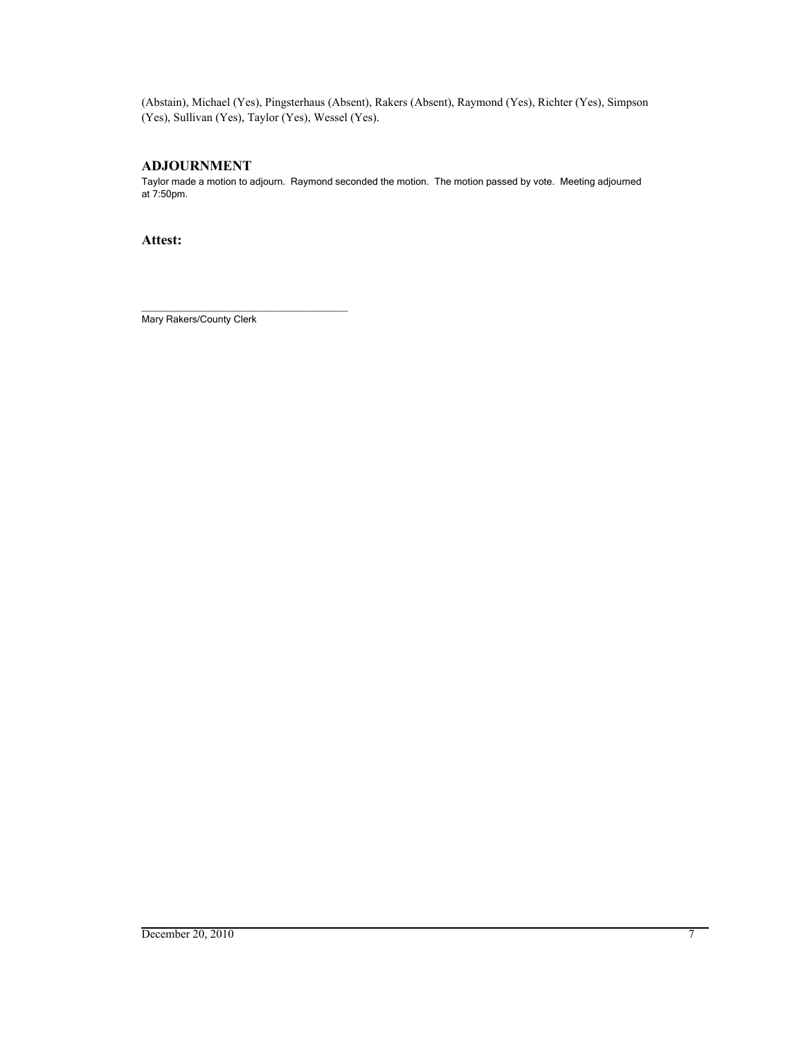(Abstain), Michael (Yes), Pingsterhaus (Absent), Rakers (Absent), Raymond (Yes), Richter (Yes), Simpson (Yes), Sullivan (Yes), Taylor (Yes), Wessel (Yes).

## ADJOURNMENT

Taylor made a motion to adjourn. Raymond seconded the motion. The motion passed by vote. Meeting adjourned at 7:50pm.

**Attest:**

\_\_\_\_\_\_\_\_\_\_\_\_\_\_\_\_\_\_\_\_\_\_\_\_\_\_\_\_\_\_\_\_\_\_\_\_\_\_
Mary Rakers/County Clerk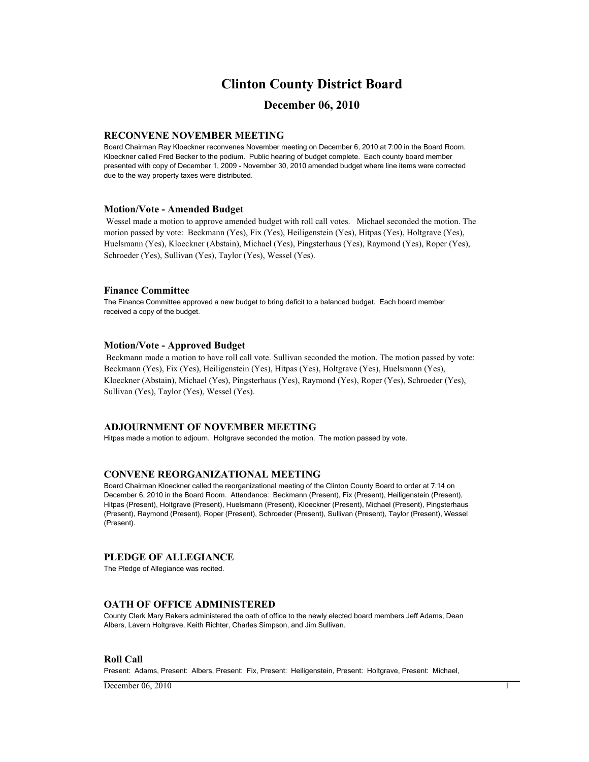# Clinton County District Board

## December 06, 2010

### RECONVENE NOVEMBER MEETING

Board Chairman Ray Kloeckner reconvenes November meeting on December 6, 2010 at 7:00 in the Board Room. Kloeckner called Fred Becker to the podium. Public hearing of budget complete. Each county board member presented with copy of December 1, 2009 - November 30, 2010 amended budget where line items were corrected due to the way property taxes were distributed.

### Motion/Vote - Amended Budget

Wessel made a motion to approve amended budget with roll call votes. Michael seconded the motion. The motion passed by vote: Beckmann (Yes), Fix (Yes), Heiligenstein (Yes), Hitpas (Yes), Holtgrave (Yes), Huelsmann (Yes), Kloeckner (Abstain), Michael (Yes), Pingsterhaus (Yes), Raymond (Yes), Roper (Yes), Schroeder (Yes), Sullivan (Yes), Taylor (Yes), Wessel (Yes).

### Finance Committee

The Finance Committee approved a new budget to bring deficit to a balanced budget. Each board member received a copy of the budget.

### Motion/Vote - Approved Budget

Beckmann made a motion to have roll call vote. Sullivan seconded the motion. The motion passed by vote: Beckmann (Yes), Fix (Yes), Heiligenstein (Yes), Hitpas (Yes), Holtgrave (Yes), Huelsmann (Yes), Kloeckner (Abstain), Michael (Yes), Pingsterhaus (Yes), Raymond (Yes), Roper (Yes), Schroeder (Yes), Sullivan (Yes), Taylor (Yes), Wessel (Yes).

### ADJOURNMENT OF NOVEMBER MEETING

Hitpas made a motion to adjourn. Holtgrave seconded the motion. The motion passed by vote.

### CONVENE REORGANIZATIONAL MEETING

Board Chairman Kloeckner called the reorganizational meeting of the Clinton County Board to order at 7:14 on December 6, 2010 in the Board Room. Attendance: Beckmann (Present), Fix (Present), Heiligenstein (Present), Hitpas (Present), Holtgrave (Present), Huelsmann (Present), Kloeckner (Present), Michael (Present), Pingsterhaus (Present), Raymond (Present), Roper (Present), Schroeder (Present), Sullivan (Present), Taylor (Present), Wessel (Present).

### PLEDGE OF ALLEGIANCE

The Pledge of Allegiance was recited.

### OATH OF OFFICE ADMINISTERED

County Clerk Mary Rakers administered the oath of office to the newly elected board members Jeff Adams, Dean Albers, Lavern Holtgrave, Keith Richter, Charles Simpson, and Jim Sullivan.

### Roll Call

Present: Adams, Present: Albers, Present: Fix, Present: Heiligenstein, Present: Holtgrave, Present: Michael,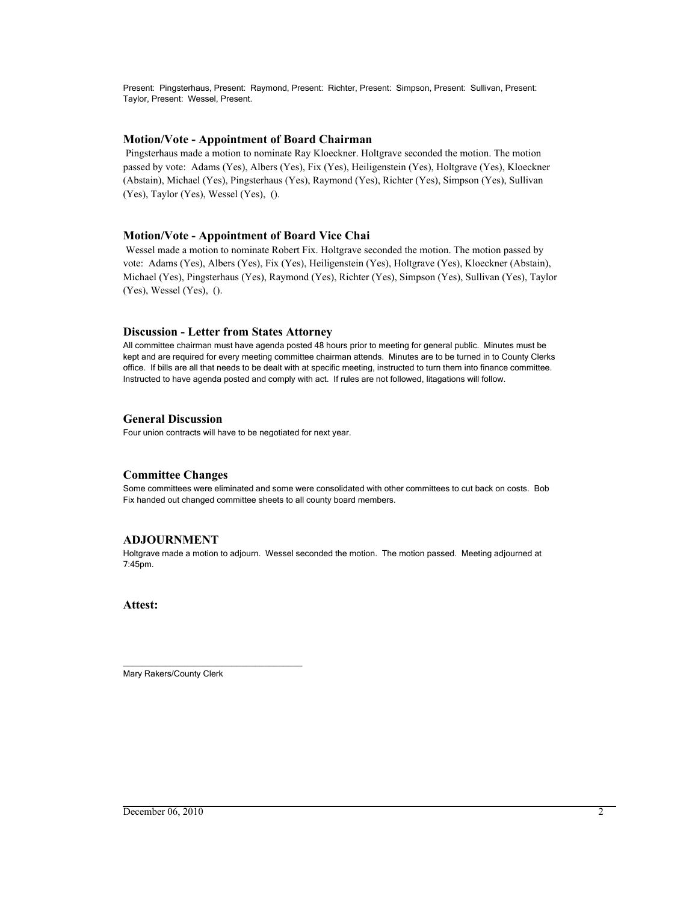Present: Pingsterhaus, Present: Raymond, Present: Richter, Present: Simpson, Present: Sullivan, Present: Taylor, Present: Wessel, Present.

### Motion/Vote - Appointment of Board Chairman

Pingsterhaus made a motion to nominate Ray Kloeckner. Holtgrave seconded the motion. The motion passed by vote: Adams (Yes), Albers (Yes), Fix (Yes), Heiligenstein (Yes), Holtgrave (Yes), Kloeckner (Abstain), Michael (Yes), Pingsterhaus (Yes), Raymond (Yes), Richter (Yes), Simpson (Yes), Sullivan (Yes), Taylor (Yes), Wessel (Yes), ().

### Motion/Vote - Appointment of Board Vice Chai

Wessel made a motion to nominate Robert Fix. Holtgrave seconded the motion. The motion passed by vote: Adams (Yes), Albers (Yes), Fix (Yes), Heiligenstein (Yes), Holtgrave (Yes), Kloeckner (Abstain), Michael (Yes), Pingsterhaus (Yes), Raymond (Yes), Richter (Yes), Simpson (Yes), Sullivan (Yes), Taylor (Yes), Wessel (Yes), ().

### Discussion - Letter from States Attorney

All committee chairman must have agenda posted 48 hours prior to meeting for general public. Minutes must be kept and are required for every meeting committee chairman attends. Minutes are to be turned in to County Clerks office. If bills are all that needs to be dealt with at specific meeting, instructed to turn them into finance committee. Instructed to have agenda posted and comply with act. If rules are not followed, litagations will follow.

### General Discussion

Four union contracts will have to be negotiated for next year.

### Committee Changes

Some committees were eliminated and some were consolidated with other committees to cut back on costs. Bob Fix handed out changed committee sheets to all county board members.

### ADJOURNMENT

Holtgrave made a motion to adjourn. Wessel seconded the motion. The motion passed. Meeting adjourned at 7:45pm.

**Attest:**

\_\_\_\_\_\_\_\_\_\_\_\_\_\_\_\_\_\_\_\_\_\_\_\_\_\_\_\_\_\_\_\_\_\_\_\_\_\_

Mary Rakers/County Clerk

December 06, 2010